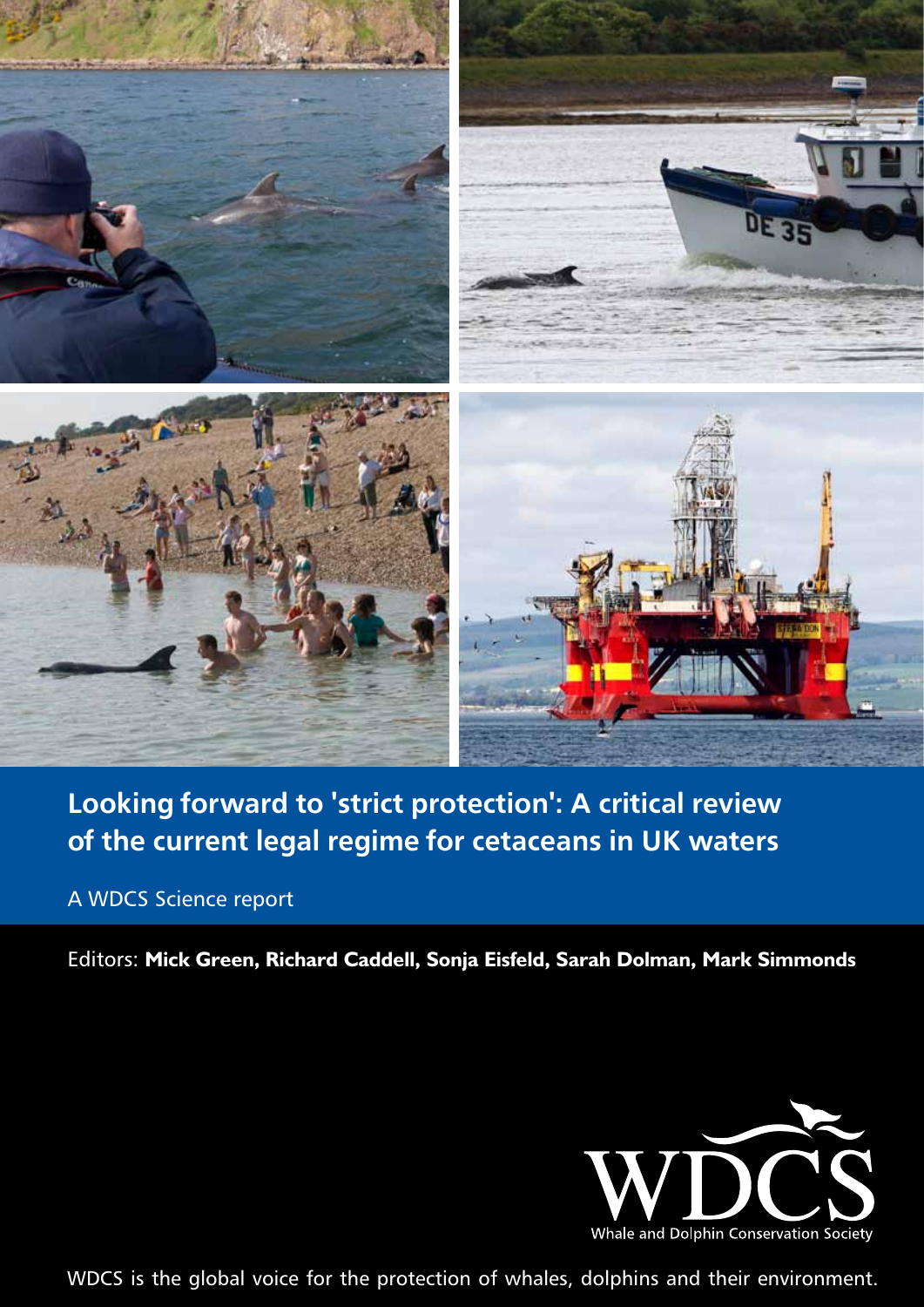# Looking forward to 'strict protection': A critical review of the current legal regime for cetaceans in UK waters

A WDCS Science report

Editors: **Mick Green, Richard Caddell, Sonja Eisfeld, Sarah Dolman, Mark Simmonds**

WDCS
Whale and Dolphin Conservation Society

WDCS is the global voice for the protection of whales, dolphins and their environment.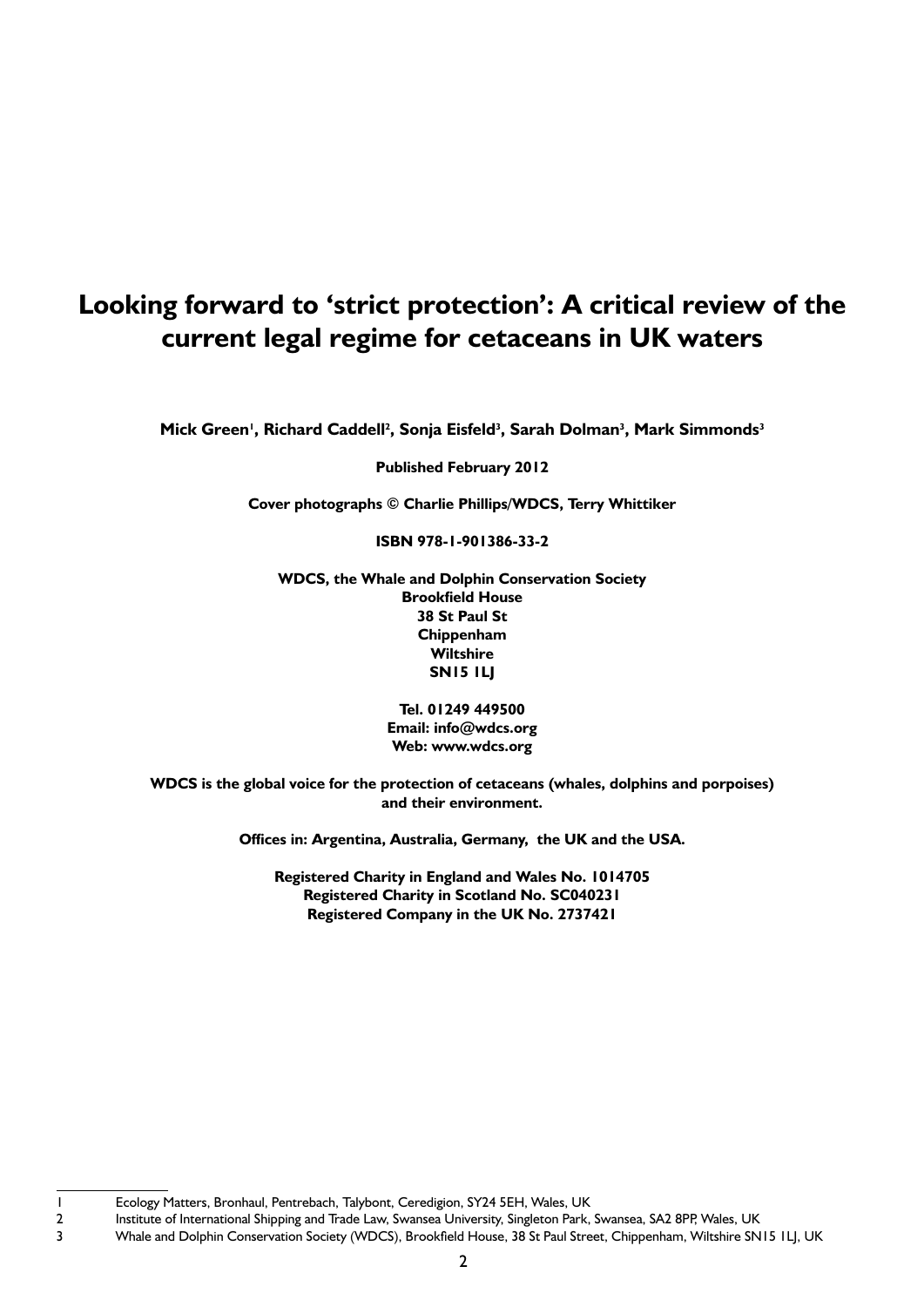# Looking forward to 'strict protection': A critical review of the current legal regime for cetaceans in UK waters

**Mick Green[1], Richard Caddell[2], Sonja Eisfeld[3], Sarah Dolman[3], Mark Simmonds[3]**

**Published February 2012**

**Cover photographs © Charlie Phillips/WDCS, Terry Whittiker**

**ISBN 978-1-901386-33-2**

**WDCS, the Whale and Dolphin Conservation Society**
**Brookfield House**
**38 St Paul St**
**Chippenham**
**Wiltshire**
**SN15 1LJ**

**Tel. 01249 449500**
**Email: info@wdcs.org**
**Web: www.wdcs.org**

**WDCS is the global voice for the protection of cetaceans (whales, dolphins and porpoises) and their environment.**

**Offices in: Argentina, Australia, Germany, the UK and the USA.**

**Registered Charity in England and Wales No. 1014705**
**Registered Charity in Scotland No. SC040231**
**Registered Company in the UK No. 2737421**

---

1 Ecology Matters, Bronhaul, Pentrebach, Talybont, Ceredigion, SY24 5EH, Wales, UK

2 Institute of International Shipping and Trade Law, Swansea University, Singleton Park, Swansea, SA2 8PP, Wales, UK

3 Whale and Dolphin Conservation Society (WDCS), Brookfield House, 38 St Paul Street, Chippenham, Wiltshire SN15 1LJ, UK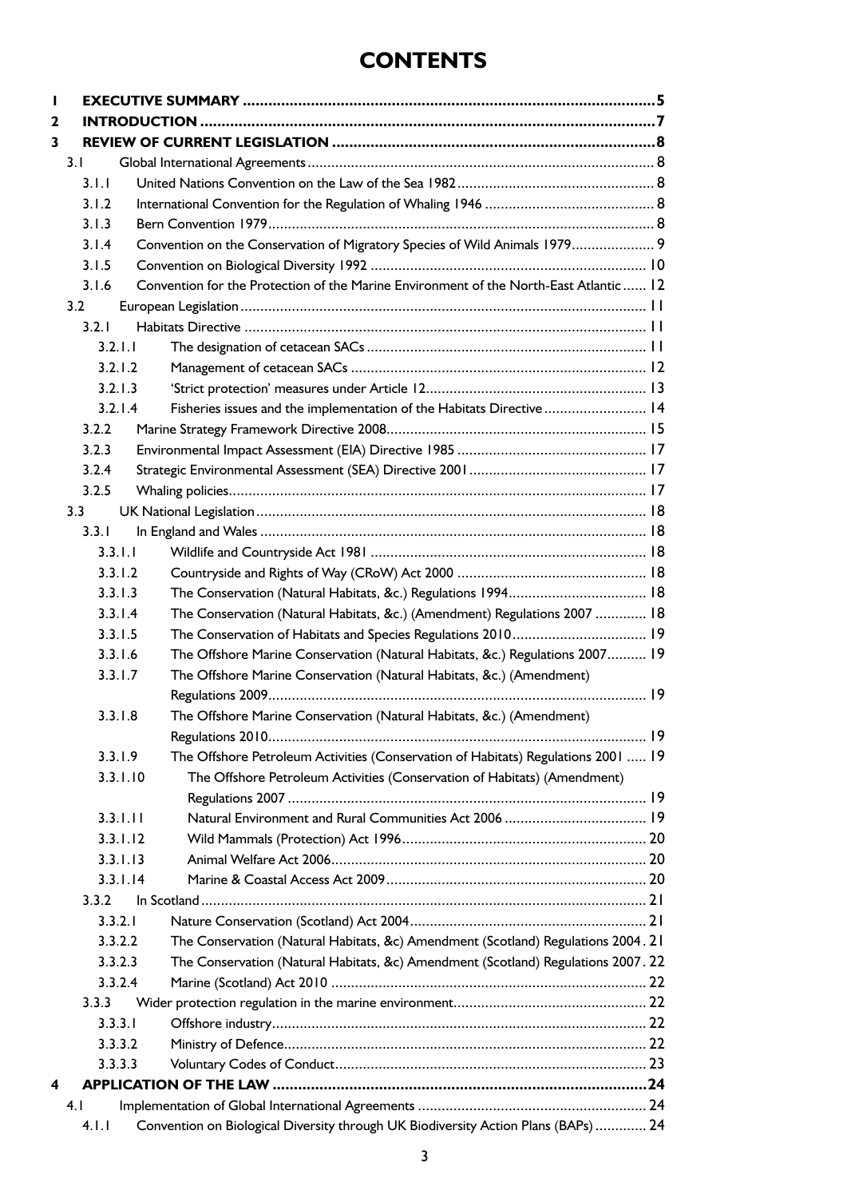# CONTENTS

- **1 EXECUTIVE SUMMARY** .......... **5**
- **2 INTRODUCTION** .......... **7**
- **3 REVIEW OF CURRENT LEGISLATION** .......... **8**
  - 3.1 Global International Agreements .......... 8
    - 3.1.1 United Nations Convention on the Law of the Sea 1982 .......... 8
    - 3.1.2 International Convention for the Regulation of Whaling 1946 .......... 8
    - 3.1.3 Bern Convention 1979 .......... 8
    - 3.1.4 Convention on the Conservation of Migratory Species of Wild Animals 1979 .......... 9
    - 3.1.5 Convention on Biological Diversity 1992 .......... 10
    - 3.1.6 Convention for the Protection of the Marine Environment of the North-East Atlantic .......... 12
  - 3.2 European Legislation .......... 11
    - 3.2.1 Habitats Directive .......... 11
      - 3.2.1.1 The designation of cetacean SACs .......... 11
      - 3.2.1.2 Management of cetacean SACs .......... 12
      - 3.2.1.3 'Strict protection' measures under Article 12 .......... 13
      - 3.2.1.4 Fisheries issues and the implementation of the Habitats Directive .......... 14
    - 3.2.2 Marine Strategy Framework Directive 2008 .......... 15
    - 3.2.3 Environmental Impact Assessment (EIA) Directive 1985 .......... 17
    - 3.2.4 Strategic Environmental Assessment (SEA) Directive 2001 .......... 17
    - 3.2.5 Whaling policies .......... 17
  - 3.3 UK National Legislation .......... 18
    - 3.3.1 In England and Wales .......... 18
      - 3.3.1.1 Wildlife and Countryside Act 1981 .......... 18
      - 3.3.1.2 Countryside and Rights of Way (CRoW) Act 2000 .......... 18
      - 3.3.1.3 The Conservation (Natural Habitats, &c.) Regulations 1994 .......... 18
      - 3.3.1.4 The Conservation (Natural Habitats, &c.) (Amendment) Regulations 2007 .......... 18
      - 3.3.1.5 The Conservation of Habitats and Species Regulations 2010 .......... 19
      - 3.3.1.6 The Offshore Marine Conservation (Natural Habitats, &c.) Regulations 2007 .......... 19
      - 3.3.1.7 The Offshore Marine Conservation (Natural Habitats, &c.) (Amendment) Regulations 2009 .......... 19
      - 3.3.1.8 The Offshore Marine Conservation (Natural Habitats, &c.) (Amendment) Regulations 2010 .......... 19
      - 3.3.1.9 The Offshore Petroleum Activities (Conservation of Habitats) Regulations 2001 .......... 19
      - 3.3.1.10 The Offshore Petroleum Activities (Conservation of Habitats) (Amendment) Regulations 2007 .......... 19
      - 3.3.1.11 Natural Environment and Rural Communities Act 2006 .......... 19
      - 3.3.1.12 Wild Mammals (Protection) Act 1996 .......... 20
      - 3.3.1.13 Animal Welfare Act 2006 .......... 20
      - 3.3.1.14 Marine & Coastal Access Act 2009 .......... 20
    - 3.3.2 In Scotland .......... 21
      - 3.3.2.1 Nature Conservation (Scotland) Act 2004 .......... 21
      - 3.3.2.2 The Conservation (Natural Habitats, &c) Amendment (Scotland) Regulations 2004 .......... 21
      - 3.3.2.3 The Conservation (Natural Habitats, &c) Amendment (Scotland) Regulations 2007 .......... 22
      - 3.3.2.4 Marine (Scotland) Act 2010 .......... 22
    - 3.3.3 Wider protection regulation in the marine environment .......... 22
      - 3.3.3.1 Offshore industry .......... 22
      - 3.3.3.2 Ministry of Defence .......... 22
      - 3.3.3.3 Voluntary Codes of Conduct .......... 23
- **4 APPLICATION OF THE LAW** .......... **24**
  - 4.1 Implementation of Global International Agreements .......... 24
    - 4.1.1 Convention on Biological Diversity through UK Biodiversity Action Plans (BAPs) .......... 24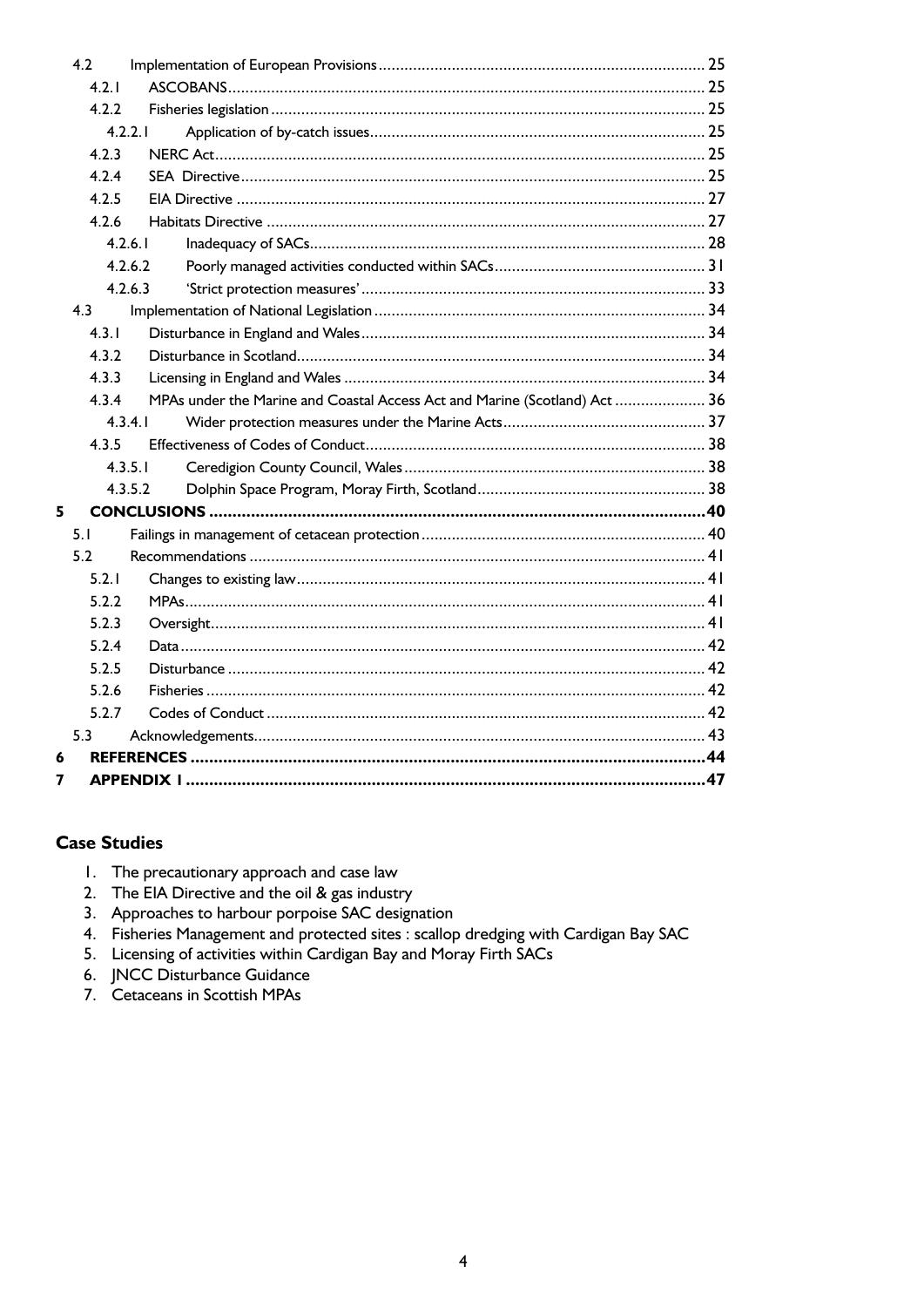- 4.2 Implementation of European Provisions ........ 25
  - 4.2.1 ASCOBANS ........ 25
  - 4.2.2 Fisheries legislation ........ 25
    - 4.2.2.1 Application of by-catch issues ........ 25
  - 4.2.3 NERC Act ........ 25
  - 4.2.4 SEA Directive ........ 25
  - 4.2.5 EIA Directive ........ 27
  - 4.2.6 Habitats Directive ........ 27
    - 4.2.6.1 Inadequacy of SACs ........ 28
    - 4.2.6.2 Poorly managed activities conducted within SACs ........ 31
    - 4.2.6.3 'Strict protection measures' ........ 33
- 4.3 Implementation of National Legislation ........ 34
  - 4.3.1 Disturbance in England and Wales ........ 34
  - 4.3.2 Disturbance in Scotland ........ 34
  - 4.3.3 Licensing in England and Wales ........ 34
  - 4.3.4 MPAs under the Marine and Coastal Access Act and Marine (Scotland) Act ........ 36
    - 4.3.4.1 Wider protection measures under the Marine Acts ........ 37
  - 4.3.5 Effectiveness of Codes of Conduct ........ 38
    - 4.3.5.1 Ceredigion County Council, Wales ........ 38
    - 4.3.5.2 Dolphin Space Program, Moray Firth, Scotland ........ 38

**5 CONCLUSIONS ........ 40**

- 5.1 Failings in management of cetacean protection ........ 40
- 5.2 Recommendations ........ 41
  - 5.2.1 Changes to existing law ........ 41
  - 5.2.2 MPAs ........ 41
  - 5.2.3 Oversight ........ 41
  - 5.2.4 Data ........ 42
  - 5.2.5 Disturbance ........ 42
  - 5.2.6 Fisheries ........ 42
  - 5.2.7 Codes of Conduct ........ 42
- 5.3 Acknowledgements ........ 43

**6 REFERENCES ........ 44**

**7 APPENDIX 1 ........ 47**

## Case Studies

1. The precautionary approach and case law
2. The EIA Directive and the oil & gas industry
3. Approaches to harbour porpoise SAC designation
4. Fisheries Management and protected sites : scallop dredging with Cardigan Bay SAC
5. Licensing of activities within Cardigan Bay and Moray Firth SACs
6. JNCC Disturbance Guidance
7. Cetaceans in Scottish MPAs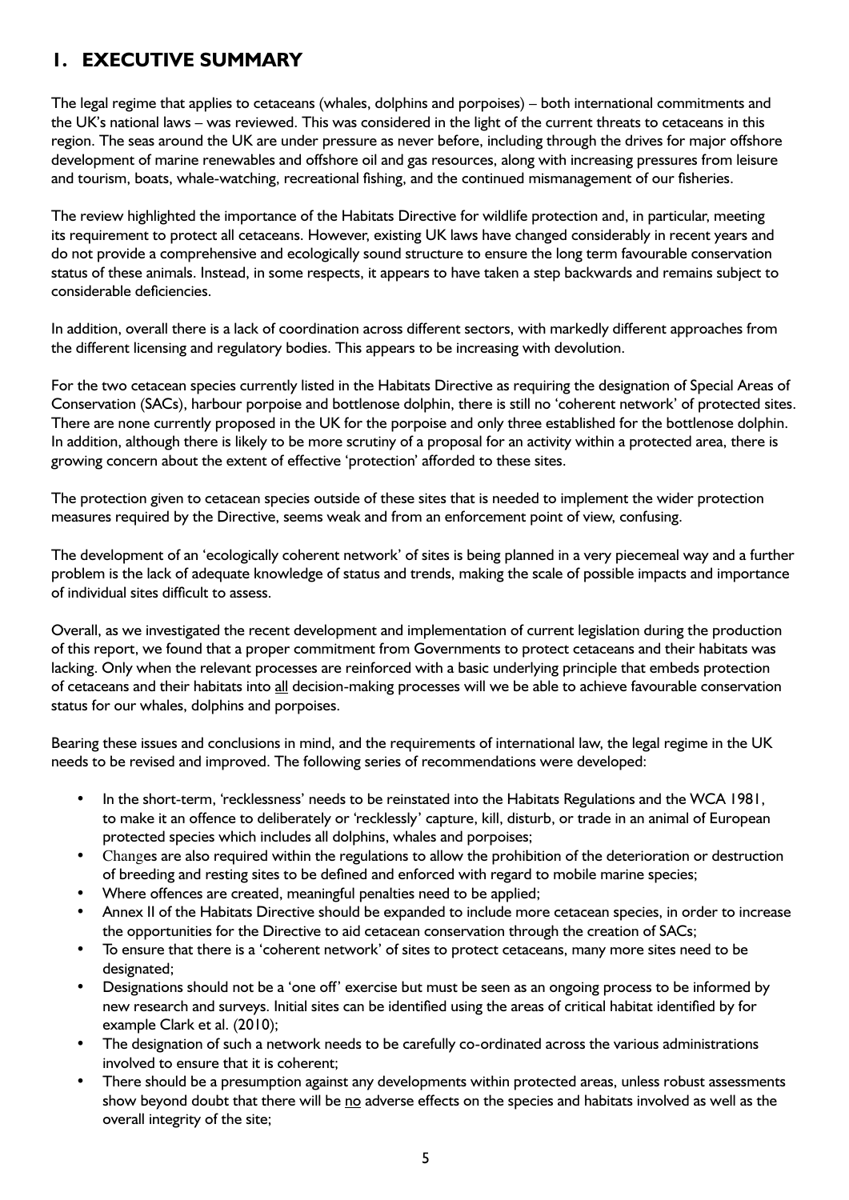# 1. EXECUTIVE SUMMARY

The legal regime that applies to cetaceans (whales, dolphins and porpoises) – both international commitments and the UK's national laws – was reviewed. This was considered in the light of the current threats to cetaceans in this region. The seas around the UK are under pressure as never before, including through the drives for major offshore development of marine renewables and offshore oil and gas resources, along with increasing pressures from leisure and tourism, boats, whale-watching, recreational fishing, and the continued mismanagement of our fisheries.

The review highlighted the importance of the Habitats Directive for wildlife protection and, in particular, meeting its requirement to protect all cetaceans. However, existing UK laws have changed considerably in recent years and do not provide a comprehensive and ecologically sound structure to ensure the long term favourable conservation status of these animals. Instead, in some respects, it appears to have taken a step backwards and remains subject to considerable deficiencies.

In addition, overall there is a lack of coordination across different sectors, with markedly different approaches from the different licensing and regulatory bodies. This appears to be increasing with devolution.

For the two cetacean species currently listed in the Habitats Directive as requiring the designation of Special Areas of Conservation (SACs), harbour porpoise and bottlenose dolphin, there is still no 'coherent network' of protected sites. There are none currently proposed in the UK for the porpoise and only three established for the bottlenose dolphin. In addition, although there is likely to be more scrutiny of a proposal for an activity within a protected area, there is growing concern about the extent of effective 'protection' afforded to these sites.

The protection given to cetacean species outside of these sites that is needed to implement the wider protection measures required by the Directive, seems weak and from an enforcement point of view, confusing.

The development of an 'ecologically coherent network' of sites is being planned in a very piecemeal way and a further problem is the lack of adequate knowledge of status and trends, making the scale of possible impacts and importance of individual sites difficult to assess.

Overall, as we investigated the recent development and implementation of current legislation during the production of this report, we found that a proper commitment from Governments to protect cetaceans and their habitats was lacking. Only when the relevant processes are reinforced with a basic underlying principle that embeds protection of cetaceans and their habitats into <u>all</u> decision-making processes will we be able to achieve favourable conservation status for our whales, dolphins and porpoises.

Bearing these issues and conclusions in mind, and the requirements of international law, the legal regime in the UK needs to be revised and improved. The following series of recommendations were developed:

- In the short-term, 'recklessness' needs to be reinstated into the Habitats Regulations and the WCA 1981, to make it an offence to deliberately or 'recklessly' capture, kill, disturb, or trade in an animal of European protected species which includes all dolphins, whales and porpoises;
- Changes are also required within the regulations to allow the prohibition of the deterioration or destruction of breeding and resting sites to be defined and enforced with regard to mobile marine species;
- Where offences are created, meaningful penalties need to be applied;
- Annex II of the Habitats Directive should be expanded to include more cetacean species, in order to increase the opportunities for the Directive to aid cetacean conservation through the creation of SACs;
- To ensure that there is a 'coherent network' of sites to protect cetaceans, many more sites need to be designated;
- Designations should not be a 'one off' exercise but must be seen as an ongoing process to be informed by new research and surveys. Initial sites can be identified using the areas of critical habitat identified by for example Clark et al. (2010);
- The designation of such a network needs to be carefully co-ordinated across the various administrations involved to ensure that it is coherent;
- There should be a presumption against any developments within protected areas, unless robust assessments show beyond doubt that there will be <u>no</u> adverse effects on the species and habitats involved as well as the overall integrity of the site;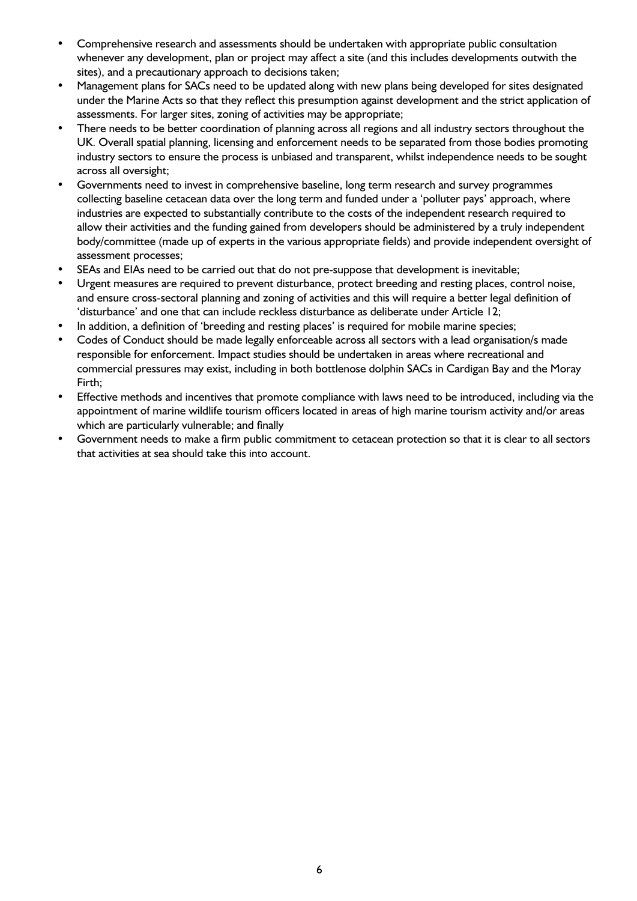- Comprehensive research and assessments should be undertaken with appropriate public consultation whenever any development, plan or project may affect a site (and this includes developments outwith the sites), and a precautionary approach to decisions taken;
- Management plans for SACs need to be updated along with new plans being developed for sites designated under the Marine Acts so that they reflect this presumption against development and the strict application of assessments. For larger sites, zoning of activities may be appropriate;
- There needs to be better coordination of planning across all regions and all industry sectors throughout the UK. Overall spatial planning, licensing and enforcement needs to be separated from those bodies promoting industry sectors to ensure the process is unbiased and transparent, whilst independence needs to be sought across all oversight;
- Governments need to invest in comprehensive baseline, long term research and survey programmes collecting baseline cetacean data over the long term and funded under a 'polluter pays' approach, where industries are expected to substantially contribute to the costs of the independent research required to allow their activities and the funding gained from developers should be administered by a truly independent body/committee (made up of experts in the various appropriate fields) and provide independent oversight of assessment processes;
- SEAs and EIAs need to be carried out that do not pre-suppose that development is inevitable;
- Urgent measures are required to prevent disturbance, protect breeding and resting places, control noise, and ensure cross-sectoral planning and zoning of activities and this will require a better legal definition of 'disturbance' and one that can include reckless disturbance as deliberate under Article 12;
- In addition, a definition of 'breeding and resting places' is required for mobile marine species;
- Codes of Conduct should be made legally enforceable across all sectors with a lead organisation/s made responsible for enforcement. Impact studies should be undertaken in areas where recreational and commercial pressures may exist, including in both bottlenose dolphin SACs in Cardigan Bay and the Moray Firth;
- Effective methods and incentives that promote compliance with laws need to be introduced, including via the appointment of marine wildlife tourism officers located in areas of high marine tourism activity and/or areas which are particularly vulnerable; and finally
- Government needs to make a firm public commitment to cetacean protection so that it is clear to all sectors that activities at sea should take this into account.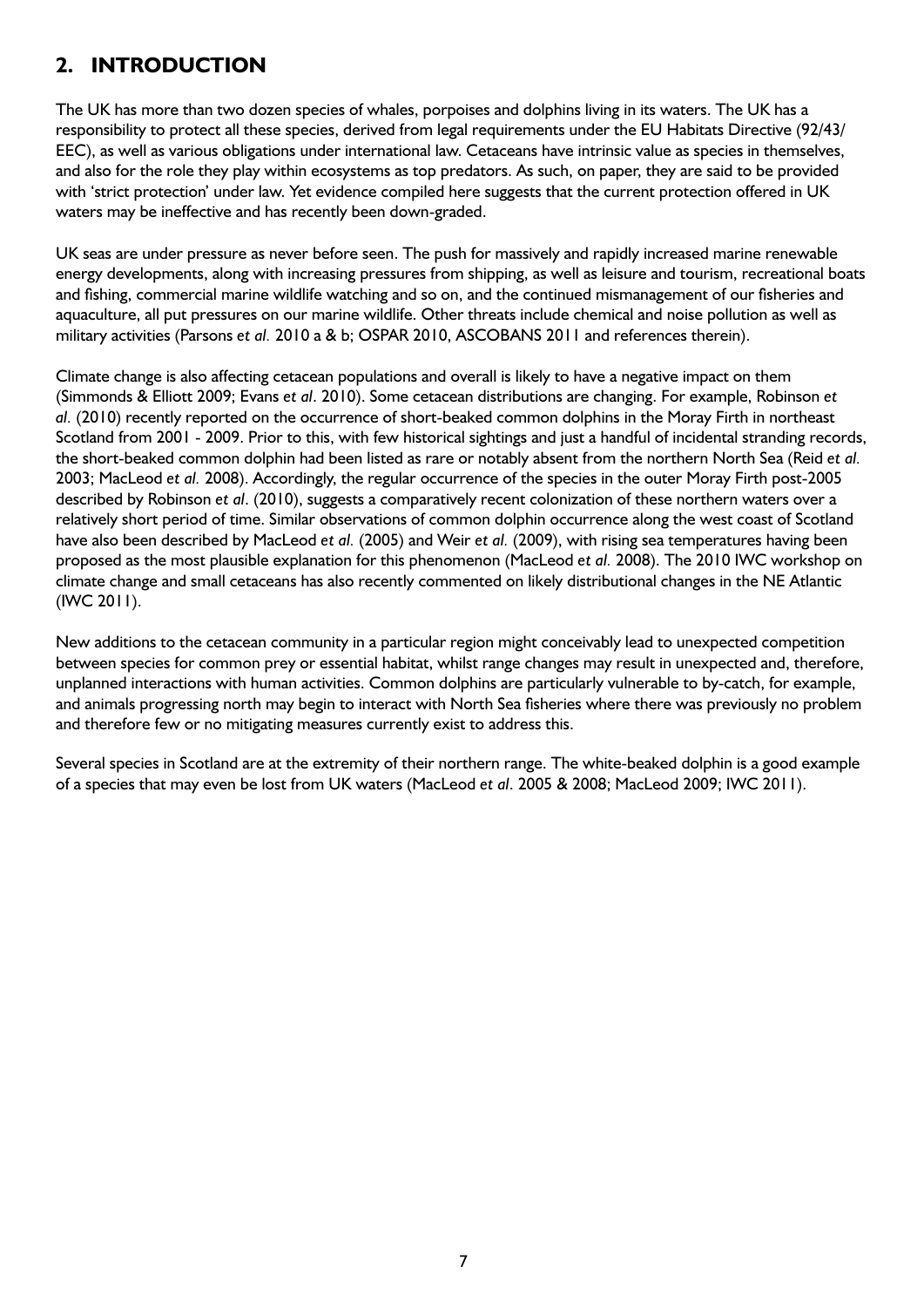## 2. INTRODUCTION

The UK has more than two dozen species of whales, porpoises and dolphins living in its waters. The UK has a responsibility to protect all these species, derived from legal requirements under the EU Habitats Directive (92/43/EEC), as well as various obligations under international law. Cetaceans have intrinsic value as species in themselves, and also for the role they play within ecosystems as top predators. As such, on paper, they are said to be provided with 'strict protection' under law. Yet evidence compiled here suggests that the current protection offered in UK waters may be ineffective and has recently been down-graded.

UK seas are under pressure as never before seen. The push for massively and rapidly increased marine renewable energy developments, along with increasing pressures from shipping, as well as leisure and tourism, recreational boats and fishing, commercial marine wildlife watching and so on, and the continued mismanagement of our fisheries and aquaculture, all put pressures on our marine wildlife. Other threats include chemical and noise pollution as well as military activities (Parsons *et al.* 2010 a & b; OSPAR 2010, ASCOBANS 2011 and references therein).

Climate change is also affecting cetacean populations and overall is likely to have a negative impact on them (Simmonds & Elliott 2009; Evans *et al*. 2010). Some cetacean distributions are changing. For example, Robinson *et al.* (2010) recently reported on the occurrence of short-beaked common dolphins in the Moray Firth in northeast Scotland from 2001 - 2009. Prior to this, with few historical sightings and just a handful of incidental stranding records, the short-beaked common dolphin had been listed as rare or notably absent from the northern North Sea (Reid *et al.* 2003; MacLeod *et al.* 2008). Accordingly, the regular occurrence of the species in the outer Moray Firth post-2005 described by Robinson *et al*. (2010), suggests a comparatively recent colonization of these northern waters over a relatively short period of time. Similar observations of common dolphin occurrence along the west coast of Scotland have also been described by MacLeod *et al.* (2005) and Weir *et al.* (2009), with rising sea temperatures having been proposed as the most plausible explanation for this phenomenon (MacLeod *et al.* 2008). The 2010 IWC workshop on climate change and small cetaceans has also recently commented on likely distributional changes in the NE Atlantic (IWC 2011).

New additions to the cetacean community in a particular region might conceivably lead to unexpected competition between species for common prey or essential habitat, whilst range changes may result in unexpected and, therefore, unplanned interactions with human activities. Common dolphins are particularly vulnerable to by-catch, for example, and animals progressing north may begin to interact with North Sea fisheries where there was previously no problem and therefore few or no mitigating measures currently exist to address this.

Several species in Scotland are at the extremity of their northern range. The white-beaked dolphin is a good example of a species that may even be lost from UK waters (MacLeod *et al*. 2005 & 2008; MacLeod 2009; IWC 2011).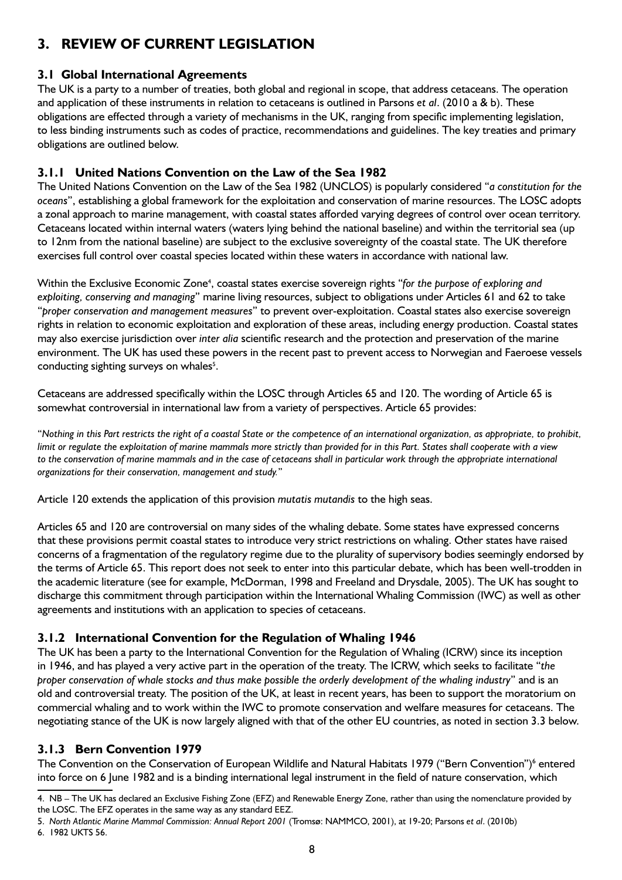# 3. REVIEW OF CURRENT LEGISLATION

## 3.1 Global International Agreements

The UK is a party to a number of treaties, both global and regional in scope, that address cetaceans. The operation and application of these instruments in relation to cetaceans is outlined in Parsons *et al*. (2010 a & b). These obligations are effected through a variety of mechanisms in the UK, ranging from specific implementing legislation, to less binding instruments such as codes of practice, recommendations and guidelines. The key treaties and primary obligations are outlined below.

### 3.1.1 United Nations Convention on the Law of the Sea 1982

The United Nations Convention on the Law of the Sea 1982 (UNCLOS) is popularly considered "*a constitution for the oceans*", establishing a global framework for the exploitation and conservation of marine resources. The LOSC adopts a zonal approach to marine management, with coastal states afforded varying degrees of control over ocean territory. Cetaceans located within internal waters (waters lying behind the national baseline) and within the territorial sea (up to 12nm from the national baseline) are subject to the exclusive sovereignty of the coastal state. The UK therefore exercises full control over coastal species located within these waters in accordance with national law.

Within the Exclusive Economic Zone[4], coastal states exercise sovereign rights "*for the purpose of exploring and exploiting, conserving and managing*" marine living resources, subject to obligations under Articles 61 and 62 to take "*proper conservation and management measures*" to prevent over-exploitation. Coastal states also exercise sovereign rights in relation to economic exploitation and exploration of these areas, including energy production. Coastal states may also exercise jurisdiction over *inter alia* scientific research and the protection and preservation of the marine environment. The UK has used these powers in the recent past to prevent access to Norwegian and Faeroese vessels conducting sighting surveys on whales[5].

Cetaceans are addressed specifically within the LOSC through Articles 65 and 120. The wording of Article 65 is somewhat controversial in international law from a variety of perspectives. Article 65 provides:

"*Nothing in this Part restricts the right of a coastal State or the competence of an international organization, as appropriate, to prohibit, limit or regulate the exploitation of marine mammals more strictly than provided for in this Part. States shall cooperate with a view to the conservation of marine mammals and in the case of cetaceans shall in particular work through the appropriate international organizations for their conservation, management and study.*"

Article 120 extends the application of this provision *mutatis mutandis* to the high seas.

Articles 65 and 120 are controversial on many sides of the whaling debate. Some states have expressed concerns that these provisions permit coastal states to introduce very strict restrictions on whaling. Other states have raised concerns of a fragmentation of the regulatory regime due to the plurality of supervisory bodies seemingly endorsed by the terms of Article 65. This report does not seek to enter into this particular debate, which has been well-trodden in the academic literature (see for example, McDorman, 1998 and Freeland and Drysdale, 2005). The UK has sought to discharge this commitment through participation within the International Whaling Commission (IWC) as well as other agreements and institutions with an application to species of cetaceans.

### 3.1.2 International Convention for the Regulation of Whaling 1946

The UK has been a party to the International Convention for the Regulation of Whaling (ICRW) since its inception in 1946, and has played a very active part in the operation of the treaty. The ICRW, which seeks to facilitate "*the proper conservation of whale stocks and thus make possible the orderly development of the whaling industry*" and is an old and controversial treaty. The position of the UK, at least in recent years, has been to support the moratorium on commercial whaling and to work within the IWC to promote conservation and welfare measures for cetaceans. The negotiating stance of the UK is now largely aligned with that of the other EU countries, as noted in section 3.3 below.

### 3.1.3 Bern Convention 1979

The Convention on the Conservation of European Wildlife and Natural Habitats 1979 ("Bern Convention")[6] entered into force on 6 June 1982 and is a binding international legal instrument in the field of nature conservation, which

---

4. NB – The UK has declared an Exclusive Fishing Zone (EFZ) and Renewable Energy Zone, rather than using the nomenclature provided by the LOSC. The EFZ operates in the same way as any standard EEZ.

5. *North Atlantic Marine Mammal Commission: Annual Report 2001* (Tromsø: NAMMCO, 2001), at 19-20; Parsons *et al*. (2010b)

6. 1982 UKTS 56.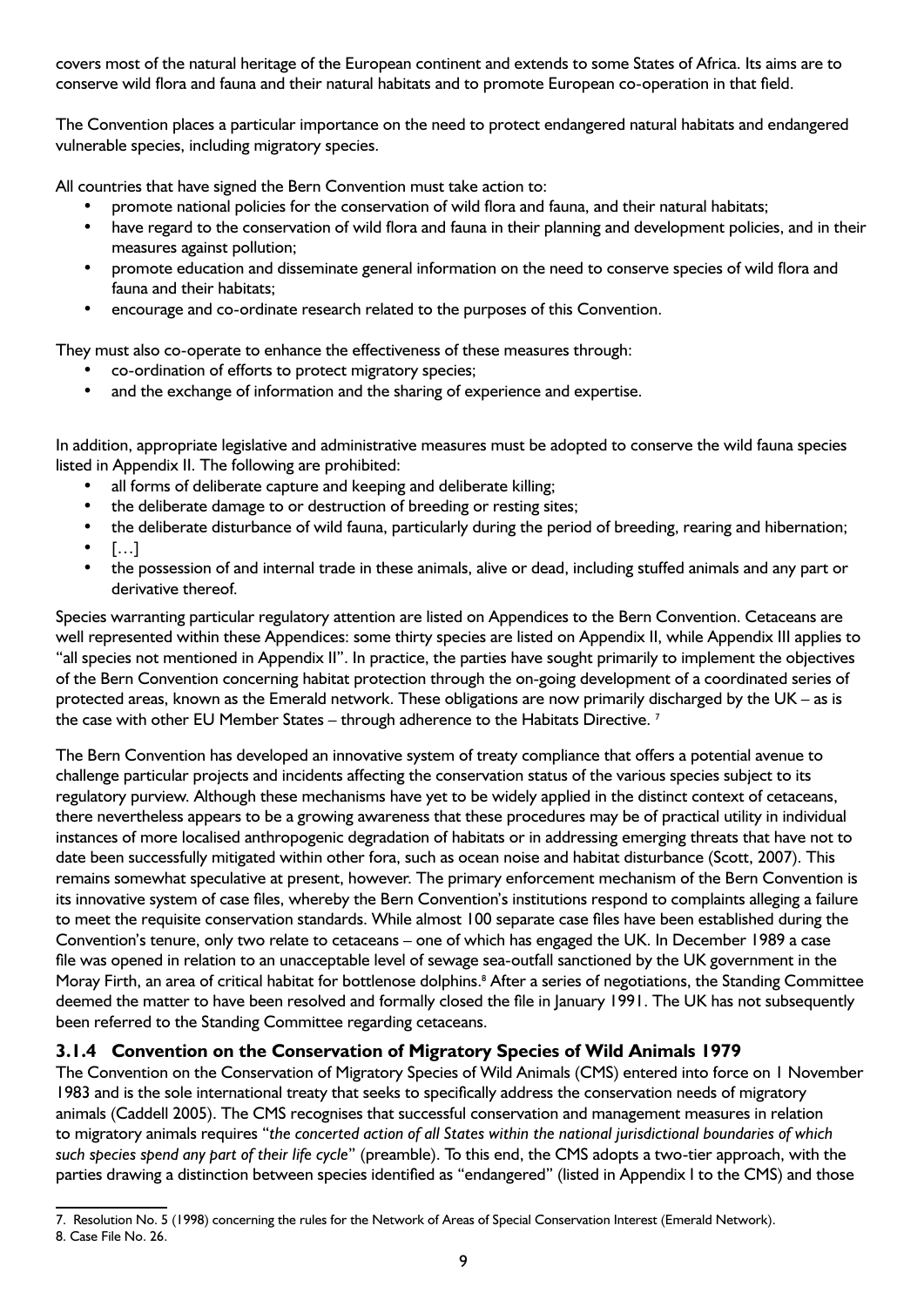covers most of the natural heritage of the European continent and extends to some States of Africa. Its aims are to conserve wild flora and fauna and their natural habitats and to promote European co-operation in that field.

The Convention places a particular importance on the need to protect endangered natural habitats and endangered vulnerable species, including migratory species.

All countries that have signed the Bern Convention must take action to:

- promote national policies for the conservation of wild flora and fauna, and their natural habitats;
- have regard to the conservation of wild flora and fauna in their planning and development policies, and in their measures against pollution;
- promote education and disseminate general information on the need to conserve species of wild flora and fauna and their habitats;
- encourage and co-ordinate research related to the purposes of this Convention.

They must also co-operate to enhance the effectiveness of these measures through:

- co-ordination of efforts to protect migratory species;
- and the exchange of information and the sharing of experience and expertise.

In addition, appropriate legislative and administrative measures must be adopted to conserve the wild fauna species listed in Appendix II. The following are prohibited:

- all forms of deliberate capture and keeping and deliberate killing;
- the deliberate damage to or destruction of breeding or resting sites;
- the deliberate disturbance of wild fauna, particularly during the period of breeding, rearing and hibernation;
- […]
- the possession of and internal trade in these animals, alive or dead, including stuffed animals and any part or derivative thereof.

Species warranting particular regulatory attention are listed on Appendices to the Bern Convention. Cetaceans are well represented within these Appendices: some thirty species are listed on Appendix II, while Appendix III applies to "all species not mentioned in Appendix II". In practice, the parties have sought primarily to implement the objectives of the Bern Convention concerning habitat protection through the on-going development of a coordinated series of protected areas, known as the Emerald network. These obligations are now primarily discharged by the UK – as is the case with other EU Member States – through adherence to the Habitats Directive. [7]

The Bern Convention has developed an innovative system of treaty compliance that offers a potential avenue to challenge particular projects and incidents affecting the conservation status of the various species subject to its regulatory purview. Although these mechanisms have yet to be widely applied in the distinct context of cetaceans, there nevertheless appears to be a growing awareness that these procedures may be of practical utility in individual instances of more localised anthropogenic degradation of habitats or in addressing emerging threats that have not to date been successfully mitigated within other fora, such as ocean noise and habitat disturbance (Scott, 2007). This remains somewhat speculative at present, however. The primary enforcement mechanism of the Bern Convention is its innovative system of case files, whereby the Bern Convention's institutions respond to complaints alleging a failure to meet the requisite conservation standards. While almost 100 separate case files have been established during the Convention's tenure, only two relate to cetaceans – one of which has engaged the UK. In December 1989 a case file was opened in relation to an unacceptable level of sewage sea-outfall sanctioned by the UK government in the Moray Firth, an area of critical habitat for bottlenose dolphins.[8] After a series of negotiations, the Standing Committee deemed the matter to have been resolved and formally closed the file in January 1991. The UK has not subsequently been referred to the Standing Committee regarding cetaceans.

### 3.1.4 Convention on the Conservation of Migratory Species of Wild Animals 1979

The Convention on the Conservation of Migratory Species of Wild Animals (CMS) entered into force on 1 November 1983 and is the sole international treaty that seeks to specifically address the conservation needs of migratory animals (Caddell 2005). The CMS recognises that successful conservation and management measures in relation to migratory animals requires "*the concerted action of all States within the national jurisdictional boundaries of which such species spend any part of their life cycle*" (preamble). To this end, the CMS adopts a two-tier approach, with the parties drawing a distinction between species identified as "endangered" (listed in Appendix I to the CMS) and those

---

7. Resolution No. 5 (1998) concerning the rules for the Network of Areas of Special Conservation Interest (Emerald Network).
8. Case File No. 26.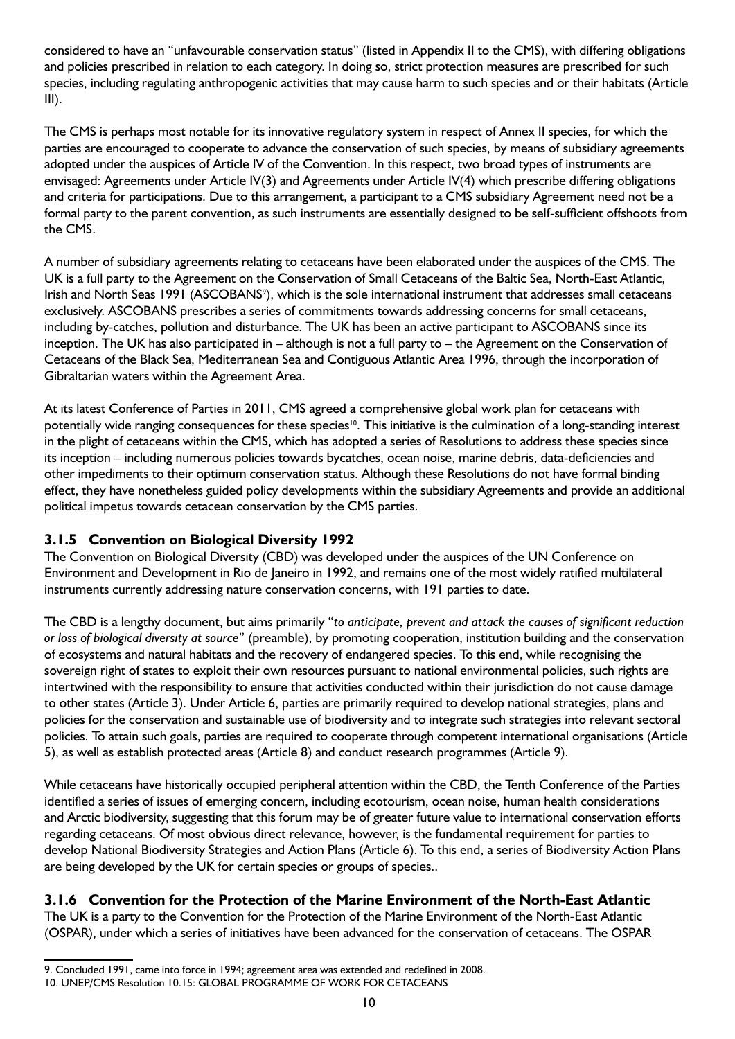considered to have an "unfavourable conservation status" (listed in Appendix II to the CMS), with differing obligations and policies prescribed in relation to each category. In doing so, strict protection measures are prescribed for such species, including regulating anthropogenic activities that may cause harm to such species and or their habitats (Article III).

The CMS is perhaps most notable for its innovative regulatory system in respect of Annex II species, for which the parties are encouraged to cooperate to advance the conservation of such species, by means of subsidiary agreements adopted under the auspices of Article IV of the Convention. In this respect, two broad types of instruments are envisaged: Agreements under Article IV(3) and Agreements under Article IV(4) which prescribe differing obligations and criteria for participations. Due to this arrangement, a participant to a CMS subsidiary Agreement need not be a formal party to the parent convention, as such instruments are essentially designed to be self-sufficient offshoots from the CMS.

A number of subsidiary agreements relating to cetaceans have been elaborated under the auspices of the CMS. The UK is a full party to the Agreement on the Conservation of Small Cetaceans of the Baltic Sea, North-East Atlantic, Irish and North Seas 1991 (ASCOBANS[9]), which is the sole international instrument that addresses small cetaceans exclusively. ASCOBANS prescribes a series of commitments towards addressing concerns for small cetaceans, including by-catches, pollution and disturbance. The UK has been an active participant to ASCOBANS since its inception. The UK has also participated in – although is not a full party to – the Agreement on the Conservation of Cetaceans of the Black Sea, Mediterranean Sea and Contiguous Atlantic Area 1996, through the incorporation of Gibraltarian waters within the Agreement Area.

At its latest Conference of Parties in 2011, CMS agreed a comprehensive global work plan for cetaceans with potentially wide ranging consequences for these species[10]. This initiative is the culmination of a long-standing interest in the plight of cetaceans within the CMS, which has adopted a series of Resolutions to address these species since its inception – including numerous policies towards bycatches, ocean noise, marine debris, data-deficiencies and other impediments to their optimum conservation status. Although these Resolutions do not have formal binding effect, they have nonetheless guided policy developments within the subsidiary Agreements and provide an additional political impetus towards cetacean conservation by the CMS parties.

### 3.1.5 Convention on Biological Diversity 1992

The Convention on Biological Diversity (CBD) was developed under the auspices of the UN Conference on Environment and Development in Rio de Janeiro in 1992, and remains one of the most widely ratified multilateral instruments currently addressing nature conservation concerns, with 191 parties to date.

The CBD is a lengthy document, but aims primarily "*to anticipate, prevent and attack the causes of significant reduction or loss of biological diversity at source*" (preamble), by promoting cooperation, institution building and the conservation of ecosystems and natural habitats and the recovery of endangered species. To this end, while recognising the sovereign right of states to exploit their own resources pursuant to national environmental policies, such rights are intertwined with the responsibility to ensure that activities conducted within their jurisdiction do not cause damage to other states (Article 3). Under Article 6, parties are primarily required to develop national strategies, plans and policies for the conservation and sustainable use of biodiversity and to integrate such strategies into relevant sectoral policies. To attain such goals, parties are required to cooperate through competent international organisations (Article 5), as well as establish protected areas (Article 8) and conduct research programmes (Article 9).

While cetaceans have historically occupied peripheral attention within the CBD, the Tenth Conference of the Parties identified a series of issues of emerging concern, including ecotourism, ocean noise, human health considerations and Arctic biodiversity, suggesting that this forum may be of greater future value to international conservation efforts regarding cetaceans. Of most obvious direct relevance, however, is the fundamental requirement for parties to develop National Biodiversity Strategies and Action Plans (Article 6). To this end, a series of Biodiversity Action Plans are being developed by the UK for certain species or groups of species..

### 3.1.6 Convention for the Protection of the Marine Environment of the North-East Atlantic

The UK is a party to the Convention for the Protection of the Marine Environment of the North-East Atlantic (OSPAR), under which a series of initiatives have been advanced for the conservation of cetaceans. The OSPAR

---

9. Concluded 1991, came into force in 1994; agreement area was extended and redefined in 2008.
10. UNEP/CMS Resolution 10.15: GLOBAL PROGRAMME OF WORK FOR CETACEANS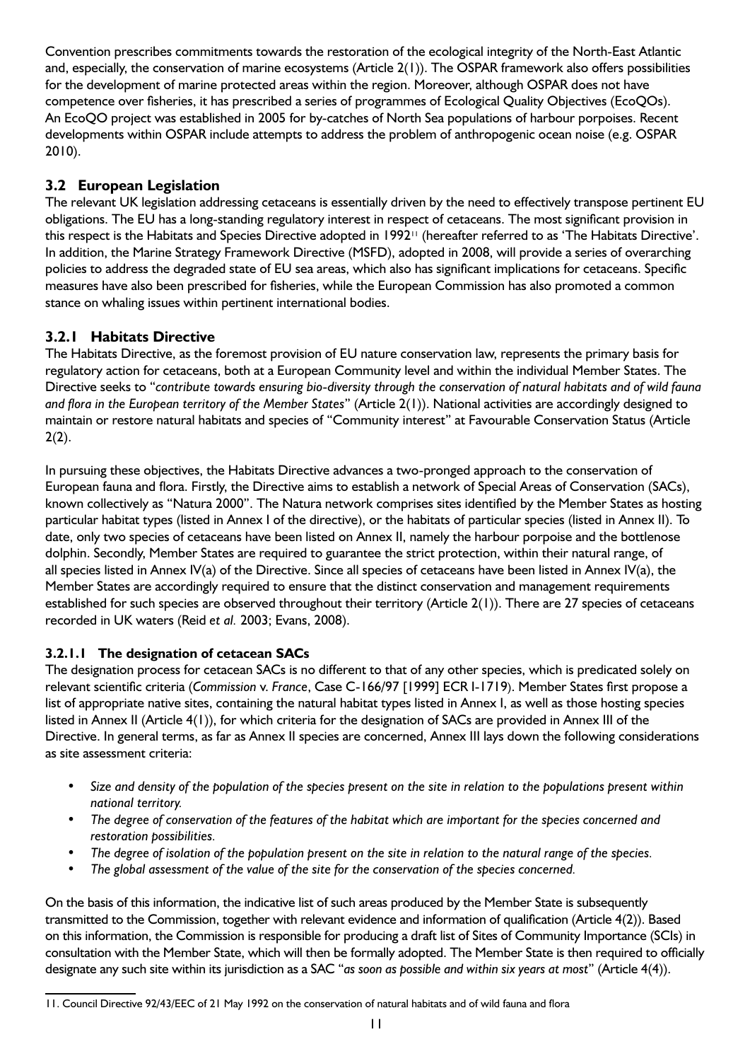Convention prescribes commitments towards the restoration of the ecological integrity of the North-East Atlantic and, especially, the conservation of marine ecosystems (Article 2(1)). The OSPAR framework also offers possibilities for the development of marine protected areas within the region. Moreover, although OSPAR does not have competence over fisheries, it has prescribed a series of programmes of Ecological Quality Objectives (EcoQOs). An EcoQO project was established in 2005 for by-catches of North Sea populations of harbour porpoises. Recent developments within OSPAR include attempts to address the problem of anthropogenic ocean noise (e.g. OSPAR 2010).

## 3.2 European Legislation

The relevant UK legislation addressing cetaceans is essentially driven by the need to effectively transpose pertinent EU obligations. The EU has a long-standing regulatory interest in respect of cetaceans. The most significant provision in this respect is the Habitats and Species Directive adopted in 1992[11] (hereafter referred to as 'The Habitats Directive'. In addition, the Marine Strategy Framework Directive (MSFD), adopted in 2008, will provide a series of overarching policies to address the degraded state of EU sea areas, which also has significant implications for cetaceans. Specific measures have also been prescribed for fisheries, while the European Commission has also promoted a common stance on whaling issues within pertinent international bodies.

### 3.2.1 Habitats Directive

The Habitats Directive, as the foremost provision of EU nature conservation law, represents the primary basis for regulatory action for cetaceans, both at a European Community level and within the individual Member States. The Directive seeks to "*contribute towards ensuring bio-diversity through the conservation of natural habitats and of wild fauna and flora in the European territory of the Member States*" (Article 2(1)). National activities are accordingly designed to maintain or restore natural habitats and species of "Community interest" at Favourable Conservation Status (Article 2(2).

In pursuing these objectives, the Habitats Directive advances a two-pronged approach to the conservation of European fauna and flora. Firstly, the Directive aims to establish a network of Special Areas of Conservation (SACs), known collectively as "Natura 2000". The Natura network comprises sites identified by the Member States as hosting particular habitat types (listed in Annex I of the directive), or the habitats of particular species (listed in Annex II). To date, only two species of cetaceans have been listed on Annex II, namely the harbour porpoise and the bottlenose dolphin. Secondly, Member States are required to guarantee the strict protection, within their natural range, of all species listed in Annex IV(a) of the Directive. Since all species of cetaceans have been listed in Annex IV(a), the Member States are accordingly required to ensure that the distinct conservation and management requirements established for such species are observed throughout their territory (Article 2(1)). There are 27 species of cetaceans recorded in UK waters (Reid *et al.* 2003; Evans, 2008).

#### 3.2.1.1 The designation of cetacean SACs

The designation process for cetacean SACs is no different to that of any other species, which is predicated solely on relevant scientific criteria (*Commission* v. *France*, Case C-166/97 [1999] ECR I-1719). Member States first propose a list of appropriate native sites, containing the natural habitat types listed in Annex I, as well as those hosting species listed in Annex II (Article 4(1)), for which criteria for the designation of SACs are provided in Annex III of the Directive. In general terms, as far as Annex II species are concerned, Annex III lays down the following considerations as site assessment criteria:

- *Size and density of the population of the species present on the site in relation to the populations present within national territory.*
- *The degree of conservation of the features of the habitat which are important for the species concerned and restoration possibilities.*
- *The degree of isolation of the population present on the site in relation to the natural range of the species.*
- *The global assessment of the value of the site for the conservation of the species concerned.*

On the basis of this information, the indicative list of such areas produced by the Member State is subsequently transmitted to the Commission, together with relevant evidence and information of qualification (Article 4(2)). Based on this information, the Commission is responsible for producing a draft list of Sites of Community Importance (SCIs) in consultation with the Member State, which will then be formally adopted. The Member State is then required to officially designate any such site within its jurisdiction as a SAC "*as soon as possible and within six years at most*" (Article 4(4)).

11. Council Directive 92/43/EEC of 21 May 1992 on the conservation of natural habitats and of wild fauna and flora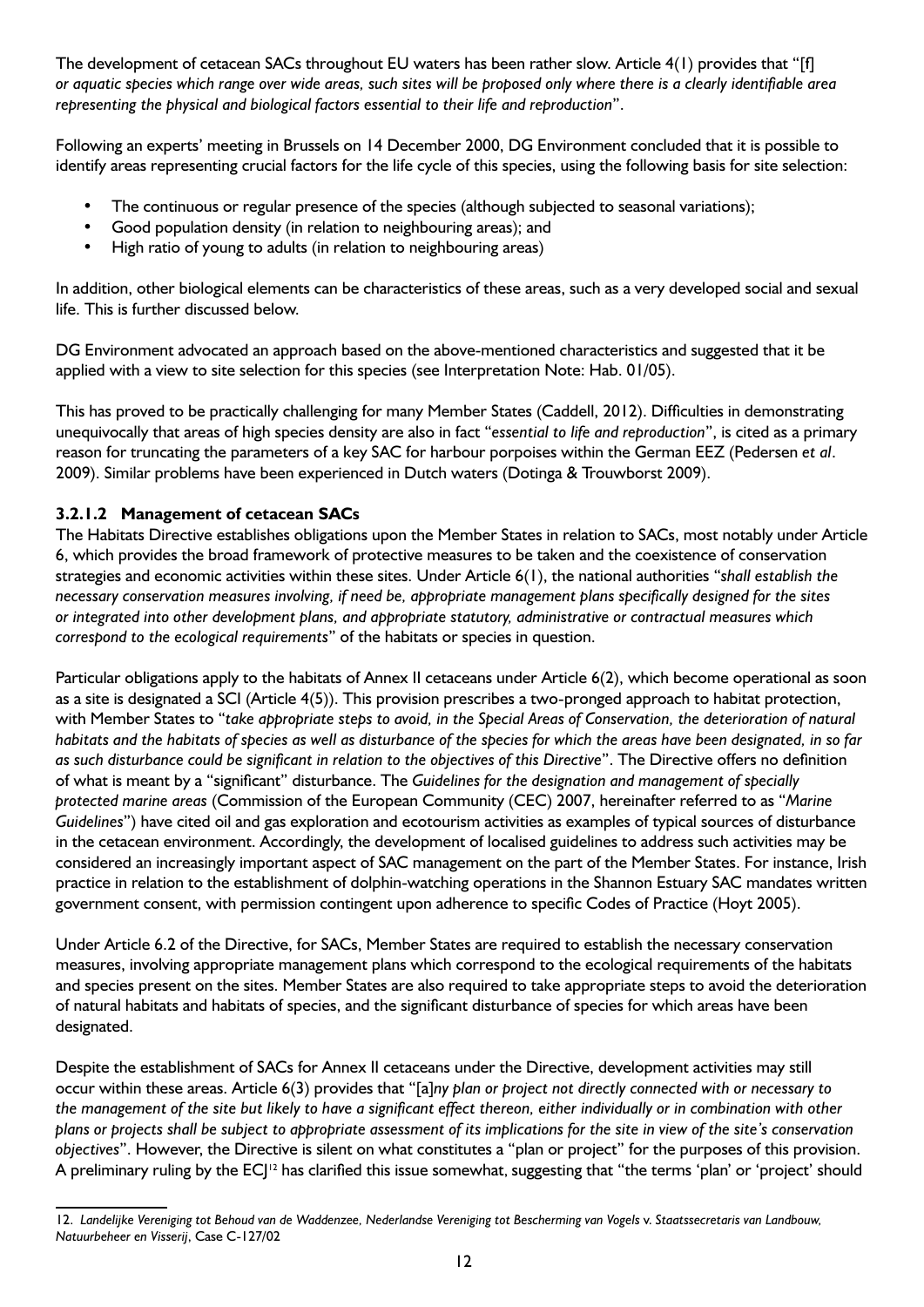The development of cetacean SACs throughout EU waters has been rather slow. Article 4(1) provides that "[f] *or aquatic species which range over wide areas, such sites will be proposed only where there is a clearly identifiable area representing the physical and biological factors essential to their life and reproduction*".

Following an experts' meeting in Brussels on 14 December 2000, DG Environment concluded that it is possible to identify areas representing crucial factors for the life cycle of this species, using the following basis for site selection:

- The continuous or regular presence of the species (although subjected to seasonal variations);
- Good population density (in relation to neighbouring areas); and
- High ratio of young to adults (in relation to neighbouring areas)

In addition, other biological elements can be characteristics of these areas, such as a very developed social and sexual life. This is further discussed below.

DG Environment advocated an approach based on the above-mentioned characteristics and suggested that it be applied with a view to site selection for this species (see Interpretation Note: Hab. 01/05).

This has proved to be practically challenging for many Member States (Caddell, 2012). Difficulties in demonstrating unequivocally that areas of high species density are also in fact "*essential to life and reproduction*", is cited as a primary reason for truncating the parameters of a key SAC for harbour porpoises within the German EEZ (Pedersen *et al*. 2009). Similar problems have been experienced in Dutch waters (Dotinga & Trouwborst 2009).

#### 3.2.1.2 Management of cetacean SACs

The Habitats Directive establishes obligations upon the Member States in relation to SACs, most notably under Article 6, which provides the broad framework of protective measures to be taken and the coexistence of conservation strategies and economic activities within these sites. Under Article 6(1), the national authorities "*shall establish the necessary conservation measures involving, if need be, appropriate management plans specifically designed for the sites or integrated into other development plans, and appropriate statutory, administrative or contractual measures which correspond to the ecological requirements*" of the habitats or species in question.

Particular obligations apply to the habitats of Annex II cetaceans under Article 6(2), which become operational as soon as a site is designated a SCI (Article 4(5)). This provision prescribes a two-pronged approach to habitat protection, with Member States to "*take appropriate steps to avoid, in the Special Areas of Conservation, the deterioration of natural habitats and the habitats of species as well as disturbance of the species for which the areas have been designated, in so far as such disturbance could be significant in relation to the objectives of this Directive*". The Directive offers no definition of what is meant by a "significant" disturbance. The *Guidelines for the designation and management of specially protected marine areas* (Commission of the European Community (CEC) 2007, hereinafter referred to as "*Marine Guidelines*") have cited oil and gas exploration and ecotourism activities as examples of typical sources of disturbance in the cetacean environment. Accordingly, the development of localised guidelines to address such activities may be considered an increasingly important aspect of SAC management on the part of the Member States. For instance, Irish practice in relation to the establishment of dolphin-watching operations in the Shannon Estuary SAC mandates written government consent, with permission contingent upon adherence to specific Codes of Practice (Hoyt 2005).

Under Article 6.2 of the Directive, for SACs, Member States are required to establish the necessary conservation measures, involving appropriate management plans which correspond to the ecological requirements of the habitats and species present on the sites. Member States are also required to take appropriate steps to avoid the deterioration of natural habitats and habitats of species, and the significant disturbance of species for which areas have been designated.

Despite the establishment of SACs for Annex II cetaceans under the Directive, development activities may still occur within these areas. Article 6(3) provides that "[a]*ny plan or project not directly connected with or necessary to the management of the site but likely to have a significant effect thereon, either individually or in combination with other plans or projects shall be subject to appropriate assessment of its implications for the site in view of the site's conservation objectives*". However, the Directive is silent on what constitutes a "plan or project" for the purposes of this provision. A preliminary ruling by the ECJ[12] has clarified this issue somewhat, suggesting that "the terms 'plan' or 'project' should

---

12. *Landelijke Vereniging tot Behoud van de Waddenzee, Nederlandse Vereniging tot Bescherming van Vogels* v. *Staatssecretaris van Landbouw, Natuurbeheer en Visserij*, Case C-127/02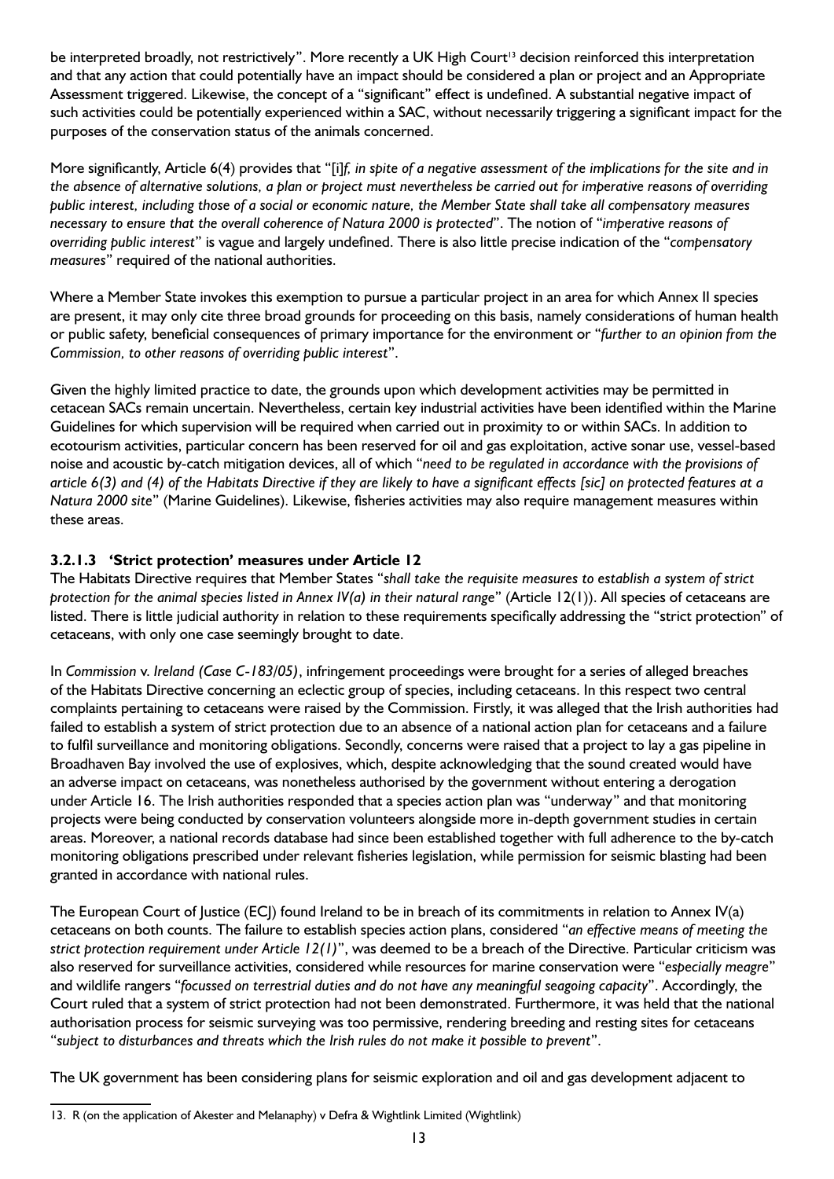be interpreted broadly, not restrictively". More recently a UK High Court[13] decision reinforced this interpretation and that any action that could potentially have an impact should be considered a plan or project and an Appropriate Assessment triggered. Likewise, the concept of a "significant" effect is undefined. A substantial negative impact of such activities could be potentially experienced within a SAC, without necessarily triggering a significant impact for the purposes of the conservation status of the animals concerned.

More significantly, Article 6(4) provides that "[i]*f, in spite of a negative assessment of the implications for the site and in the absence of alternative solutions, a plan or project must nevertheless be carried out for imperative reasons of overriding public interest, including those of a social or economic nature, the Member State shall take all compensatory measures necessary to ensure that the overall coherence of Natura 2000 is protected*". The notion of "*imperative reasons of overriding public interest*" is vague and largely undefined. There is also little precise indication of the "*compensatory measures*" required of the national authorities.

Where a Member State invokes this exemption to pursue a particular project in an area for which Annex II species are present, it may only cite three broad grounds for proceeding on this basis, namely considerations of human health or public safety, beneficial consequences of primary importance for the environment or "*further to an opinion from the Commission, to other reasons of overriding public interest*".

Given the highly limited practice to date, the grounds upon which development activities may be permitted in cetacean SACs remain uncertain. Nevertheless, certain key industrial activities have been identified within the Marine Guidelines for which supervision will be required when carried out in proximity to or within SACs. In addition to ecotourism activities, particular concern has been reserved for oil and gas exploitation, active sonar use, vessel-based noise and acoustic by-catch mitigation devices, all of which "*need to be regulated in accordance with the provisions of article 6(3) and (4) of the Habitats Directive if they are likely to have a significant effects [sic] on protected features at a Natura 2000 site*" (Marine Guidelines). Likewise, fisheries activities may also require management measures within these areas.

### 3.2.1.3 'Strict protection' measures under Article 12

The Habitats Directive requires that Member States "*shall take the requisite measures to establish a system of strict protection for the animal species listed in Annex IV(a) in their natural range*" (Article 12(1)). All species of cetaceans are listed. There is little judicial authority in relation to these requirements specifically addressing the "strict protection" of cetaceans, with only one case seemingly brought to date.

In *Commission* v. *Ireland (Case C-183/05)*, infringement proceedings were brought for a series of alleged breaches of the Habitats Directive concerning an eclectic group of species, including cetaceans. In this respect two central complaints pertaining to cetaceans were raised by the Commission. Firstly, it was alleged that the Irish authorities had failed to establish a system of strict protection due to an absence of a national action plan for cetaceans and a failure to fulfil surveillance and monitoring obligations. Secondly, concerns were raised that a project to lay a gas pipeline in Broadhaven Bay involved the use of explosives, which, despite acknowledging that the sound created would have an adverse impact on cetaceans, was nonetheless authorised by the government without entering a derogation under Article 16. The Irish authorities responded that a species action plan was "underway" and that monitoring projects were being conducted by conservation volunteers alongside more in-depth government studies in certain areas. Moreover, a national records database had since been established together with full adherence to the by-catch monitoring obligations prescribed under relevant fisheries legislation, while permission for seismic blasting had been granted in accordance with national rules.

The European Court of Justice (ECJ) found Ireland to be in breach of its commitments in relation to Annex IV(a) cetaceans on both counts. The failure to establish species action plans, considered "*an effective means of meeting the strict protection requirement under Article 12(1)*", was deemed to be a breach of the Directive. Particular criticism was also reserved for surveillance activities, considered while resources for marine conservation were "*especially meagre*" and wildlife rangers "*focussed on terrestrial duties and do not have any meaningful seagoing capacity*". Accordingly, the Court ruled that a system of strict protection had not been demonstrated. Furthermore, it was held that the national authorisation process for seismic surveying was too permissive, rendering breeding and resting sites for cetaceans "*subject to disturbances and threats which the Irish rules do not make it possible to prevent*".

The UK government has been considering plans for seismic exploration and oil and gas development adjacent to

---

13. R (on the application of Akester and Melanaphy) v Defra & Wightlink Limited (Wightlink)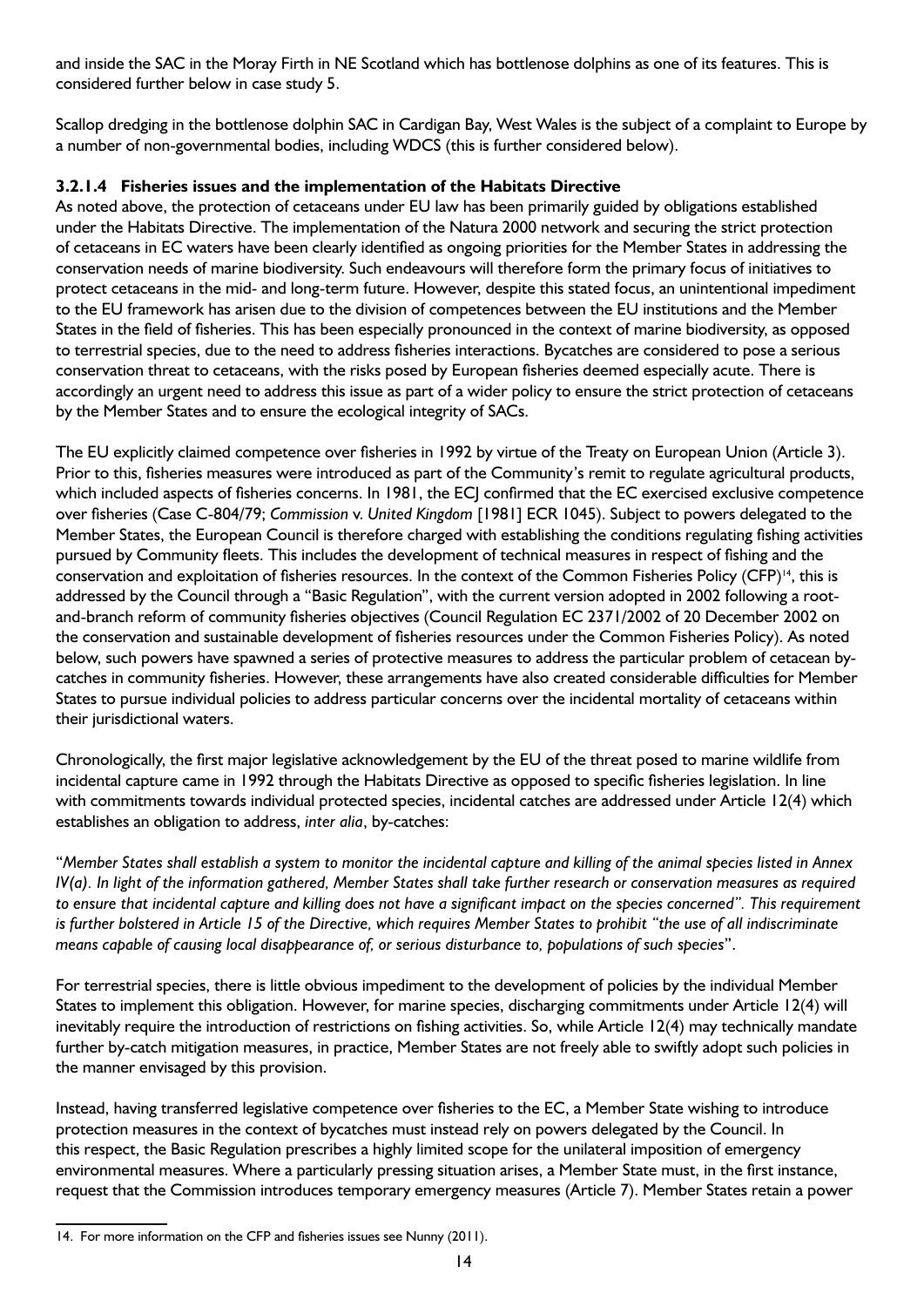and inside the SAC in the Moray Firth in NE Scotland which has bottlenose dolphins as one of its features. This is considered further below in case study 5.

Scallop dredging in the bottlenose dolphin SAC in Cardigan Bay, West Wales is the subject of a complaint to Europe by a number of non-governmental bodies, including WDCS (this is further considered below).

#### 3.2.1.4 Fisheries issues and the implementation of the Habitats Directive

As noted above, the protection of cetaceans under EU law has been primarily guided by obligations established under the Habitats Directive. The implementation of the Natura 2000 network and securing the strict protection of cetaceans in EC waters have been clearly identified as ongoing priorities for the Member States in addressing the conservation needs of marine biodiversity. Such endeavours will therefore form the primary focus of initiatives to protect cetaceans in the mid- and long-term future. However, despite this stated focus, an unintentional impediment to the EU framework has arisen due to the division of competences between the EU institutions and the Member States in the field of fisheries. This has been especially pronounced in the context of marine biodiversity, as opposed to terrestrial species, due to the need to address fisheries interactions. Bycatches are considered to pose a serious conservation threat to cetaceans, with the risks posed by European fisheries deemed especially acute. There is accordingly an urgent need to address this issue as part of a wider policy to ensure the strict protection of cetaceans by the Member States and to ensure the ecological integrity of SACs.

The EU explicitly claimed competence over fisheries in 1992 by virtue of the Treaty on European Union (Article 3). Prior to this, fisheries measures were introduced as part of the Community's remit to regulate agricultural products, which included aspects of fisheries concerns. In 1981, the ECJ confirmed that the EC exercised exclusive competence over fisheries (Case C-804/79; *Commission* v. *United Kingdom* [1981] ECR 1045). Subject to powers delegated to the Member States, the European Council is therefore charged with establishing the conditions regulating fishing activities pursued by Community fleets. This includes the development of technical measures in respect of fishing and the conservation and exploitation of fisheries resources. In the context of the Common Fisheries Policy (CFP)[14], this is addressed by the Council through a "Basic Regulation", with the current version adopted in 2002 following a root-and-branch reform of community fisheries objectives (Council Regulation EC 2371/2002 of 20 December 2002 on the conservation and sustainable development of fisheries resources under the Common Fisheries Policy). As noted below, such powers have spawned a series of protective measures to address the particular problem of cetacean by-catches in community fisheries. However, these arrangements have also created considerable difficulties for Member States to pursue individual policies to address particular concerns over the incidental mortality of cetaceans within their jurisdictional waters.

Chronologically, the first major legislative acknowledgement by the EU of the threat posed to marine wildlife from incidental capture came in 1992 through the Habitats Directive as opposed to specific fisheries legislation. In line with commitments towards individual protected species, incidental catches are addressed under Article 12(4) which establishes an obligation to address, *inter alia*, by-catches:

"*Member States shall establish a system to monitor the incidental capture and killing of the animal species listed in Annex IV(a). In light of the information gathered, Member States shall take further research or conservation measures as required to ensure that incidental capture and killing does not have a significant impact on the species concerned". This requirement is further bolstered in Article 15 of the Directive, which requires Member States to prohibit "the use of all indiscriminate means capable of causing local disappearance of, or serious disturbance to, populations of such species*".

For terrestrial species, there is little obvious impediment to the development of policies by the individual Member States to implement this obligation. However, for marine species, discharging commitments under Article 12(4) will inevitably require the introduction of restrictions on fishing activities. So, while Article 12(4) may technically mandate further by-catch mitigation measures, in practice, Member States are not freely able to swiftly adopt such policies in the manner envisaged by this provision.

Instead, having transferred legislative competence over fisheries to the EC, a Member State wishing to introduce protection measures in the context of bycatches must instead rely on powers delegated by the Council. In this respect, the Basic Regulation prescribes a highly limited scope for the unilateral imposition of emergency environmental measures. Where a particularly pressing situation arises, a Member State must, in the first instance, request that the Commission introduces temporary emergency measures (Article 7). Member States retain a power

---

14. For more information on the CFP and fisheries issues see Nunny (2011).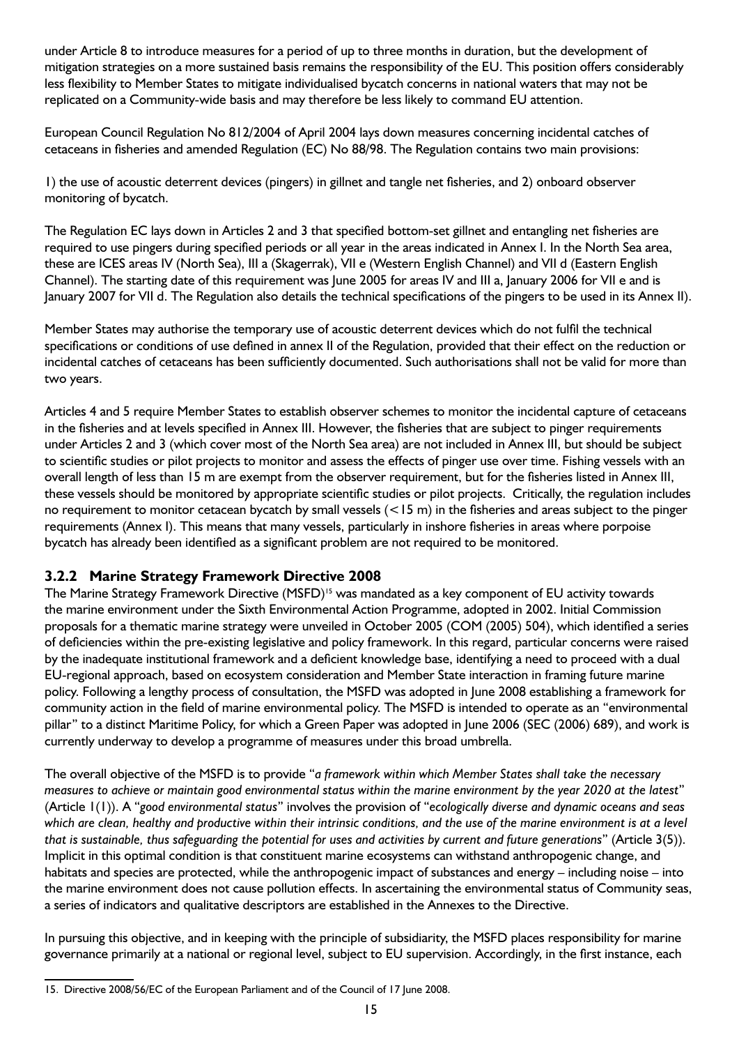under Article 8 to introduce measures for a period of up to three months in duration, but the development of mitigation strategies on a more sustained basis remains the responsibility of the EU. This position offers considerably less flexibility to Member States to mitigate individualised bycatch concerns in national waters that may not be replicated on a Community-wide basis and may therefore be less likely to command EU attention.

European Council Regulation No 812/2004 of April 2004 lays down measures concerning incidental catches of cetaceans in fisheries and amended Regulation (EC) No 88/98. The Regulation contains two main provisions:

1) the use of acoustic deterrent devices (pingers) in gillnet and tangle net fisheries, and 2) onboard observer monitoring of bycatch.

The Regulation EC lays down in Articles 2 and 3 that specified bottom-set gillnet and entangling net fisheries are required to use pingers during specified periods or all year in the areas indicated in Annex I. In the North Sea area, these are ICES areas IV (North Sea), III a (Skagerrak), VII e (Western English Channel) and VII d (Eastern English Channel). The starting date of this requirement was June 2005 for areas IV and III a, January 2006 for VII e and is January 2007 for VII d. The Regulation also details the technical specifications of the pingers to be used in its Annex II).

Member States may authorise the temporary use of acoustic deterrent devices which do not fulfil the technical specifications or conditions of use defined in annex II of the Regulation, provided that their effect on the reduction or incidental catches of cetaceans has been sufficiently documented. Such authorisations shall not be valid for more than two years.

Articles 4 and 5 require Member States to establish observer schemes to monitor the incidental capture of cetaceans in the fisheries and at levels specified in Annex III. However, the fisheries that are subject to pinger requirements under Articles 2 and 3 (which cover most of the North Sea area) are not included in Annex III, but should be subject to scientific studies or pilot projects to monitor and assess the effects of pinger use over time. Fishing vessels with an overall length of less than 15 m are exempt from the observer requirement, but for the fisheries listed in Annex III, these vessels should be monitored by appropriate scientific studies or pilot projects. Critically, the regulation includes no requirement to monitor cetacean bycatch by small vessels (<15 m) in the fisheries and areas subject to the pinger requirements (Annex I). This means that many vessels, particularly in inshore fisheries in areas where porpoise bycatch has already been identified as a significant problem are not required to be monitored.

### 3.2.2 Marine Strategy Framework Directive 2008

The Marine Strategy Framework Directive (MSFD)[15] was mandated as a key component of EU activity towards the marine environment under the Sixth Environmental Action Programme, adopted in 2002. Initial Commission proposals for a thematic marine strategy were unveiled in October 2005 (COM (2005) 504), which identified a series of deficiencies within the pre-existing legislative and policy framework. In this regard, particular concerns were raised by the inadequate institutional framework and a deficient knowledge base, identifying a need to proceed with a dual EU-regional approach, based on ecosystem consideration and Member State interaction in framing future marine policy. Following a lengthy process of consultation, the MSFD was adopted in June 2008 establishing a framework for community action in the field of marine environmental policy. The MSFD is intended to operate as an "environmental pillar" to a distinct Maritime Policy, for which a Green Paper was adopted in June 2006 (SEC (2006) 689), and work is currently underway to develop a programme of measures under this broad umbrella.

The overall objective of the MSFD is to provide "*a framework within which Member States shall take the necessary measures to achieve or maintain good environmental status within the marine environment by the year 2020 at the latest*" (Article 1(1)). A "*good environmental status*" involves the provision of "*ecologically diverse and dynamic oceans and seas which are clean, healthy and productive within their intrinsic conditions, and the use of the marine environment is at a level that is sustainable, thus safeguarding the potential for uses and activities by current and future generations*" (Article 3(5)). Implicit in this optimal condition is that constituent marine ecosystems can withstand anthropogenic change, and habitats and species are protected, while the anthropogenic impact of substances and energy – including noise – into the marine environment does not cause pollution effects. In ascertaining the environmental status of Community seas, a series of indicators and qualitative descriptors are established in the Annexes to the Directive.

In pursuing this objective, and in keeping with the principle of subsidiarity, the MSFD places responsibility for marine governance primarily at a national or regional level, subject to EU supervision. Accordingly, in the first instance, each

15. Directive 2008/56/EC of the European Parliament and of the Council of 17 June 2008.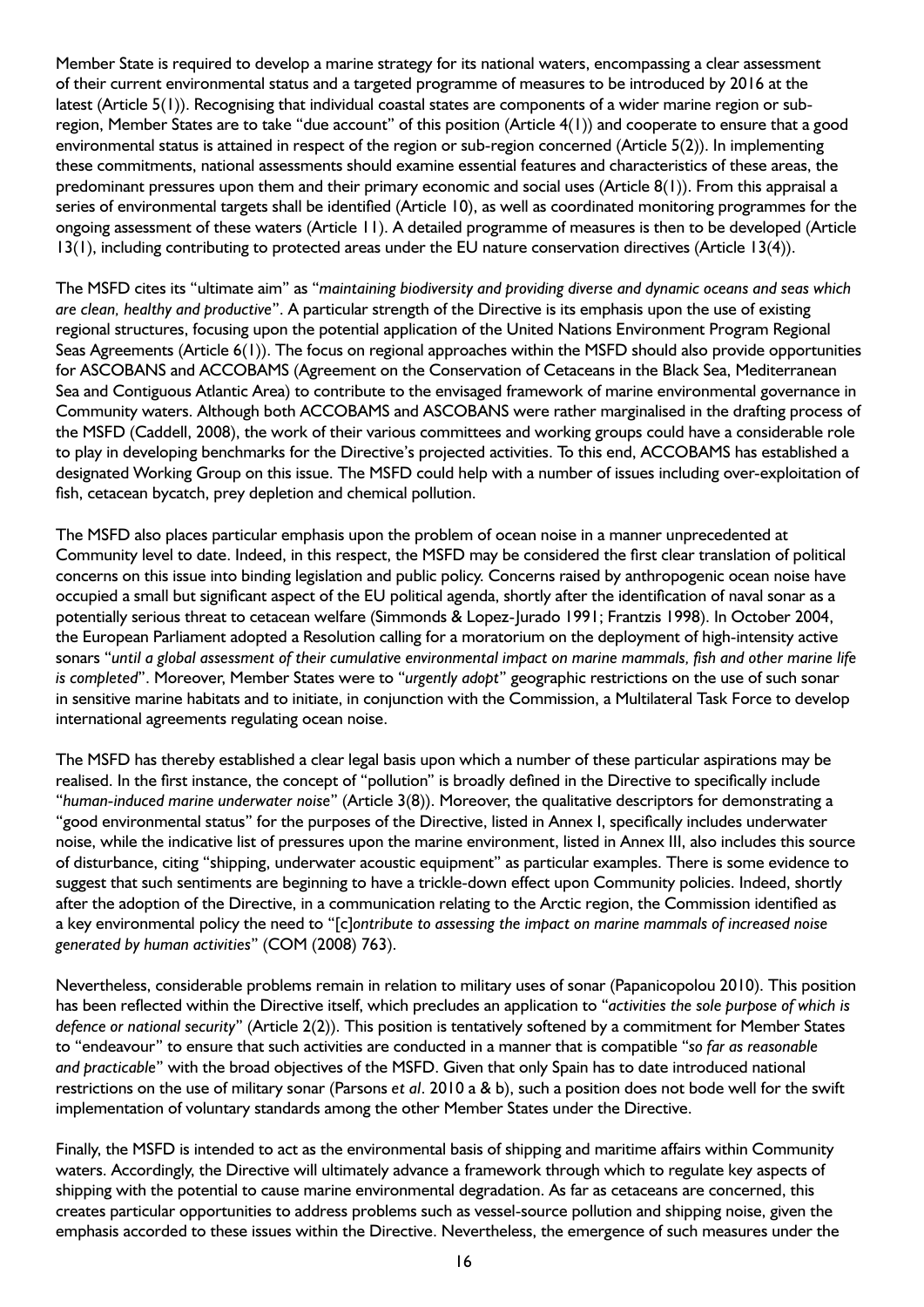Member State is required to develop a marine strategy for its national waters, encompassing a clear assessment of their current environmental status and a targeted programme of measures to be introduced by 2016 at the latest (Article 5(1)). Recognising that individual coastal states are components of a wider marine region or sub-region, Member States are to take "due account" of this position (Article 4(1)) and cooperate to ensure that a good environmental status is attained in respect of the region or sub-region concerned (Article 5(2)). In implementing these commitments, national assessments should examine essential features and characteristics of these areas, the predominant pressures upon them and their primary economic and social uses (Article 8(1)). From this appraisal a series of environmental targets shall be identified (Article 10), as well as coordinated monitoring programmes for the ongoing assessment of these waters (Article 11). A detailed programme of measures is then to be developed (Article 13(1), including contributing to protected areas under the EU nature conservation directives (Article 13(4)).

The MSFD cites its "ultimate aim" as "*maintaining biodiversity and providing diverse and dynamic oceans and seas which are clean, healthy and productive*". A particular strength of the Directive is its emphasis upon the use of existing regional structures, focusing upon the potential application of the United Nations Environment Program Regional Seas Agreements (Article 6(1)). The focus on regional approaches within the MSFD should also provide opportunities for ASCOBANS and ACCOBAMS (Agreement on the Conservation of Cetaceans in the Black Sea, Mediterranean Sea and Contiguous Atlantic Area) to contribute to the envisaged framework of marine environmental governance in Community waters. Although both ACCOBAMS and ASCOBANS were rather marginalised in the drafting process of the MSFD (Caddell, 2008), the work of their various committees and working groups could have a considerable role to play in developing benchmarks for the Directive's projected activities. To this end, ACCOBAMS has established a designated Working Group on this issue. The MSFD could help with a number of issues including over-exploitation of fish, cetacean bycatch, prey depletion and chemical pollution.

The MSFD also places particular emphasis upon the problem of ocean noise in a manner unprecedented at Community level to date. Indeed, in this respect, the MSFD may be considered the first clear translation of political concerns on this issue into binding legislation and public policy. Concerns raised by anthropogenic ocean noise have occupied a small but significant aspect of the EU political agenda, shortly after the identification of naval sonar as a potentially serious threat to cetacean welfare (Simmonds & Lopez-Jurado 1991; Frantzis 1998). In October 2004, the European Parliament adopted a Resolution calling for a moratorium on the deployment of high-intensity active sonars "*until a global assessment of their cumulative environmental impact on marine mammals, fish and other marine life is completed*". Moreover, Member States were to "*urgently adopt*" geographic restrictions on the use of such sonar in sensitive marine habitats and to initiate, in conjunction with the Commission, a Multilateral Task Force to develop international agreements regulating ocean noise.

The MSFD has thereby established a clear legal basis upon which a number of these particular aspirations may be realised. In the first instance, the concept of "pollution" is broadly defined in the Directive to specifically include "*human-induced marine underwater noise*" (Article 3(8)). Moreover, the qualitative descriptors for demonstrating a "good environmental status" for the purposes of the Directive, listed in Annex I, specifically includes underwater noise, while the indicative list of pressures upon the marine environment, listed in Annex III, also includes this source of disturbance, citing "shipping, underwater acoustic equipment" as particular examples. There is some evidence to suggest that such sentiments are beginning to have a trickle-down effect upon Community policies. Indeed, shortly after the adoption of the Directive, in a communication relating to the Arctic region, the Commission identified as a key environmental policy the need to "[c]*ontribute to assessing the impact on marine mammals of increased noise generated by human activities*" (COM (2008) 763).

Nevertheless, considerable problems remain in relation to military uses of sonar (Papanicopolou 2010). This position has been reflected within the Directive itself, which precludes an application to "*activities the sole purpose of which is defence or national security*" (Article 2(2)). This position is tentatively softened by a commitment for Member States to "endeavour" to ensure that such activities are conducted in a manner that is compatible "*so far as reasonable and practicable*" with the broad objectives of the MSFD. Given that only Spain has to date introduced national restrictions on the use of military sonar (Parsons *et al*. 2010 a & b), such a position does not bode well for the swift implementation of voluntary standards among the other Member States under the Directive.

Finally, the MSFD is intended to act as the environmental basis of shipping and maritime affairs within Community waters. Accordingly, the Directive will ultimately advance a framework through which to regulate key aspects of shipping with the potential to cause marine environmental degradation. As far as cetaceans are concerned, this creates particular opportunities to address problems such as vessel-source pollution and shipping noise, given the emphasis accorded to these issues within the Directive. Nevertheless, the emergence of such measures under the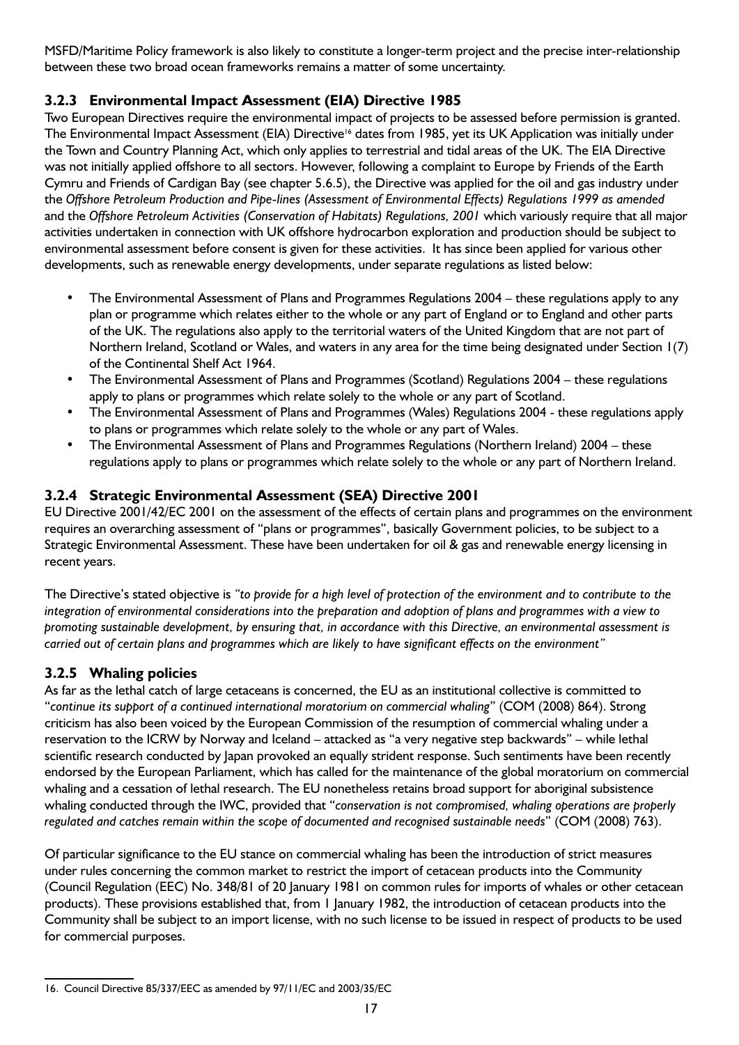MSFD/Maritime Policy framework is also likely to constitute a longer-term project and the precise inter-relationship between these two broad ocean frameworks remains a matter of some uncertainty.

### 3.2.3 Environmental Impact Assessment (EIA) Directive 1985

Two European Directives require the environmental impact of projects to be assessed before permission is granted. The Environmental Impact Assessment (EIA) Directive[16] dates from 1985, yet its UK Application was initially under the Town and Country Planning Act, which only applies to terrestrial and tidal areas of the UK. The EIA Directive was not initially applied offshore to all sectors. However, following a complaint to Europe by Friends of the Earth Cymru and Friends of Cardigan Bay (see chapter 5.6.5), the Directive was applied for the oil and gas industry under the *Offshore Petroleum Production and Pipe-lines (Assessment of Environmental Effects) Regulations 1999 as amended* and the *Offshore Petroleum Activities (Conservation of Habitats) Regulations, 2001* which variously require that all major activities undertaken in connection with UK offshore hydrocarbon exploration and production should be subject to environmental assessment before consent is given for these activities. It has since been applied for various other developments, such as renewable energy developments, under separate regulations as listed below:

- The Environmental Assessment of Plans and Programmes Regulations 2004 – these regulations apply to any plan or programme which relates either to the whole or any part of England or to England and other parts of the UK. The regulations also apply to the territorial waters of the United Kingdom that are not part of Northern Ireland, Scotland or Wales, and waters in any area for the time being designated under Section 1(7) of the Continental Shelf Act 1964.
- The Environmental Assessment of Plans and Programmes (Scotland) Regulations 2004 – these regulations apply to plans or programmes which relate solely to the whole or any part of Scotland.
- The Environmental Assessment of Plans and Programmes (Wales) Regulations 2004 - these regulations apply to plans or programmes which relate solely to the whole or any part of Wales.
- The Environmental Assessment of Plans and Programmes Regulations (Northern Ireland) 2004 – these regulations apply to plans or programmes which relate solely to the whole or any part of Northern Ireland.

### 3.2.4 Strategic Environmental Assessment (SEA) Directive 2001

EU Directive 2001/42/EC 2001 on the assessment of the effects of certain plans and programmes on the environment requires an overarching assessment of "plans or programmes", basically Government policies, to be subject to a Strategic Environmental Assessment. These have been undertaken for oil & gas and renewable energy licensing in recent years.

The Directive's stated objective is *"to provide for a high level of protection of the environment and to contribute to the integration of environmental considerations into the preparation and adoption of plans and programmes with a view to promoting sustainable development, by ensuring that, in accordance with this Directive, an environmental assessment is carried out of certain plans and programmes which are likely to have significant effects on the environment"*

### 3.2.5 Whaling policies

As far as the lethal catch of large cetaceans is concerned, the EU as an institutional collective is committed to "*continue its support of a continued international moratorium on commercial whaling*" (COM (2008) 864). Strong criticism has also been voiced by the European Commission of the resumption of commercial whaling under a reservation to the ICRW by Norway and Iceland – attacked as "a very negative step backwards" – while lethal scientific research conducted by Japan provoked an equally strident response. Such sentiments have been recently endorsed by the European Parliament, which has called for the maintenance of the global moratorium on commercial whaling and a cessation of lethal research. The EU nonetheless retains broad support for aboriginal subsistence whaling conducted through the IWC, provided that "*conservation is not compromised, whaling operations are properly regulated and catches remain within the scope of documented and recognised sustainable needs*" (COM (2008) 763).

Of particular significance to the EU stance on commercial whaling has been the introduction of strict measures under rules concerning the common market to restrict the import of cetacean products into the Community (Council Regulation (EEC) No. 348/81 of 20 January 1981 on common rules for imports of whales or other cetacean products). These provisions established that, from 1 January 1982, the introduction of cetacean products into the Community shall be subject to an import license, with no such license to be issued in respect of products to be used for commercial purposes.

16. Council Directive 85/337/EEC as amended by 97/11/EC and 2003/35/EC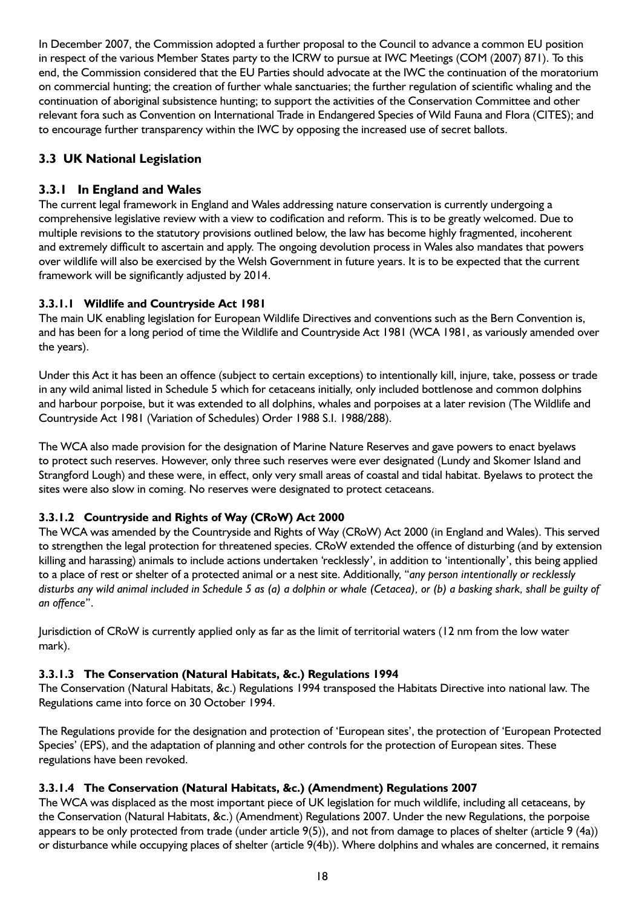In December 2007, the Commission adopted a further proposal to the Council to advance a common EU position in respect of the various Member States party to the ICRW to pursue at IWC Meetings (COM (2007) 871). To this end, the Commission considered that the EU Parties should advocate at the IWC the continuation of the moratorium on commercial hunting; the creation of further whale sanctuaries; the further regulation of scientific whaling and the continuation of aboriginal subsistence hunting; to support the activities of the Conservation Committee and other relevant fora such as Convention on International Trade in Endangered Species of Wild Fauna and Flora (CITES); and to encourage further transparency within the IWC by opposing the increased use of secret ballots.

## 3.3 UK National Legislation

### 3.3.1 In England and Wales

The current legal framework in England and Wales addressing nature conservation is currently undergoing a comprehensive legislative review with a view to codification and reform. This is to be greatly welcomed. Due to multiple revisions to the statutory provisions outlined below, the law has become highly fragmented, incoherent and extremely difficult to ascertain and apply. The ongoing devolution process in Wales also mandates that powers over wildlife will also be exercised by the Welsh Government in future years. It is to be expected that the current framework will be significantly adjusted by 2014.

#### 3.3.1.1 Wildlife and Countryside Act 1981

The main UK enabling legislation for European Wildlife Directives and conventions such as the Bern Convention is, and has been for a long period of time the Wildlife and Countryside Act 1981 (WCA 1981, as variously amended over the years).

Under this Act it has been an offence (subject to certain exceptions) to intentionally kill, injure, take, possess or trade in any wild animal listed in Schedule 5 which for cetaceans initially, only included bottlenose and common dolphins and harbour porpoise, but it was extended to all dolphins, whales and porpoises at a later revision (The Wildlife and Countryside Act 1981 (Variation of Schedules) Order 1988 S.I. 1988/288).

The WCA also made provision for the designation of Marine Nature Reserves and gave powers to enact byelaws to protect such reserves. However, only three such reserves were ever designated (Lundy and Skomer Island and Strangford Lough) and these were, in effect, only very small areas of coastal and tidal habitat. Byelaws to protect the sites were also slow in coming. No reserves were designated to protect cetaceans.

#### 3.3.1.2 Countryside and Rights of Way (CRoW) Act 2000

The WCA was amended by the Countryside and Rights of Way (CRoW) Act 2000 (in England and Wales). This served to strengthen the legal protection for threatened species. CRoW extended the offence of disturbing (and by extension killing and harassing) animals to include actions undertaken 'recklessly', in addition to 'intentionally', this being applied to a place of rest or shelter of a protected animal or a nest site. Additionally, "*any person intentionally or recklessly disturbs any wild animal included in Schedule 5 as (a) a dolphin or whale (Cetacea), or (b) a basking shark, shall be guilty of an offence*".

Jurisdiction of CRoW is currently applied only as far as the limit of territorial waters (12 nm from the low water mark).

#### 3.3.1.3 The Conservation (Natural Habitats, &c.) Regulations 1994

The Conservation (Natural Habitats, &c.) Regulations 1994 transposed the Habitats Directive into national law. The Regulations came into force on 30 October 1994.

The Regulations provide for the designation and protection of 'European sites', the protection of 'European Protected Species' (EPS), and the adaptation of planning and other controls for the protection of European sites. These regulations have been revoked.

#### 3.3.1.4 The Conservation (Natural Habitats, &c.) (Amendment) Regulations 2007

The WCA was displaced as the most important piece of UK legislation for much wildlife, including all cetaceans, by the Conservation (Natural Habitats, &c.) (Amendment) Regulations 2007. Under the new Regulations, the porpoise appears to be only protected from trade (under article 9(5)), and not from damage to places of shelter (article 9 (4a)) or disturbance while occupying places of shelter (article 9(4b)). Where dolphins and whales are concerned, it remains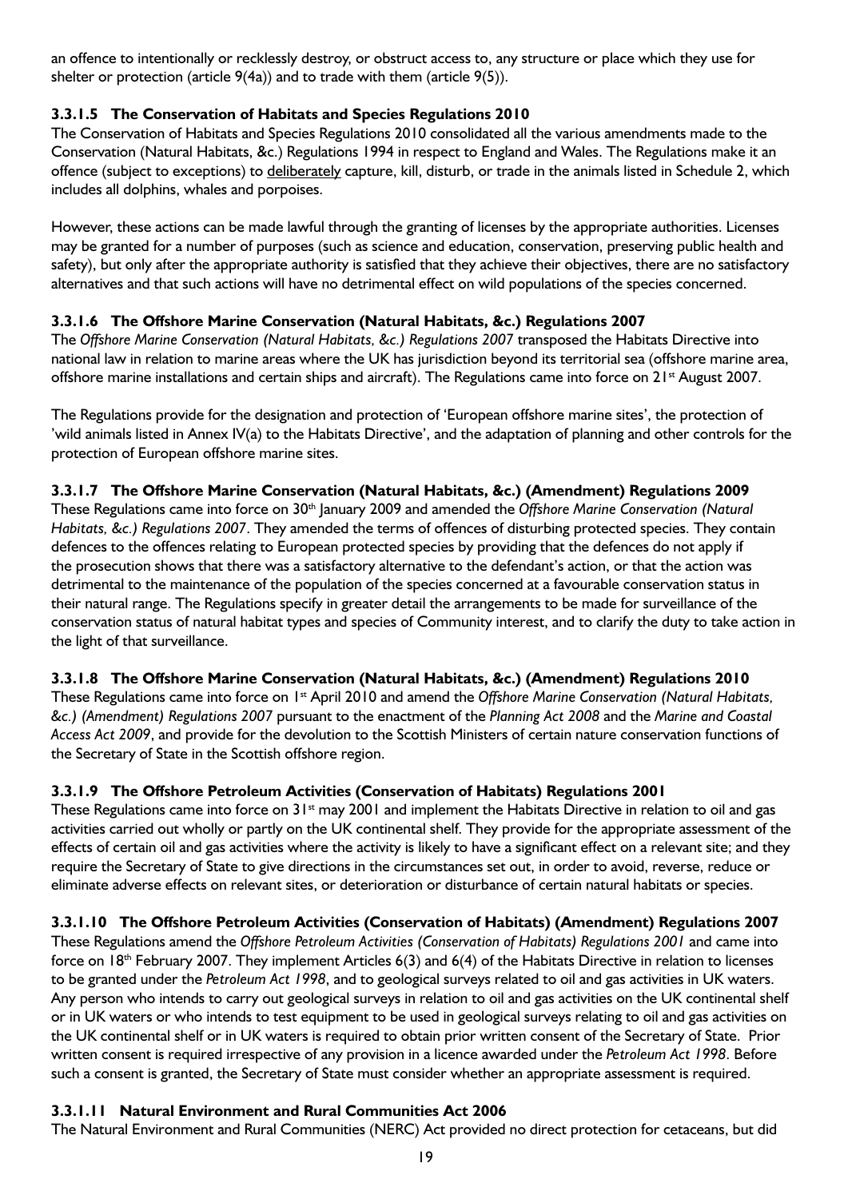an offence to intentionally or recklessly destroy, or obstruct access to, any structure or place which they use for shelter or protection (article 9(4a)) and to trade with them (article 9(5)).

#### 3.3.1.5 The Conservation of Habitats and Species Regulations 2010

The Conservation of Habitats and Species Regulations 2010 consolidated all the various amendments made to the Conservation (Natural Habitats, &c.) Regulations 1994 in respect to England and Wales. The Regulations make it an offence (subject to exceptions) to <u>deliberately</u> capture, kill, disturb, or trade in the animals listed in Schedule 2, which includes all dolphins, whales and porpoises.

However, these actions can be made lawful through the granting of licenses by the appropriate authorities. Licenses may be granted for a number of purposes (such as science and education, conservation, preserving public health and safety), but only after the appropriate authority is satisfied that they achieve their objectives, there are no satisfactory alternatives and that such actions will have no detrimental effect on wild populations of the species concerned.

#### 3.3.1.6 The Offshore Marine Conservation (Natural Habitats, &c.) Regulations 2007

The *Offshore Marine Conservation (Natural Habitats, &c.) Regulations 2007* transposed the Habitats Directive into national law in relation to marine areas where the UK has jurisdiction beyond its territorial sea (offshore marine area, offshore marine installations and certain ships and aircraft). The Regulations came into force on 21st August 2007.

The Regulations provide for the designation and protection of 'European offshore marine sites', the protection of 'wild animals listed in Annex IV(a) to the Habitats Directive', and the adaptation of planning and other controls for the protection of European offshore marine sites.

#### 3.3.1.7 The Offshore Marine Conservation (Natural Habitats, &c.) (Amendment) Regulations 2009

These Regulations came into force on 30th January 2009 and amended the *Offshore Marine Conservation (Natural Habitats, &c.) Regulations 2007*. They amended the terms of offences of disturbing protected species. They contain defences to the offences relating to European protected species by providing that the defences do not apply if the prosecution shows that there was a satisfactory alternative to the defendant's action, or that the action was detrimental to the maintenance of the population of the species concerned at a favourable conservation status in their natural range. The Regulations specify in greater detail the arrangements to be made for surveillance of the conservation status of natural habitat types and species of Community interest, and to clarify the duty to take action in the light of that surveillance.

#### 3.3.1.8 The Offshore Marine Conservation (Natural Habitats, &c.) (Amendment) Regulations 2010

These Regulations came into force on 1st April 2010 and amend the *Offshore Marine Conservation (Natural Habitats, &c.) (Amendment) Regulations 2007* pursuant to the enactment of the *Planning Act 2008* and the *Marine and Coastal Access Act 2009*, and provide for the devolution to the Scottish Ministers of certain nature conservation functions of the Secretary of State in the Scottish offshore region.

#### 3.3.1.9 The Offshore Petroleum Activities (Conservation of Habitats) Regulations 2001

These Regulations came into force on 31st may 2001 and implement the Habitats Directive in relation to oil and gas activities carried out wholly or partly on the UK continental shelf. They provide for the appropriate assessment of the effects of certain oil and gas activities where the activity is likely to have a significant effect on a relevant site; and they require the Secretary of State to give directions in the circumstances set out, in order to avoid, reverse, reduce or eliminate adverse effects on relevant sites, or deterioration or disturbance of certain natural habitats or species.

#### 3.3.1.10 The Offshore Petroleum Activities (Conservation of Habitats) (Amendment) Regulations 2007

These Regulations amend the *Offshore Petroleum Activities (Conservation of Habitats) Regulations 2001* and came into force on 18th February 2007. They implement Articles 6(3) and 6(4) of the Habitats Directive in relation to licenses to be granted under the *Petroleum Act 1998*, and to geological surveys related to oil and gas activities in UK waters. Any person who intends to carry out geological surveys in relation to oil and gas activities on the UK continental shelf or in UK waters or who intends to test equipment to be used in geological surveys relating to oil and gas activities on the UK continental shelf or in UK waters is required to obtain prior written consent of the Secretary of State. Prior written consent is required irrespective of any provision in a licence awarded under the *Petroleum Act 1998*. Before such a consent is granted, the Secretary of State must consider whether an appropriate assessment is required.

#### 3.3.1.11 Natural Environment and Rural Communities Act 2006

The Natural Environment and Rural Communities (NERC) Act provided no direct protection for cetaceans, but did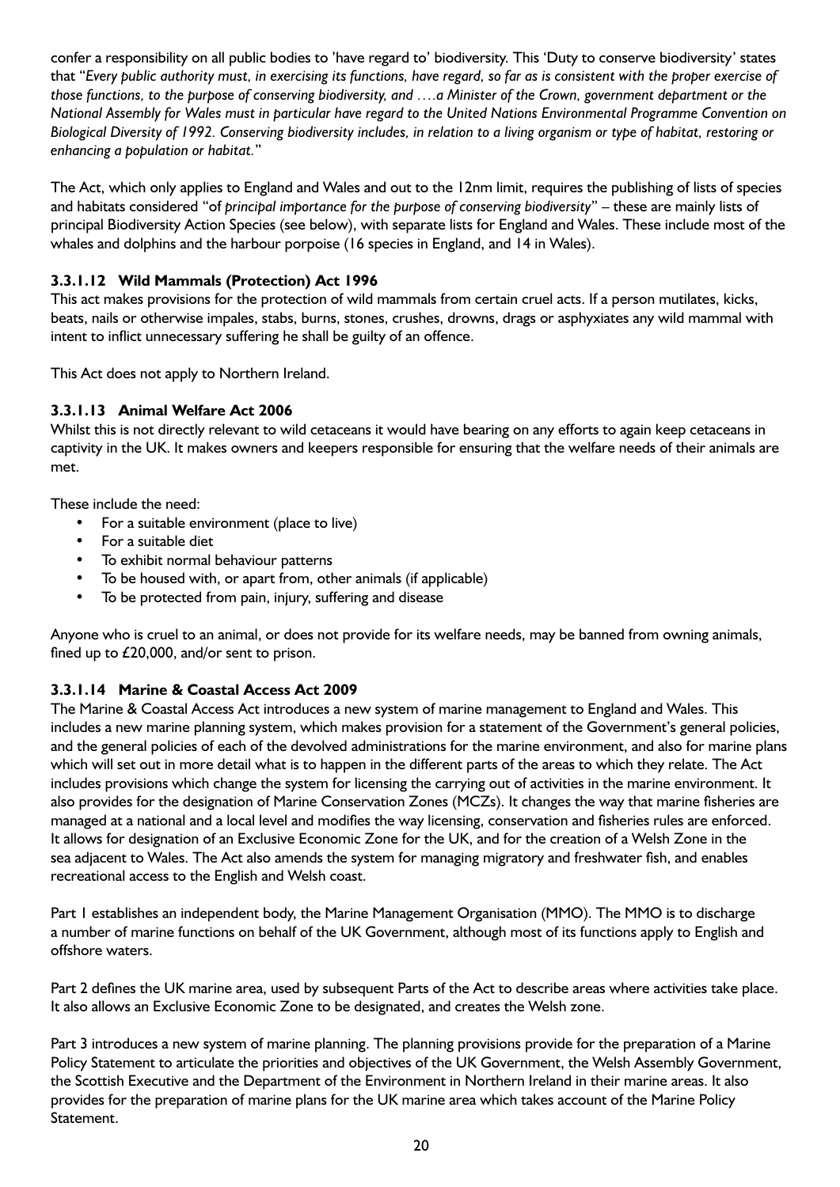confer a responsibility on all public bodies to 'have regard to' biodiversity. This 'Duty to conserve biodiversity' states that "*Every public authority must, in exercising its functions, have regard, so far as is consistent with the proper exercise of those functions, to the purpose of conserving biodiversity, and ….a Minister of the Crown, government department or the National Assembly for Wales must in particular have regard to the United Nations Environmental Programme Convention on Biological Diversity of 1992. Conserving biodiversity includes, in relation to a living organism or type of habitat, restoring or enhancing a population or habitat.*"

The Act, which only applies to England and Wales and out to the 12nm limit, requires the publishing of lists of species and habitats considered "of *principal importance for the purpose of conserving biodiversity*" – these are mainly lists of principal Biodiversity Action Species (see below), with separate lists for England and Wales. These include most of the whales and dolphins and the harbour porpoise (16 species in England, and 14 in Wales).

#### 3.3.1.12 Wild Mammals (Protection) Act 1996

This act makes provisions for the protection of wild mammals from certain cruel acts. If a person mutilates, kicks, beats, nails or otherwise impales, stabs, burns, stones, crushes, drowns, drags or asphyxiates any wild mammal with intent to inflict unnecessary suffering he shall be guilty of an offence.

This Act does not apply to Northern Ireland.

#### 3.3.1.13 Animal Welfare Act 2006

Whilst this is not directly relevant to wild cetaceans it would have bearing on any efforts to again keep cetaceans in captivity in the UK. It makes owners and keepers responsible for ensuring that the welfare needs of their animals are met.

These include the need:

- For a suitable environment (place to live)
- For a suitable diet
- To exhibit normal behaviour patterns
- To be housed with, or apart from, other animals (if applicable)
- To be protected from pain, injury, suffering and disease

Anyone who is cruel to an animal, or does not provide for its welfare needs, may be banned from owning animals, fined up to £20,000, and/or sent to prison.

#### 3.3.1.14 Marine & Coastal Access Act 2009

The Marine & Coastal Access Act introduces a new system of marine management to England and Wales. This includes a new marine planning system, which makes provision for a statement of the Government's general policies, and the general policies of each of the devolved administrations for the marine environment, and also for marine plans which will set out in more detail what is to happen in the different parts of the areas to which they relate. The Act includes provisions which change the system for licensing the carrying out of activities in the marine environment. It also provides for the designation of Marine Conservation Zones (MCZs). It changes the way that marine fisheries are managed at a national and a local level and modifies the way licensing, conservation and fisheries rules are enforced. It allows for designation of an Exclusive Economic Zone for the UK, and for the creation of a Welsh Zone in the sea adjacent to Wales. The Act also amends the system for managing migratory and freshwater fish, and enables recreational access to the English and Welsh coast.

Part 1 establishes an independent body, the Marine Management Organisation (MMO). The MMO is to discharge a number of marine functions on behalf of the UK Government, although most of its functions apply to English and offshore waters.

Part 2 defines the UK marine area, used by subsequent Parts of the Act to describe areas where activities take place. It also allows an Exclusive Economic Zone to be designated, and creates the Welsh zone.

Part 3 introduces a new system of marine planning. The planning provisions provide for the preparation of a Marine Policy Statement to articulate the priorities and objectives of the UK Government, the Welsh Assembly Government, the Scottish Executive and the Department of the Environment in Northern Ireland in their marine areas. It also provides for the preparation of marine plans for the UK marine area which takes account of the Marine Policy Statement.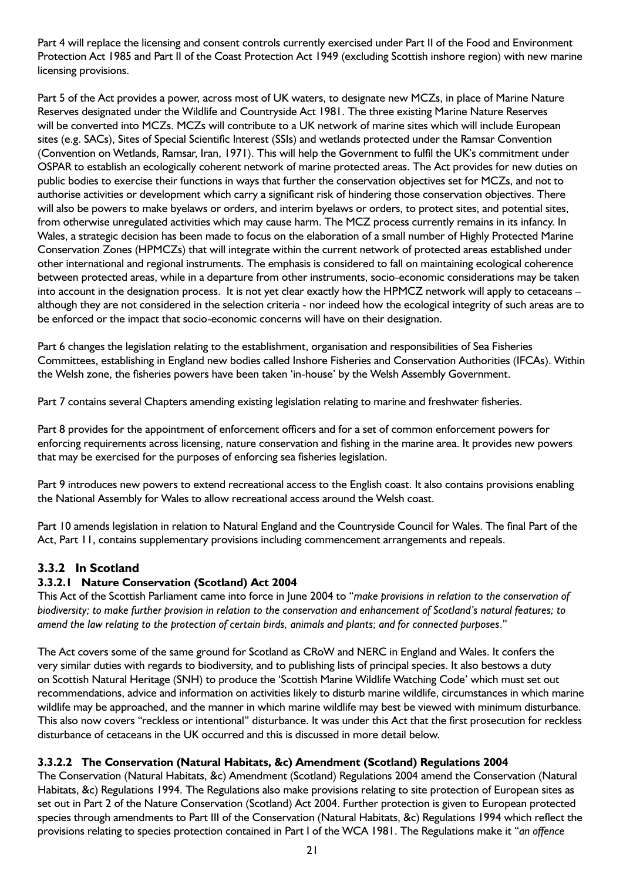Part 4 will replace the licensing and consent controls currently exercised under Part II of the Food and Environment Protection Act 1985 and Part II of the Coast Protection Act 1949 (excluding Scottish inshore region) with new marine licensing provisions.

Part 5 of the Act provides a power, across most of UK waters, to designate new MCZs, in place of Marine Nature Reserves designated under the Wildlife and Countryside Act 1981. The three existing Marine Nature Reserves will be converted into MCZs. MCZs will contribute to a UK network of marine sites which will include European sites (e.g. SACs), Sites of Special Scientific Interest (SSIs) and wetlands protected under the Ramsar Convention (Convention on Wetlands, Ramsar, Iran, 1971). This will help the Government to fulfil the UK's commitment under OSPAR to establish an ecologically coherent network of marine protected areas. The Act provides for new duties on public bodies to exercise their functions in ways that further the conservation objectives set for MCZs, and not to authorise activities or development which carry a significant risk of hindering those conservation objectives. There will also be powers to make byelaws or orders, and interim byelaws or orders, to protect sites, and potential sites, from otherwise unregulated activities which may cause harm. The MCZ process currently remains in its infancy. In Wales, a strategic decision has been made to focus on the elaboration of a small number of Highly Protected Marine Conservation Zones (HPMCZs) that will integrate within the current network of protected areas established under other international and regional instruments. The emphasis is considered to fall on maintaining ecological coherence between protected areas, while in a departure from other instruments, socio-economic considerations may be taken into account in the designation process. It is not yet clear exactly how the HPMCZ network will apply to cetaceans – although they are not considered in the selection criteria - nor indeed how the ecological integrity of such areas are to be enforced or the impact that socio-economic concerns will have on their designation.

Part 6 changes the legislation relating to the establishment, organisation and responsibilities of Sea Fisheries Committees, establishing in England new bodies called Inshore Fisheries and Conservation Authorities (IFCAs). Within the Welsh zone, the fisheries powers have been taken 'in-house' by the Welsh Assembly Government.

Part 7 contains several Chapters amending existing legislation relating to marine and freshwater fisheries.

Part 8 provides for the appointment of enforcement officers and for a set of common enforcement powers for enforcing requirements across licensing, nature conservation and fishing in the marine area. It provides new powers that may be exercised for the purposes of enforcing sea fisheries legislation.

Part 9 introduces new powers to extend recreational access to the English coast. It also contains provisions enabling the National Assembly for Wales to allow recreational access around the Welsh coast.

Part 10 amends legislation in relation to Natural England and the Countryside Council for Wales. The final Part of the Act, Part 11, contains supplementary provisions including commencement arrangements and repeals.

### 3.3.2 In Scotland

#### 3.3.2.1 Nature Conservation (Scotland) Act 2004

This Act of the Scottish Parliament came into force in June 2004 to "*make provisions in relation to the conservation of biodiversity; to make further provision in relation to the conservation and enhancement of Scotland's natural features; to amend the law relating to the protection of certain birds, animals and plants; and for connected purposes*."

The Act covers some of the same ground for Scotland as CRoW and NERC in England and Wales. It confers the very similar duties with regards to biodiversity, and to publishing lists of principal species. It also bestows a duty on Scottish Natural Heritage (SNH) to produce the 'Scottish Marine Wildlife Watching Code' which must set out recommendations, advice and information on activities likely to disturb marine wildlife, circumstances in which marine wildlife may be approached, and the manner in which marine wildlife may best be viewed with minimum disturbance. This also now covers "reckless or intentional" disturbance. It was under this Act that the first prosecution for reckless disturbance of cetaceans in the UK occurred and this is discussed in more detail below.

#### 3.3.2.2 The Conservation (Natural Habitats, &c) Amendment (Scotland) Regulations 2004

The Conservation (Natural Habitats, &c) Amendment (Scotland) Regulations 2004 amend the Conservation (Natural Habitats, &c) Regulations 1994. The Regulations also make provisions relating to site protection of European sites as set out in Part 2 of the Nature Conservation (Scotland) Act 2004. Further protection is given to European protected species through amendments to Part III of the Conservation (Natural Habitats, &c) Regulations 1994 which reflect the provisions relating to species protection contained in Part I of the WCA 1981. The Regulations make it "*an offence*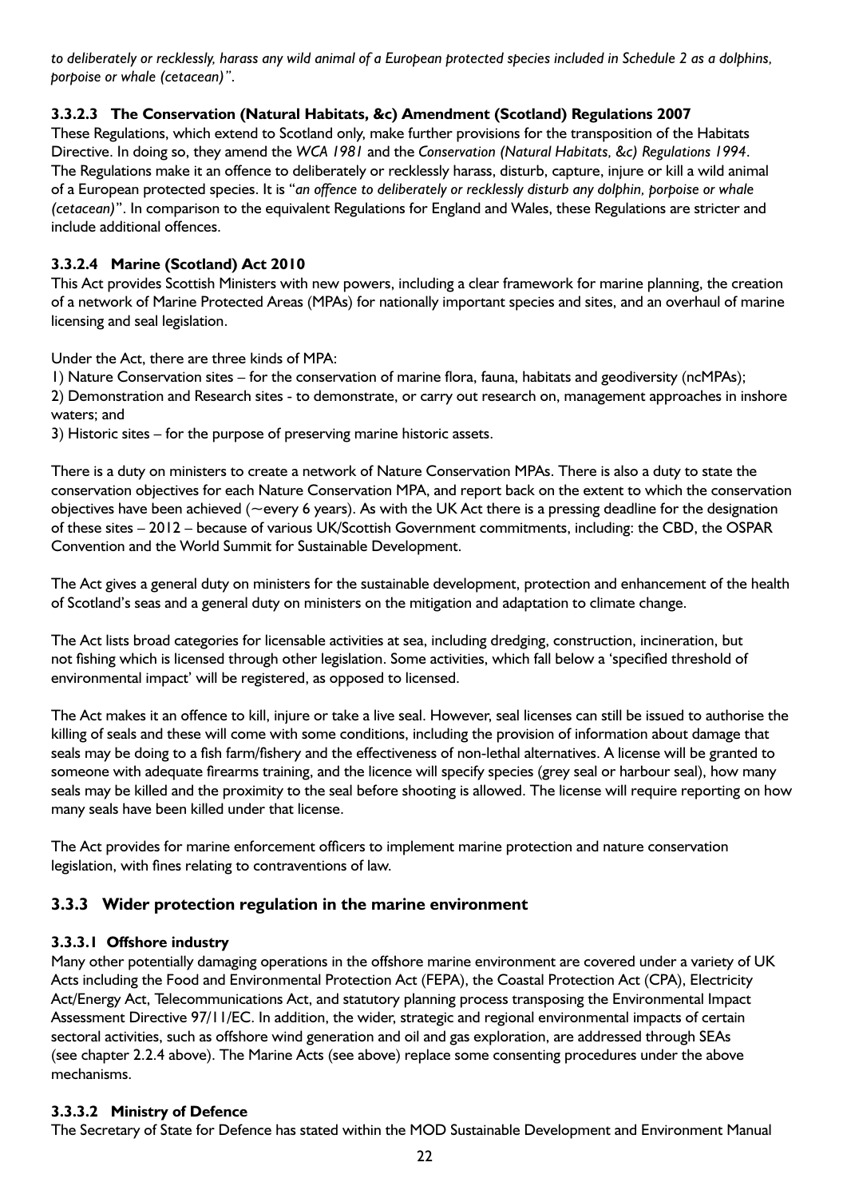*to deliberately or recklessly, harass any wild animal of a European protected species included in Schedule 2 as a dolphins, porpoise or whale (cetacean)"*.

#### 3.3.2.3 The Conservation (Natural Habitats, &c) Amendment (Scotland) Regulations 2007

These Regulations, which extend to Scotland only, make further provisions for the transposition of the Habitats Directive. In doing so, they amend the *WCA 1981* and the *Conservation (Natural Habitats, &c) Regulations 1994*. The Regulations make it an offence to deliberately or recklessly harass, disturb, capture, injure or kill a wild animal of a European protected species. It is "*an offence to deliberately or recklessly disturb any dolphin, porpoise or whale (cetacean)*". In comparison to the equivalent Regulations for England and Wales, these Regulations are stricter and include additional offences.

#### 3.3.2.4 Marine (Scotland) Act 2010

This Act provides Scottish Ministers with new powers, including a clear framework for marine planning, the creation of a network of Marine Protected Areas (MPAs) for nationally important species and sites, and an overhaul of marine licensing and seal legislation.

Under the Act, there are three kinds of MPA:

1) Nature Conservation sites – for the conservation of marine flora, fauna, habitats and geodiversity (ncMPAs);
2) Demonstration and Research sites - to demonstrate, or carry out research on, management approaches in inshore waters; and
3) Historic sites – for the purpose of preserving marine historic assets.

There is a duty on ministers to create a network of Nature Conservation MPAs. There is also a duty to state the conservation objectives for each Nature Conservation MPA, and report back on the extent to which the conservation objectives have been achieved (~every 6 years). As with the UK Act there is a pressing deadline for the designation of these sites – 2012 – because of various UK/Scottish Government commitments, including: the CBD, the OSPAR Convention and the World Summit for Sustainable Development.

The Act gives a general duty on ministers for the sustainable development, protection and enhancement of the health of Scotland's seas and a general duty on ministers on the mitigation and adaptation to climate change.

The Act lists broad categories for licensable activities at sea, including dredging, construction, incineration, but not fishing which is licensed through other legislation. Some activities, which fall below a 'specified threshold of environmental impact' will be registered, as opposed to licensed.

The Act makes it an offence to kill, injure or take a live seal. However, seal licenses can still be issued to authorise the killing of seals and these will come with some conditions, including the provision of information about damage that seals may be doing to a fish farm/fishery and the effectiveness of non-lethal alternatives. A license will be granted to someone with adequate firearms training, and the licence will specify species (grey seal or harbour seal), how many seals may be killed and the proximity to the seal before shooting is allowed. The license will require reporting on how many seals have been killed under that license.

The Act provides for marine enforcement officers to implement marine protection and nature conservation legislation, with fines relating to contraventions of law.

### 3.3.3 Wider protection regulation in the marine environment

#### 3.3.3.1 Offshore industry

Many other potentially damaging operations in the offshore marine environment are covered under a variety of UK Acts including the Food and Environmental Protection Act (FEPA), the Coastal Protection Act (CPA), Electricity Act/Energy Act, Telecommunications Act, and statutory planning process transposing the Environmental Impact Assessment Directive 97/11/EC. In addition, the wider, strategic and regional environmental impacts of certain sectoral activities, such as offshore wind generation and oil and gas exploration, are addressed through SEAs (see chapter 2.2.4 above). The Marine Acts (see above) replace some consenting procedures under the above mechanisms.

#### 3.3.3.2 Ministry of Defence

The Secretary of State for Defence has stated within the MOD Sustainable Development and Environment Manual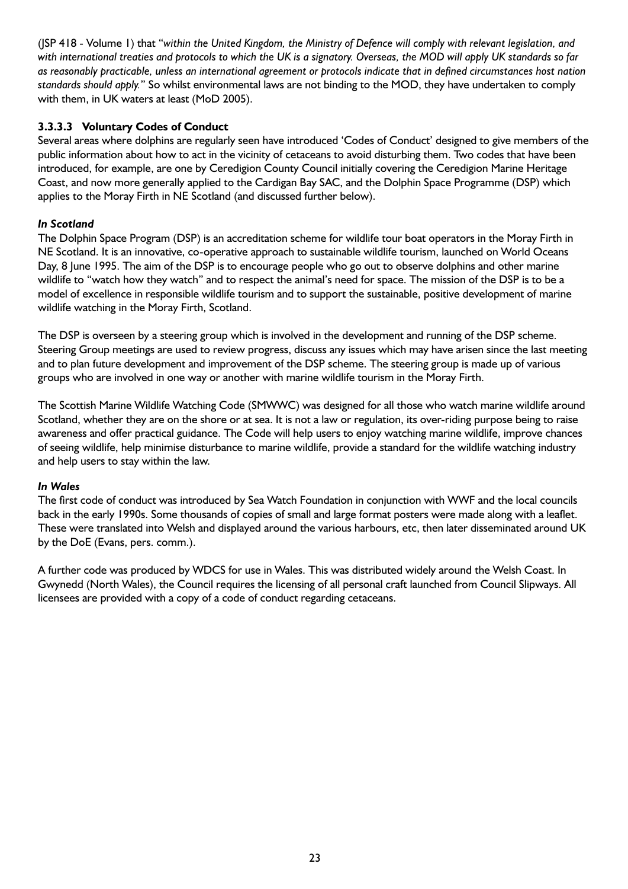(JSP 418 - Volume 1) that "*within the United Kingdom, the Ministry of Defence will comply with relevant legislation, and with international treaties and protocols to which the UK is a signatory. Overseas, the MOD will apply UK standards so far as reasonably practicable, unless an international agreement or protocols indicate that in defined circumstances host nation standards should apply.*" So whilst environmental laws are not binding to the MOD, they have undertaken to comply with them, in UK waters at least (MoD 2005).

### 3.3.3.3 Voluntary Codes of Conduct

Several areas where dolphins are regularly seen have introduced 'Codes of Conduct' designed to give members of the public information about how to act in the vicinity of cetaceans to avoid disturbing them. Two codes that have been introduced, for example, are one by Ceredigion County Council initially covering the Ceredigion Marine Heritage Coast, and now more generally applied to the Cardigan Bay SAC, and the Dolphin Space Programme (DSP) which applies to the Moray Firth in NE Scotland (and discussed further below).

***In Scotland***

The Dolphin Space Program (DSP) is an accreditation scheme for wildlife tour boat operators in the Moray Firth in NE Scotland. It is an innovative, co-operative approach to sustainable wildlife tourism, launched on World Oceans Day, 8 June 1995. The aim of the DSP is to encourage people who go out to observe dolphins and other marine wildlife to "watch how they watch" and to respect the animal's need for space. The mission of the DSP is to be a model of excellence in responsible wildlife tourism and to support the sustainable, positive development of marine wildlife watching in the Moray Firth, Scotland.

The DSP is overseen by a steering group which is involved in the development and running of the DSP scheme. Steering Group meetings are used to review progress, discuss any issues which may have arisen since the last meeting and to plan future development and improvement of the DSP scheme. The steering group is made up of various groups who are involved in one way or another with marine wildlife tourism in the Moray Firth.

The Scottish Marine Wildlife Watching Code (SMWWC) was designed for all those who watch marine wildlife around Scotland, whether they are on the shore or at sea. It is not a law or regulation, its over-riding purpose being to raise awareness and offer practical guidance. The Code will help users to enjoy watching marine wildlife, improve chances of seeing wildlife, help minimise disturbance to marine wildlife, provide a standard for the wildlife watching industry and help users to stay within the law.

***In Wales***

The first code of conduct was introduced by Sea Watch Foundation in conjunction with WWF and the local councils back in the early 1990s. Some thousands of copies of small and large format posters were made along with a leaflet. These were translated into Welsh and displayed around the various harbours, etc, then later disseminated around UK by the DoE (Evans, pers. comm.).

A further code was produced by WDCS for use in Wales. This was distributed widely around the Welsh Coast. In Gwynedd (North Wales), the Council requires the licensing of all personal craft launched from Council Slipways. All licensees are provided with a copy of a code of conduct regarding cetaceans.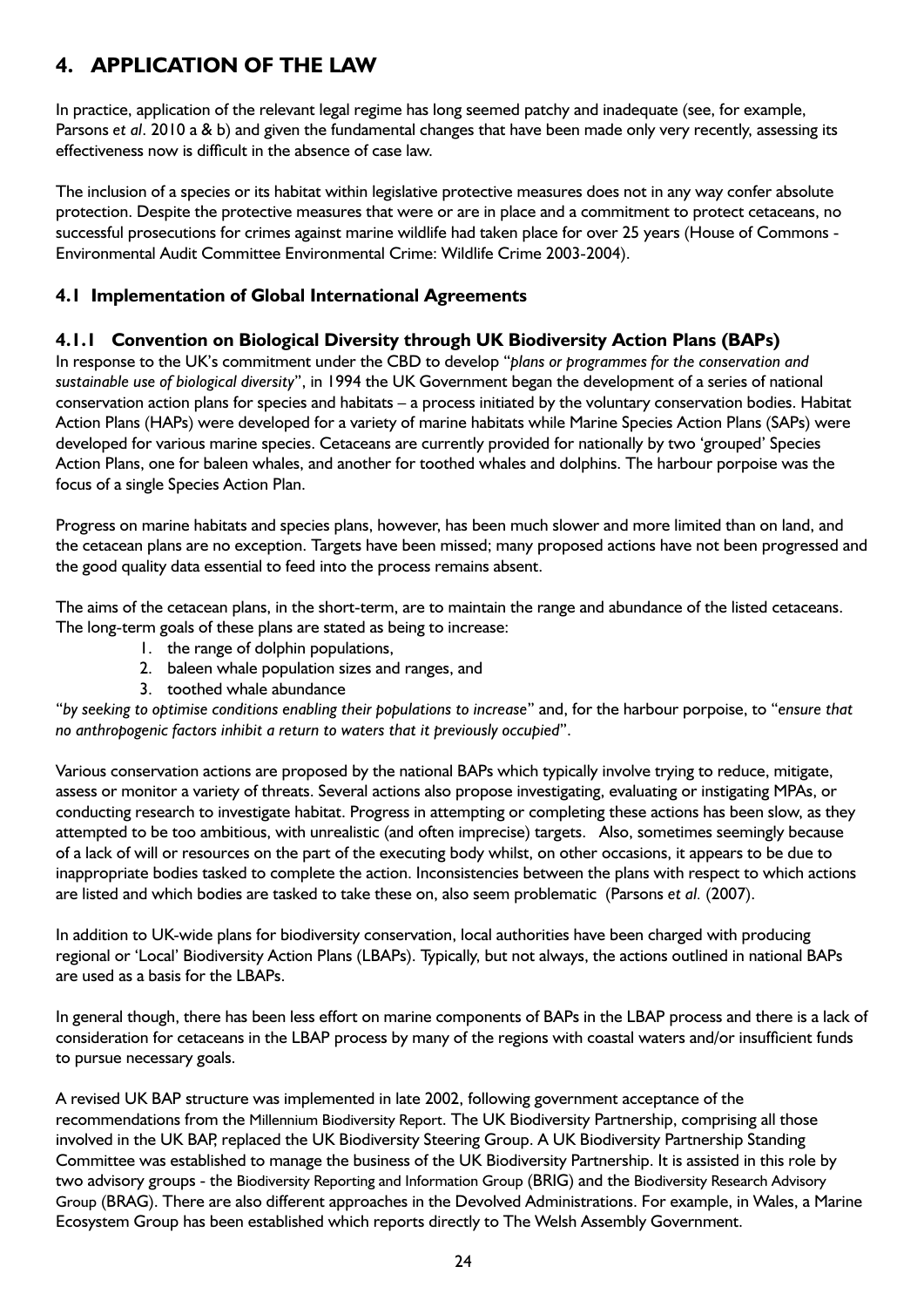# 4. APPLICATION OF THE LAW

In practice, application of the relevant legal regime has long seemed patchy and inadequate (see, for example, Parsons *et al*. 2010 a & b) and given the fundamental changes that have been made only very recently, assessing its effectiveness now is difficult in the absence of case law.

The inclusion of a species or its habitat within legislative protective measures does not in any way confer absolute protection. Despite the protective measures that were or are in place and a commitment to protect cetaceans, no successful prosecutions for crimes against marine wildlife had taken place for over 25 years (House of Commons - Environmental Audit Committee Environmental Crime: Wildlife Crime 2003-2004).

## 4.1 Implementation of Global International Agreements

### 4.1.1 Convention on Biological Diversity through UK Biodiversity Action Plans (BAPs)

In response to the UK's commitment under the CBD to develop "*plans or programmes for the conservation and sustainable use of biological diversity*", in 1994 the UK Government began the development of a series of national conservation action plans for species and habitats – a process initiated by the voluntary conservation bodies. Habitat Action Plans (HAPs) were developed for a variety of marine habitats while Marine Species Action Plans (SAPs) were developed for various marine species. Cetaceans are currently provided for nationally by two 'grouped' Species Action Plans, one for baleen whales, and another for toothed whales and dolphins. The harbour porpoise was the focus of a single Species Action Plan.

Progress on marine habitats and species plans, however, has been much slower and more limited than on land, and the cetacean plans are no exception. Targets have been missed; many proposed actions have not been progressed and the good quality data essential to feed into the process remains absent.

The aims of the cetacean plans, in the short-term, are to maintain the range and abundance of the listed cetaceans. The long-term goals of these plans are stated as being to increase:

1. the range of dolphin populations,
2. baleen whale population sizes and ranges, and
3. toothed whale abundance

"*by seeking to optimise conditions enabling their populations to increase*" and, for the harbour porpoise, to "*ensure that no anthropogenic factors inhibit a return to waters that it previously occupied*".

Various conservation actions are proposed by the national BAPs which typically involve trying to reduce, mitigate, assess or monitor a variety of threats. Several actions also propose investigating, evaluating or instigating MPAs, or conducting research to investigate habitat. Progress in attempting or completing these actions has been slow, as they attempted to be too ambitious, with unrealistic (and often imprecise) targets. Also, sometimes seemingly because of a lack of will or resources on the part of the executing body whilst, on other occasions, it appears to be due to inappropriate bodies tasked to complete the action. Inconsistencies between the plans with respect to which actions are listed and which bodies are tasked to take these on, also seem problematic (Parsons *et al.* (2007).

In addition to UK-wide plans for biodiversity conservation, local authorities have been charged with producing regional or 'Local' Biodiversity Action Plans (LBAPs). Typically, but not always, the actions outlined in national BAPs are used as a basis for the LBAPs.

In general though, there has been less effort on marine components of BAPs in the LBAP process and there is a lack of consideration for cetaceans in the LBAP process by many of the regions with coastal waters and/or insufficient funds to pursue necessary goals.

A revised UK BAP structure was implemented in late 2002, following government acceptance of the recommendations from the Millennium Biodiversity Report. The UK Biodiversity Partnership, comprising all those involved in the UK BAP, replaced the UK Biodiversity Steering Group. A UK Biodiversity Partnership Standing Committee was established to manage the business of the UK Biodiversity Partnership. It is assisted in this role by two advisory groups - the Biodiversity Reporting and Information Group (BRIG) and the Biodiversity Research Advisory Group (BRAG). There are also different approaches in the Devolved Administrations. For example, in Wales, a Marine Ecosystem Group has been established which reports directly to The Welsh Assembly Government.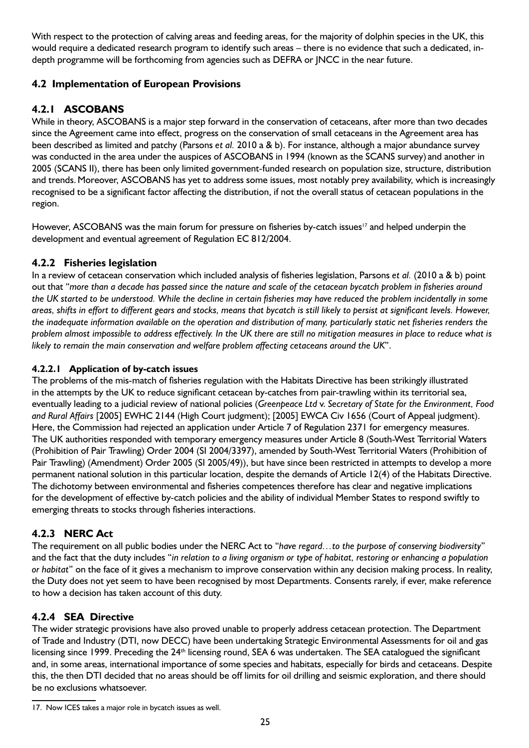With respect to the protection of calving areas and feeding areas, for the majority of dolphin species in the UK, this would require a dedicated research program to identify such areas – there is no evidence that such a dedicated, in-depth programme will be forthcoming from agencies such as DEFRA or JNCC in the near future.

## 4.2 Implementation of European Provisions

### 4.2.1 ASCOBANS

While in theory, ASCOBANS is a major step forward in the conservation of cetaceans, after more than two decades since the Agreement came into effect, progress on the conservation of small cetaceans in the Agreement area has been described as limited and patchy (Parsons *et al.* 2010 a & b). For instance, although a major abundance survey was conducted in the area under the auspices of ASCOBANS in 1994 (known as the SCANS survey) and another in 2005 (SCANS II), there has been only limited government-funded research on population size, structure, distribution and trends. Moreover, ASCOBANS has yet to address some issues, most notably prey availability, which is increasingly recognised to be a significant factor affecting the distribution, if not the overall status of cetacean populations in the region.

However, ASCOBANS was the main forum for pressure on fisheries by-catch issues[17] and helped underpin the development and eventual agreement of Regulation EC 812/2004.

### 4.2.2 Fisheries legislation

In a review of cetacean conservation which included analysis of fisheries legislation, Parsons *et al.* (2010 a & b) point out that "*more than a decade has passed since the nature and scale of the cetacean bycatch problem in fisheries around the UK started to be understood. While the decline in certain fisheries may have reduced the problem incidentally in some areas, shifts in effort to different gears and stocks, means that bycatch is still likely to persist at significant levels. However, the inadequate information available on the operation and distribution of many, particularly static net fisheries renders the problem almost impossible to address effectively. In the UK there are still no mitigation measures in place to reduce what is likely to remain the main conservation and welfare problem affecting cetaceans around the UK*".

#### 4.2.2.1 Application of by-catch issues

The problems of the mis-match of fisheries regulation with the Habitats Directive has been strikingly illustrated in the attempts by the UK to reduce significant cetacean by-catches from pair-trawling within its territorial sea, eventually leading to a judicial review of national policies (*Greenpeace Ltd* v. *Secretary of State for the Environment, Food and Rural Affairs* [2005] EWHC 2144 (High Court judgment); [2005] EWCA Civ 1656 (Court of Appeal judgment). Here, the Commission had rejected an application under Article 7 of Regulation 2371 for emergency measures. The UK authorities responded with temporary emergency measures under Article 8 (South-West Territorial Waters (Prohibition of Pair Trawling) Order 2004 (SI 2004/3397), amended by South-West Territorial Waters (Prohibition of Pair Trawling) (Amendment) Order 2005 (SI 2005/49)), but have since been restricted in attempts to develop a more permanent national solution in this particular location, despite the demands of Article 12(4) of the Habitats Directive. The dichotomy between environmental and fisheries competences therefore has clear and negative implications for the development of effective by-catch policies and the ability of individual Member States to respond swiftly to emerging threats to stocks through fisheries interactions.

### 4.2.3 NERC Act

The requirement on all public bodies under the NERC Act to "*have regard…to the purpose of conserving biodiversity*" and the fact that the duty includes "*in relation to a living organism or type of habitat, restoring or enhancing a population or habitat*" on the face of it gives a mechanism to improve conservation within any decision making process. In reality, the Duty does not yet seem to have been recognised by most Departments. Consents rarely, if ever, make reference to how a decision has taken account of this duty.

### 4.2.4 SEA Directive

The wider strategic provisions have also proved unable to properly address cetacean protection. The Department of Trade and Industry (DTI, now DECC) have been undertaking Strategic Environmental Assessments for oil and gas licensing since 1999. Preceding the 24th licensing round, SEA 6 was undertaken. The SEA catalogued the significant and, in some areas, international importance of some species and habitats, especially for birds and cetaceans. Despite this, the then DTI decided that no areas should be off limits for oil drilling and seismic exploration, and there should be no exclusions whatsoever.

---

17. Now ICES takes a major role in bycatch issues as well.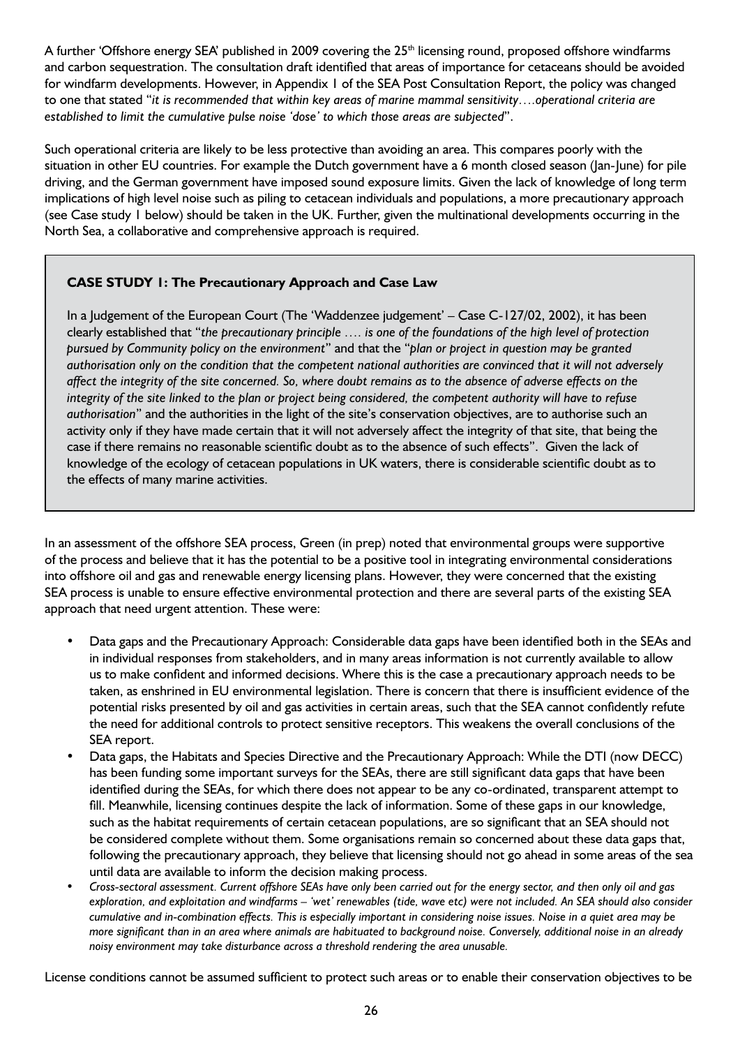A further 'Offshore energy SEA' published in 2009 covering the 25th licensing round, proposed offshore windfarms and carbon sequestration. The consultation draft identified that areas of importance for cetaceans should be avoided for windfarm developments. However, in Appendix 1 of the SEA Post Consultation Report, the policy was changed to one that stated "*it is recommended that within key areas of marine mammal sensitivity….operational criteria are established to limit the cumulative pulse noise 'dose' to which those areas are subjected*".

Such operational criteria are likely to be less protective than avoiding an area. This compares poorly with the situation in other EU countries. For example the Dutch government have a 6 month closed season (Jan-June) for pile driving, and the German government have imposed sound exposure limits. Given the lack of knowledge of long term implications of high level noise such as piling to cetacean individuals and populations, a more precautionary approach (see Case study 1 below) should be taken in the UK. Further, given the multinational developments occurring in the North Sea, a collaborative and comprehensive approach is required.

> **CASE STUDY 1: The Precautionary Approach and Case Law**
>
> In a Judgement of the European Court (The 'Waddenzee judgement' – Case C-127/02, 2002), it has been clearly established that "*the precautionary principle …. is one of the foundations of the high level of protection pursued by Community policy on the environment*" and that the "*plan or project in question may be granted authorisation only on the condition that the competent national authorities are convinced that it will not adversely affect the integrity of the site concerned. So, where doubt remains as to the absence of adverse effects on the integrity of the site linked to the plan or project being considered, the competent authority will have to refuse authorisation*" and the authorities in the light of the site's conservation objectives, are to authorise such an activity only if they have made certain that it will not adversely affect the integrity of that site, that being the case if there remains no reasonable scientific doubt as to the absence of such effects". Given the lack of knowledge of the ecology of cetacean populations in UK waters, there is considerable scientific doubt as to the effects of many marine activities.

In an assessment of the offshore SEA process, Green (in prep) noted that environmental groups were supportive of the process and believe that it has the potential to be a positive tool in integrating environmental considerations into offshore oil and gas and renewable energy licensing plans. However, they were concerned that the existing SEA process is unable to ensure effective environmental protection and there are several parts of the existing SEA approach that need urgent attention. These were:

- Data gaps and the Precautionary Approach: Considerable data gaps have been identified both in the SEAs and in individual responses from stakeholders, and in many areas information is not currently available to allow us to make confident and informed decisions. Where this is the case a precautionary approach needs to be taken, as enshrined in EU environmental legislation. There is concern that there is insufficient evidence of the potential risks presented by oil and gas activities in certain areas, such that the SEA cannot confidently refute the need for additional controls to protect sensitive receptors. This weakens the overall conclusions of the SEA report.
- Data gaps, the Habitats and Species Directive and the Precautionary Approach: While the DTI (now DECC) has been funding some important surveys for the SEAs, there are still significant data gaps that have been identified during the SEAs, for which there does not appear to be any co-ordinated, transparent attempt to fill. Meanwhile, licensing continues despite the lack of information. Some of these gaps in our knowledge, such as the habitat requirements of certain cetacean populations, are so significant that an SEA should not be considered complete without them. Some organisations remain so concerned about these data gaps that, following the precautionary approach, they believe that licensing should not go ahead in some areas of the sea until data are available to inform the decision making process.
- *Cross-sectoral assessment. Current offshore SEAs have only been carried out for the energy sector, and then only oil and gas exploration, and exploitation and windfarms – 'wet' renewables (tide, wave etc) were not included. An SEA should also consider cumulative and in-combination effects. This is especially important in considering noise issues. Noise in a quiet area may be more significant than in an area where animals are habituated to background noise. Conversely, additional noise in an already noisy environment may take disturbance across a threshold rendering the area unusable.*

License conditions cannot be assumed sufficient to protect such areas or to enable their conservation objectives to be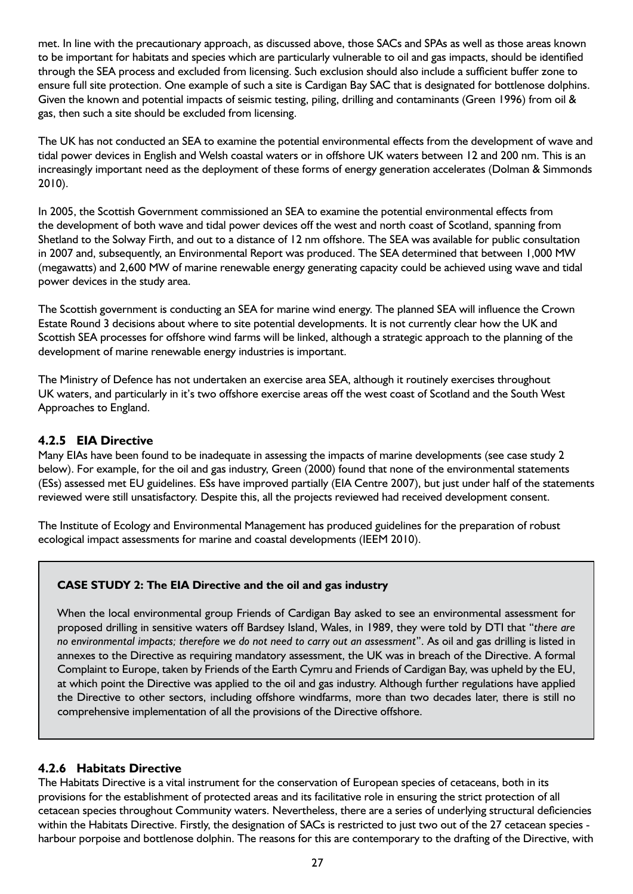met. In line with the precautionary approach, as discussed above, those SACs and SPAs as well as those areas known to be important for habitats and species which are particularly vulnerable to oil and gas impacts, should be identified through the SEA process and excluded from licensing. Such exclusion should also include a sufficient buffer zone to ensure full site protection. One example of such a site is Cardigan Bay SAC that is designated for bottlenose dolphins. Given the known and potential impacts of seismic testing, piling, drilling and contaminants (Green 1996) from oil & gas, then such a site should be excluded from licensing.

The UK has not conducted an SEA to examine the potential environmental effects from the development of wave and tidal power devices in English and Welsh coastal waters or in offshore UK waters between 12 and 200 nm. This is an increasingly important need as the deployment of these forms of energy generation accelerates (Dolman & Simmonds 2010).

In 2005, the Scottish Government commissioned an SEA to examine the potential environmental effects from the development of both wave and tidal power devices off the west and north coast of Scotland, spanning from Shetland to the Solway Firth, and out to a distance of 12 nm offshore. The SEA was available for public consultation in 2007 and, subsequently, an Environmental Report was produced. The SEA determined that between 1,000 MW (megawatts) and 2,600 MW of marine renewable energy generating capacity could be achieved using wave and tidal power devices in the study area.

The Scottish government is conducting an SEA for marine wind energy. The planned SEA will influence the Crown Estate Round 3 decisions about where to site potential developments. It is not currently clear how the UK and Scottish SEA processes for offshore wind farms will be linked, although a strategic approach to the planning of the development of marine renewable energy industries is important.

The Ministry of Defence has not undertaken an exercise area SEA, although it routinely exercises throughout UK waters, and particularly in it's two offshore exercise areas off the west coast of Scotland and the South West Approaches to England.

### 4.2.5 EIA Directive

Many EIAs have been found to be inadequate in assessing the impacts of marine developments (see case study 2 below). For example, for the oil and gas industry, Green (2000) found that none of the environmental statements (ESs) assessed met EU guidelines. ESs have improved partially (EIA Centre 2007), but just under half of the statements reviewed were still unsatisfactory. Despite this, all the projects reviewed had received development consent.

The Institute of Ecology and Environmental Management has produced guidelines for the preparation of robust ecological impact assessments for marine and coastal developments (IEEM 2010).

**CASE STUDY 2: The EIA Directive and the oil and gas industry**

When the local environmental group Friends of Cardigan Bay asked to see an environmental assessment for proposed drilling in sensitive waters off Bardsey Island, Wales, in 1989, they were told by DTI that "*there are no environmental impacts; therefore we do not need to carry out an assessment*". As oil and gas drilling is listed in annexes to the Directive as requiring mandatory assessment, the UK was in breach of the Directive. A formal Complaint to Europe, taken by Friends of the Earth Cymru and Friends of Cardigan Bay, was upheld by the EU, at which point the Directive was applied to the oil and gas industry. Although further regulations have applied the Directive to other sectors, including offshore windfarms, more than two decades later, there is still no comprehensive implementation of all the provisions of the Directive offshore.

### 4.2.6 Habitats Directive

The Habitats Directive is a vital instrument for the conservation of European species of cetaceans, both in its provisions for the establishment of protected areas and its facilitative role in ensuring the strict protection of all cetacean species throughout Community waters. Nevertheless, there are a series of underlying structural deficiencies within the Habitats Directive. Firstly, the designation of SACs is restricted to just two out of the 27 cetacean species - harbour porpoise and bottlenose dolphin. The reasons for this are contemporary to the drafting of the Directive, with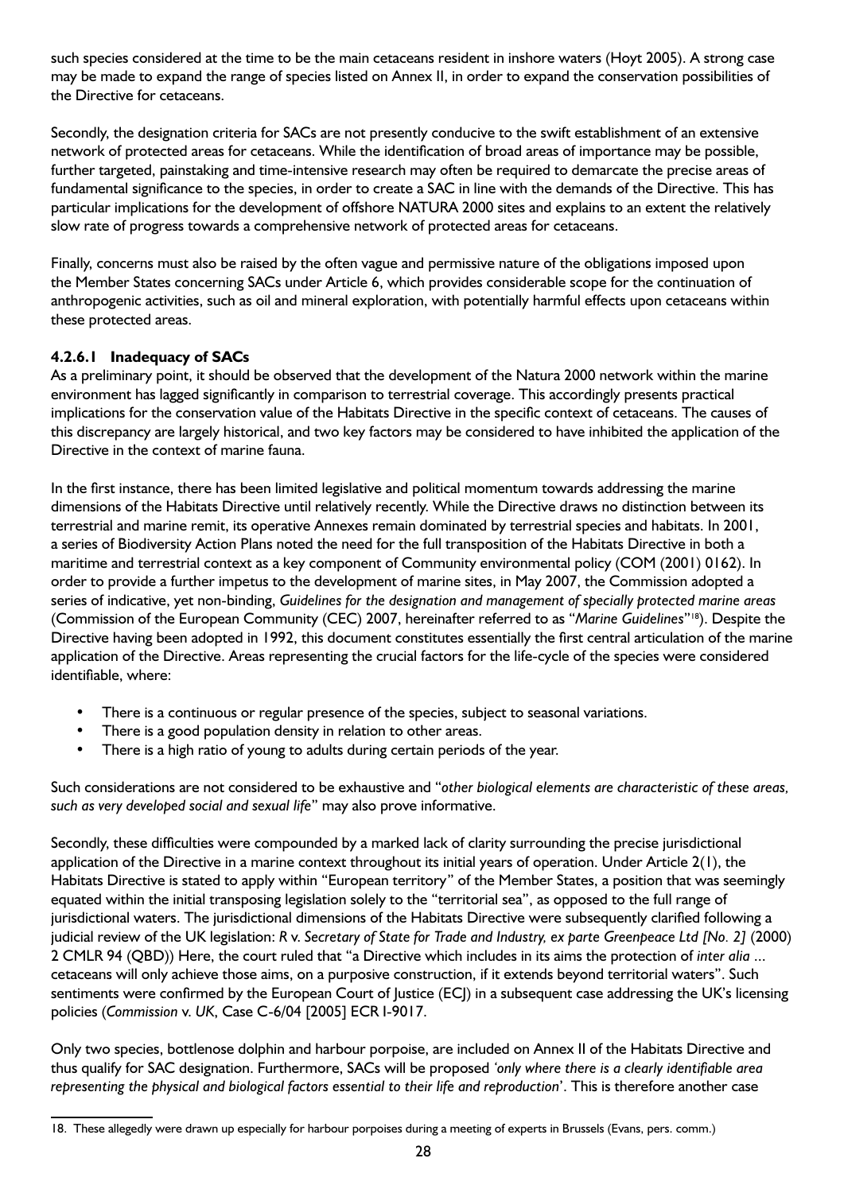such species considered at the time to be the main cetaceans resident in inshore waters (Hoyt 2005). A strong case may be made to expand the range of species listed on Annex II, in order to expand the conservation possibilities of the Directive for cetaceans.

Secondly, the designation criteria for SACs are not presently conducive to the swift establishment of an extensive network of protected areas for cetaceans. While the identification of broad areas of importance may be possible, further targeted, painstaking and time-intensive research may often be required to demarcate the precise areas of fundamental significance to the species, in order to create a SAC in line with the demands of the Directive. This has particular implications for the development of offshore NATURA 2000 sites and explains to an extent the relatively slow rate of progress towards a comprehensive network of protected areas for cetaceans.

Finally, concerns must also be raised by the often vague and permissive nature of the obligations imposed upon the Member States concerning SACs under Article 6, which provides considerable scope for the continuation of anthropogenic activities, such as oil and mineral exploration, with potentially harmful effects upon cetaceans within these protected areas.

#### 4.2.6.1 Inadequacy of SACs

As a preliminary point, it should be observed that the development of the Natura 2000 network within the marine environment has lagged significantly in comparison to terrestrial coverage. This accordingly presents practical implications for the conservation value of the Habitats Directive in the specific context of cetaceans. The causes of this discrepancy are largely historical, and two key factors may be considered to have inhibited the application of the Directive in the context of marine fauna.

In the first instance, there has been limited legislative and political momentum towards addressing the marine dimensions of the Habitats Directive until relatively recently. While the Directive draws no distinction between its terrestrial and marine remit, its operative Annexes remain dominated by terrestrial species and habitats. In 2001, a series of Biodiversity Action Plans noted the need for the full transposition of the Habitats Directive in both a maritime and terrestrial context as a key component of Community environmental policy (COM (2001) 0162). In order to provide a further impetus to the development of marine sites, in May 2007, the Commission adopted a series of indicative, yet non-binding, *Guidelines for the designation and management of specially protected marine areas* (Commission of the European Community (CEC) 2007, hereinafter referred to as "*Marine Guidelines*"[18]). Despite the Directive having been adopted in 1992, this document constitutes essentially the first central articulation of the marine application of the Directive. Areas representing the crucial factors for the life-cycle of the species were considered identifiable, where:

- There is a continuous or regular presence of the species, subject to seasonal variations.
- There is a good population density in relation to other areas.
- There is a high ratio of young to adults during certain periods of the year.

Such considerations are not considered to be exhaustive and "*other biological elements are characteristic of these areas, such as very developed social and sexual life*" may also prove informative.

Secondly, these difficulties were compounded by a marked lack of clarity surrounding the precise jurisdictional application of the Directive in a marine context throughout its initial years of operation. Under Article 2(1), the Habitats Directive is stated to apply within "European territory" of the Member States, a position that was seemingly equated within the initial transposing legislation solely to the "territorial sea", as opposed to the full range of jurisdictional waters. The jurisdictional dimensions of the Habitats Directive were subsequently clarified following a judicial review of the UK legislation: *R* v. *Secretary of State for Trade and Industry, ex parte Greenpeace Ltd [No. 2]* (2000) 2 CMLR 94 (QBD)) Here, the court ruled that "a Directive which includes in its aims the protection of *inter alia* ... cetaceans will only achieve those aims, on a purposive construction, if it extends beyond territorial waters". Such sentiments were confirmed by the European Court of Justice (ECJ) in a subsequent case addressing the UK's licensing policies (*Commission* v. *UK*, Case C-6/04 [2005] ECR I-9017.

Only two species, bottlenose dolphin and harbour porpoise, are included on Annex II of the Habitats Directive and thus qualify for SAC designation. Furthermore, SACs will be proposed *'only where there is a clearly identifiable area representing the physical and biological factors essential to their life and reproduction*'. This is therefore another case

---

18. These allegedly were drawn up especially for harbour porpoises during a meeting of experts in Brussels (Evans, pers. comm.)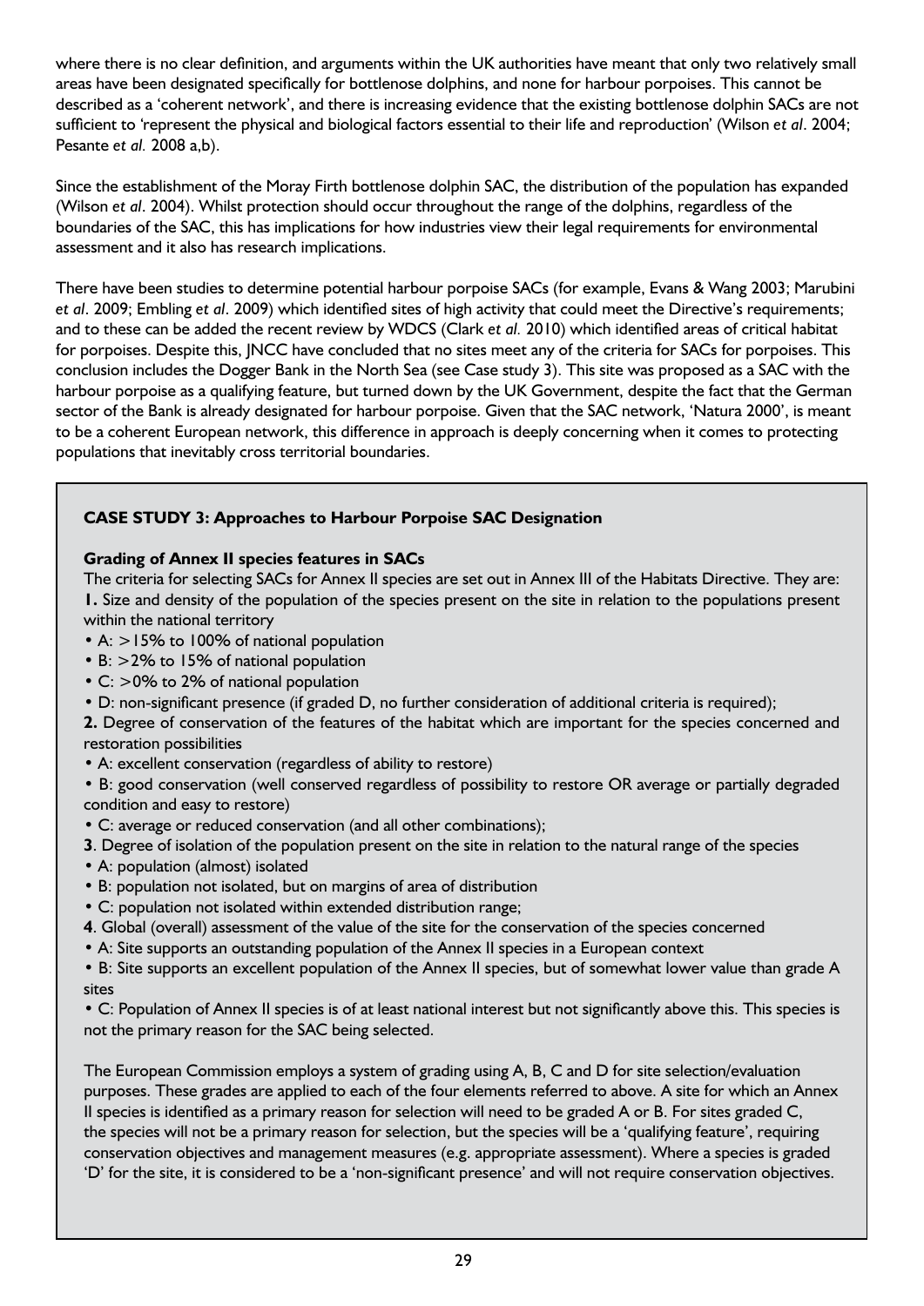where there is no clear definition, and arguments within the UK authorities have meant that only two relatively small areas have been designated specifically for bottlenose dolphins, and none for harbour porpoises. This cannot be described as a 'coherent network', and there is increasing evidence that the existing bottlenose dolphin SACs are not sufficient to 'represent the physical and biological factors essential to their life and reproduction' (Wilson *et al*. 2004; Pesante *et al.* 2008 a,b).

Since the establishment of the Moray Firth bottlenose dolphin SAC, the distribution of the population has expanded (Wilson *et al*. 2004). Whilst protection should occur throughout the range of the dolphins, regardless of the boundaries of the SAC, this has implications for how industries view their legal requirements for environmental assessment and it also has research implications.

There have been studies to determine potential harbour porpoise SACs (for example, Evans & Wang 2003; Marubini *et al*. 2009; Embling *et al*. 2009) which identified sites of high activity that could meet the Directive's requirements; and to these can be added the recent review by WDCS (Clark *et al.* 2010) which identified areas of critical habitat for porpoises. Despite this, JNCC have concluded that no sites meet any of the criteria for SACs for porpoises. This conclusion includes the Dogger Bank in the North Sea (see Case study 3). This site was proposed as a SAC with the harbour porpoise as a qualifying feature, but turned down by the UK Government, despite the fact that the German sector of the Bank is already designated for harbour porpoise. Given that the SAC network, 'Natura 2000', is meant to be a coherent European network, this difference in approach is deeply concerning when it comes to protecting populations that inevitably cross territorial boundaries.

**CASE STUDY 3: Approaches to Harbour Porpoise SAC Designation**

**Grading of Annex II species features in SACs**

The criteria for selecting SACs for Annex II species are set out in Annex III of the Habitats Directive. They are:

**1.** Size and density of the population of the species present on the site in relation to the populations present within the national territory

- A: >15% to 100% of national population
- B: >2% to 15% of national population
- C: >0% to 2% of national population
- D: non-significant presence (if graded D, no further consideration of additional criteria is required);

**2.** Degree of conservation of the features of the habitat which are important for the species concerned and restoration possibilities

- A: excellent conservation (regardless of ability to restore)
- B: good conservation (well conserved regardless of possibility to restore OR average or partially degraded condition and easy to restore)
- C: average or reduced conservation (and all other combinations);

**3**. Degree of isolation of the population present on the site in relation to the natural range of the species

- A: population (almost) isolated
- B: population not isolated, but on margins of area of distribution
- C: population not isolated within extended distribution range;

**4**. Global (overall) assessment of the value of the site for the conservation of the species concerned

- A: Site supports an outstanding population of the Annex II species in a European context
- B: Site supports an excellent population of the Annex II species, but of somewhat lower value than grade A sites
- C: Population of Annex II species is of at least national interest but not significantly above this. This species is not the primary reason for the SAC being selected.

The European Commission employs a system of grading using A, B, C and D for site selection/evaluation purposes. These grades are applied to each of the four elements referred to above. A site for which an Annex II species is identified as a primary reason for selection will need to be graded A or B. For sites graded C, the species will not be a primary reason for selection, but the species will be a 'qualifying feature', requiring conservation objectives and management measures (e.g. appropriate assessment). Where a species is graded 'D' for the site, it is considered to be a 'non-significant presence' and will not require conservation objectives.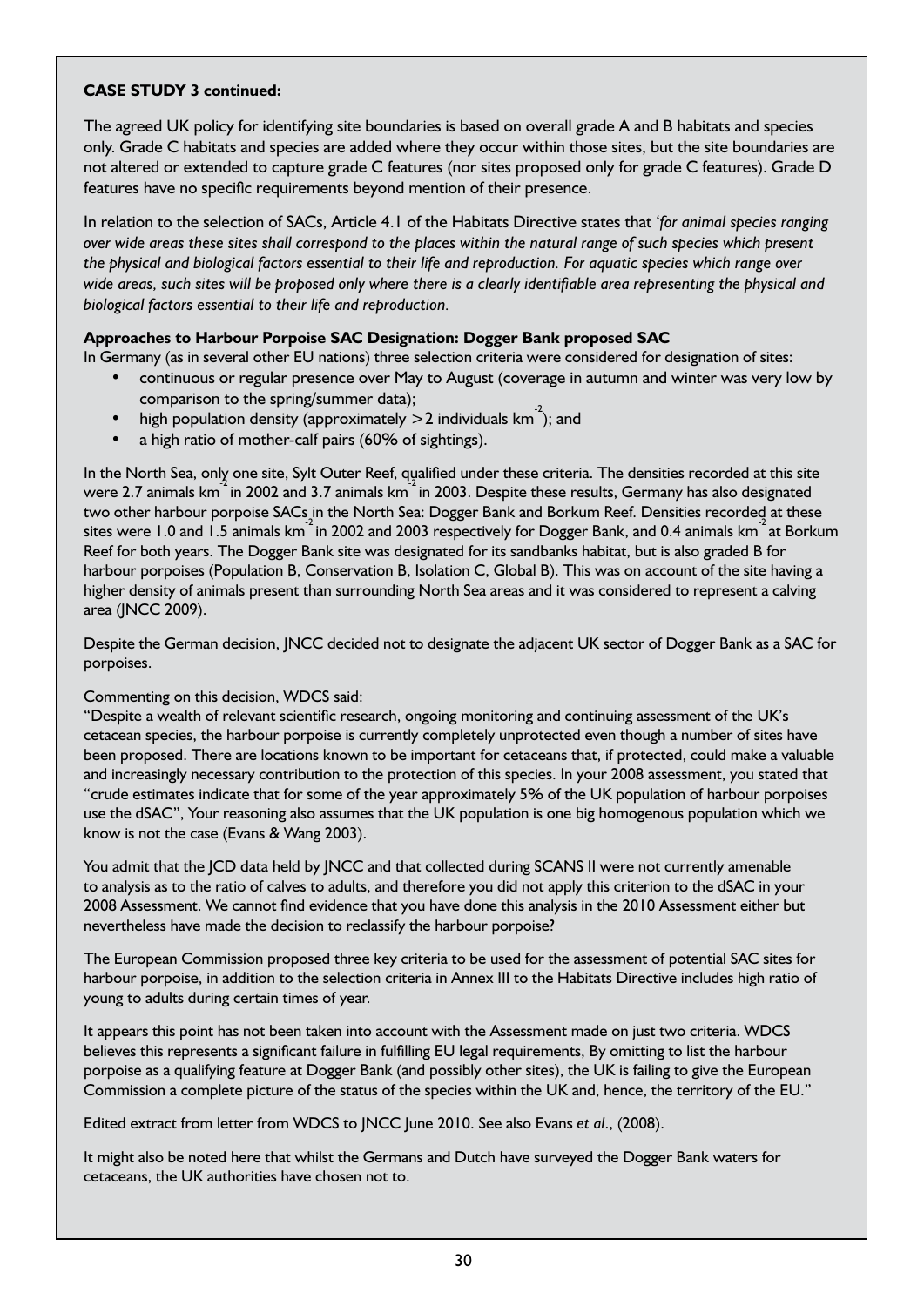**CASE STUDY 3 continued:**

The agreed UK policy for identifying site boundaries is based on overall grade A and B habitats and species only. Grade C habitats and species are added where they occur within those sites, but the site boundaries are not altered or extended to capture grade C features (nor sites proposed only for grade C features). Grade D features have no specific requirements beyond mention of their presence.

In relation to the selection of SACs, Article 4.1 of the Habitats Directive states that '*for animal species ranging over wide areas these sites shall correspond to the places within the natural range of such species which present the physical and biological factors essential to their life and reproduction. For aquatic species which range over wide areas, such sites will be proposed only where there is a clearly identifiable area representing the physical and biological factors essential to their life and reproduction.*

**Approaches to Harbour Porpoise SAC Designation: Dogger Bank proposed SAC**

In Germany (as in several other EU nations) three selection criteria were considered for designation of sites:

- continuous or regular presence over May to August (coverage in autumn and winter was very low by comparison to the spring/summer data);
- high population density (approximately >2 individuals $km^{-2}$); and
- a high ratio of mother-calf pairs (60% of sightings).

In the North Sea, only one site, Sylt Outer Reef, qualified under these criteria. The densities recorded at this site were 2.7 animals $km^{-2}$ in 2002 and 3.7 animals $km^{-2}$ in 2003. Despite these results, Germany has also designated two other harbour porpoise SACs in the North Sea: Dogger Bank and Borkum Reef. Densities recorded at these sites were 1.0 and 1.5 animals $km^{-2}$ in 2002 and 2003 respectively for Dogger Bank, and 0.4 animals $km^{-2}$ at Borkum Reef for both years. The Dogger Bank site was designated for its sandbanks habitat, but is also graded B for harbour porpoises (Population B, Conservation B, Isolation C, Global B). This was on account of the site having a higher density of animals present than surrounding North Sea areas and it was considered to represent a calving area (JNCC 2009).

Despite the German decision, JNCC decided not to designate the adjacent UK sector of Dogger Bank as a SAC for porpoises.

Commenting on this decision, WDCS said:

"Despite a wealth of relevant scientific research, ongoing monitoring and continuing assessment of the UK's cetacean species, the harbour porpoise is currently completely unprotected even though a number of sites have been proposed. There are locations known to be important for cetaceans that, if protected, could make a valuable and increasingly necessary contribution to the protection of this species. In your 2008 assessment, you stated that "crude estimates indicate that for some of the year approximately 5% of the UK population of harbour porpoises use the dSAC", Your reasoning also assumes that the UK population is one big homogenous population which we know is not the case (Evans & Wang 2003).

You admit that the JCD data held by JNCC and that collected during SCANS II were not currently amenable to analysis as to the ratio of calves to adults, and therefore you did not apply this criterion to the dSAC in your 2008 Assessment. We cannot find evidence that you have done this analysis in the 2010 Assessment either but nevertheless have made the decision to reclassify the harbour porpoise?

The European Commission proposed three key criteria to be used for the assessment of potential SAC sites for harbour porpoise, in addition to the selection criteria in Annex III to the Habitats Directive includes high ratio of young to adults during certain times of year.

It appears this point has not been taken into account with the Assessment made on just two criteria. WDCS believes this represents a significant failure in fulfilling EU legal requirements, By omitting to list the harbour porpoise as a qualifying feature at Dogger Bank (and possibly other sites), the UK is failing to give the European Commission a complete picture of the status of the species within the UK and, hence, the territory of the EU."

Edited extract from letter from WDCS to JNCC June 2010. See also Evans *et al*., (2008).

It might also be noted here that whilst the Germans and Dutch have surveyed the Dogger Bank waters for cetaceans, the UK authorities have chosen not to.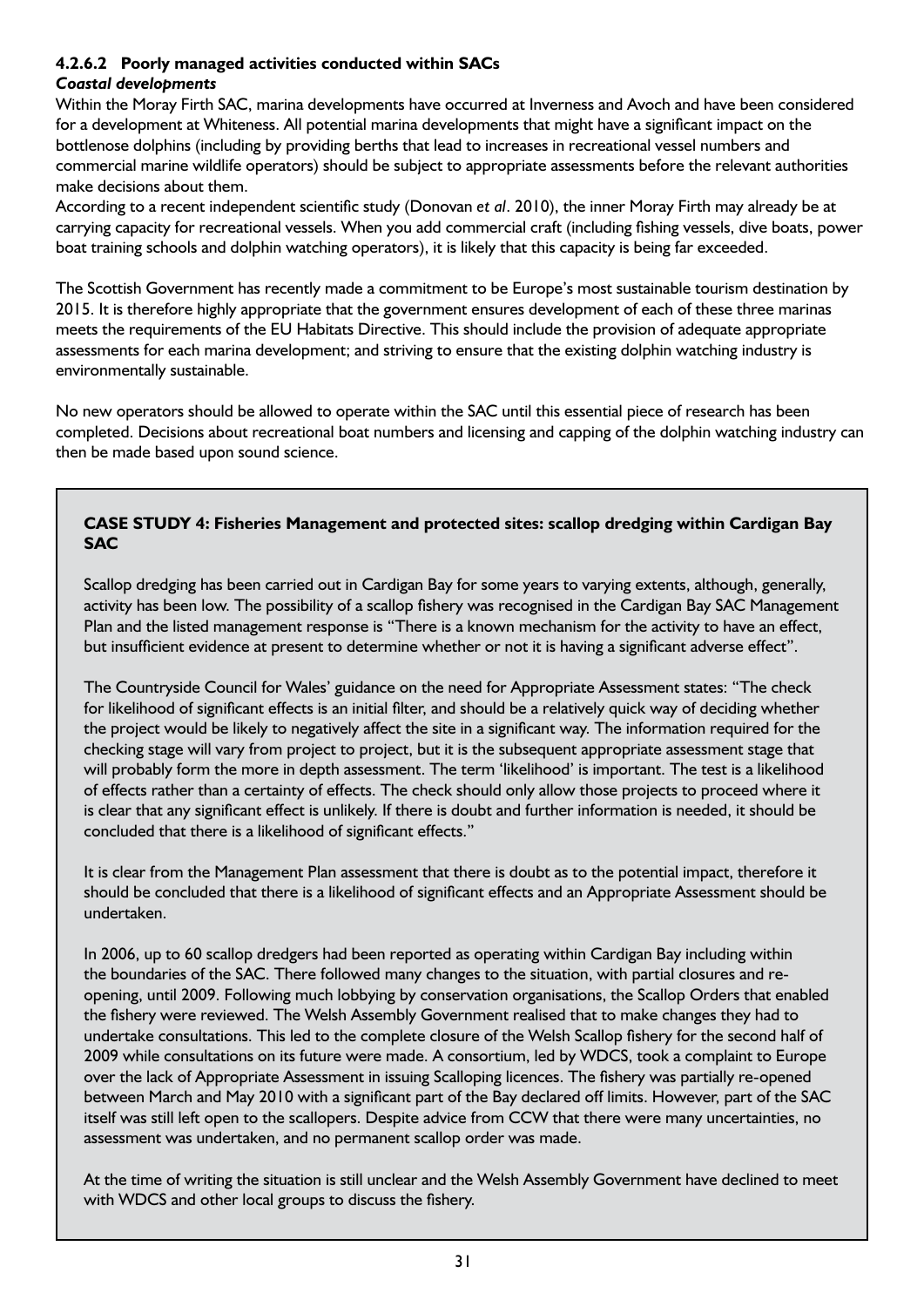#### 4.2.6.2 Poorly managed activities conducted within SACs

***Coastal developments***

Within the Moray Firth SAC, marina developments have occurred at Inverness and Avoch and have been considered for a development at Whiteness. All potential marina developments that might have a significant impact on the bottlenose dolphins (including by providing berths that lead to increases in recreational vessel numbers and commercial marine wildlife operators) should be subject to appropriate assessments before the relevant authorities make decisions about them.

According to a recent independent scientific study (Donovan *et al*. 2010), the inner Moray Firth may already be at carrying capacity for recreational vessels. When you add commercial craft (including fishing vessels, dive boats, power boat training schools and dolphin watching operators), it is likely that this capacity is being far exceeded.

The Scottish Government has recently made a commitment to be Europe's most sustainable tourism destination by 2015. It is therefore highly appropriate that the government ensures development of each of these three marinas meets the requirements of the EU Habitats Directive. This should include the provision of adequate appropriate assessments for each marina development; and striving to ensure that the existing dolphin watching industry is environmentally sustainable.

No new operators should be allowed to operate within the SAC until this essential piece of research has been completed. Decisions about recreational boat numbers and licensing and capping of the dolphin watching industry can then be made based upon sound science.

> **CASE STUDY 4: Fisheries Management and protected sites: scallop dredging within Cardigan Bay SAC**
>
> Scallop dredging has been carried out in Cardigan Bay for some years to varying extents, although, generally, activity has been low. The possibility of a scallop fishery was recognised in the Cardigan Bay SAC Management Plan and the listed management response is "There is a known mechanism for the activity to have an effect, but insufficient evidence at present to determine whether or not it is having a significant adverse effect".
>
> The Countryside Council for Wales' guidance on the need for Appropriate Assessment states: "The check for likelihood of significant effects is an initial filter, and should be a relatively quick way of deciding whether the project would be likely to negatively affect the site in a significant way. The information required for the checking stage will vary from project to project, but it is the subsequent appropriate assessment stage that will probably form the more in depth assessment. The term 'likelihood' is important. The test is a likelihood of effects rather than a certainty of effects. The check should only allow those projects to proceed where it is clear that any significant effect is unlikely. If there is doubt and further information is needed, it should be concluded that there is a likelihood of significant effects."
>
> It is clear from the Management Plan assessment that there is doubt as to the potential impact, therefore it should be concluded that there is a likelihood of significant effects and an Appropriate Assessment should be undertaken.
>
> In 2006, up to 60 scallop dredgers had been reported as operating within Cardigan Bay including within the boundaries of the SAC. There followed many changes to the situation, with partial closures and re-opening, until 2009. Following much lobbying by conservation organisations, the Scallop Orders that enabled the fishery were reviewed. The Welsh Assembly Government realised that to make changes they had to undertake consultations. This led to the complete closure of the Welsh Scallop fishery for the second half of 2009 while consultations on its future were made. A consortium, led by WDCS, took a complaint to Europe over the lack of Appropriate Assessment in issuing Scalloping licences. The fishery was partially re-opened between March and May 2010 with a significant part of the Bay declared off limits. However, part of the SAC itself was still left open to the scallopers. Despite advice from CCW that there were many uncertainties, no assessment was undertaken, and no permanent scallop order was made.
>
> At the time of writing the situation is still unclear and the Welsh Assembly Government have declined to meet with WDCS and other local groups to discuss the fishery.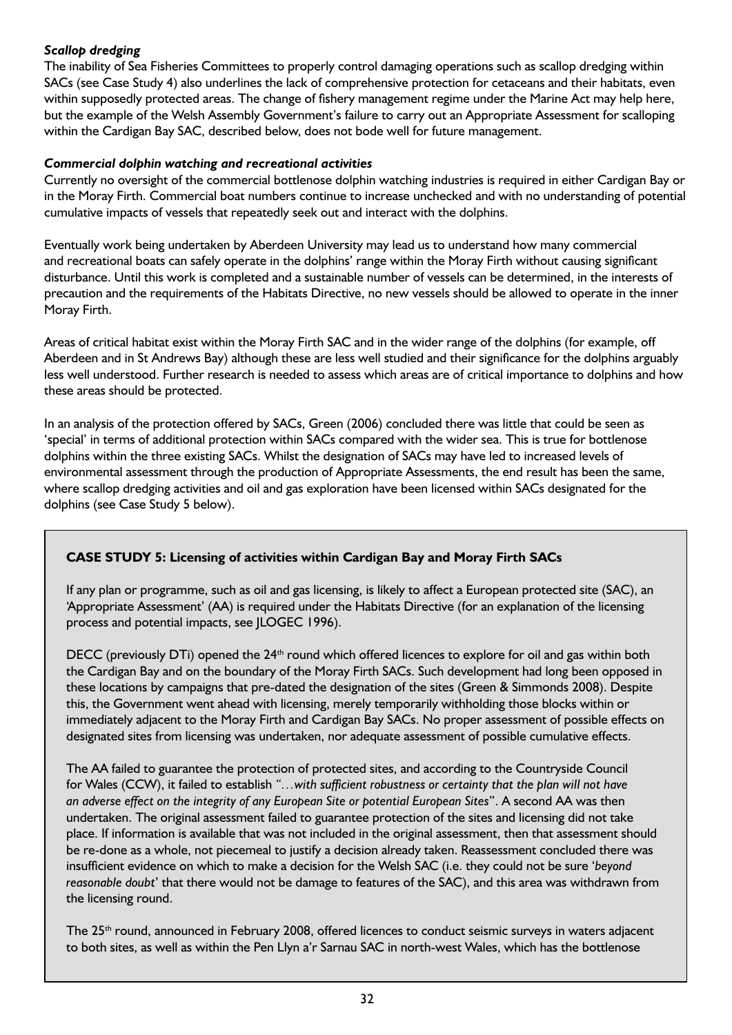### *Scallop dredging*

The inability of Sea Fisheries Committees to properly control damaging operations such as scallop dredging within SACs (see Case Study 4) also underlines the lack of comprehensive protection for cetaceans and their habitats, even within supposedly protected areas. The change of fishery management regime under the Marine Act may help here, but the example of the Welsh Assembly Government's failure to carry out an Appropriate Assessment for scalloping within the Cardigan Bay SAC, described below, does not bode well for future management.

### *Commercial dolphin watching and recreational activities*

Currently no oversight of the commercial bottlenose dolphin watching industries is required in either Cardigan Bay or in the Moray Firth. Commercial boat numbers continue to increase unchecked and with no understanding of potential cumulative impacts of vessels that repeatedly seek out and interact with the dolphins.

Eventually work being undertaken by Aberdeen University may lead us to understand how many commercial and recreational boats can safely operate in the dolphins' range within the Moray Firth without causing significant disturbance. Until this work is completed and a sustainable number of vessels can be determined, in the interests of precaution and the requirements of the Habitats Directive, no new vessels should be allowed to operate in the inner Moray Firth.

Areas of critical habitat exist within the Moray Firth SAC and in the wider range of the dolphins (for example, off Aberdeen and in St Andrews Bay) although these are less well studied and their significance for the dolphins arguably less well understood. Further research is needed to assess which areas are of critical importance to dolphins and how these areas should be protected.

In an analysis of the protection offered by SACs, Green (2006) concluded there was little that could be seen as 'special' in terms of additional protection within SACs compared with the wider sea. This is true for bottlenose dolphins within the three existing SACs. Whilst the designation of SACs may have led to increased levels of environmental assessment through the production of Appropriate Assessments, the end result has been the same, where scallop dredging activities and oil and gas exploration have been licensed within SACs designated for the dolphins (see Case Study 5 below).

**CASE STUDY 5: Licensing of activities within Cardigan Bay and Moray Firth SACs**

If any plan or programme, such as oil and gas licensing, is likely to affect a European protected site (SAC), an 'Appropriate Assessment' (AA) is required under the Habitats Directive (for an explanation of the licensing process and potential impacts, see JLOGEC 1996).

DECC (previously DTi) opened the 24th round which offered licences to explore for oil and gas within both the Cardigan Bay and on the boundary of the Moray Firth SACs. Such development had long been opposed in these locations by campaigns that pre-dated the designation of the sites (Green & Simmonds 2008). Despite this, the Government went ahead with licensing, merely temporarily withholding those blocks within or immediately adjacent to the Moray Firth and Cardigan Bay SACs. No proper assessment of possible effects on designated sites from licensing was undertaken, nor adequate assessment of possible cumulative effects.

The AA failed to guarantee the protection of protected sites, and according to the Countryside Council for Wales (CCW), it failed to establish "*…with sufficient robustness or certainty that the plan will not have an adverse effect on the integrity of any European Site or potential European Sites*". A second AA was then undertaken. The original assessment failed to guarantee protection of the sites and licensing did not take place. If information is available that was not included in the original assessment, then that assessment should be re-done as a whole, not piecemeal to justify a decision already taken. Reassessment concluded there was insufficient evidence on which to make a decision for the Welsh SAC (i.e. they could not be sure '*beyond reasonable doubt*' that there would not be damage to features of the SAC), and this area was withdrawn from the licensing round.

The 25th round, announced in February 2008, offered licences to conduct seismic surveys in waters adjacent to both sites, as well as within the Pen Llyn a'r Sarnau SAC in north-west Wales, which has the bottlenose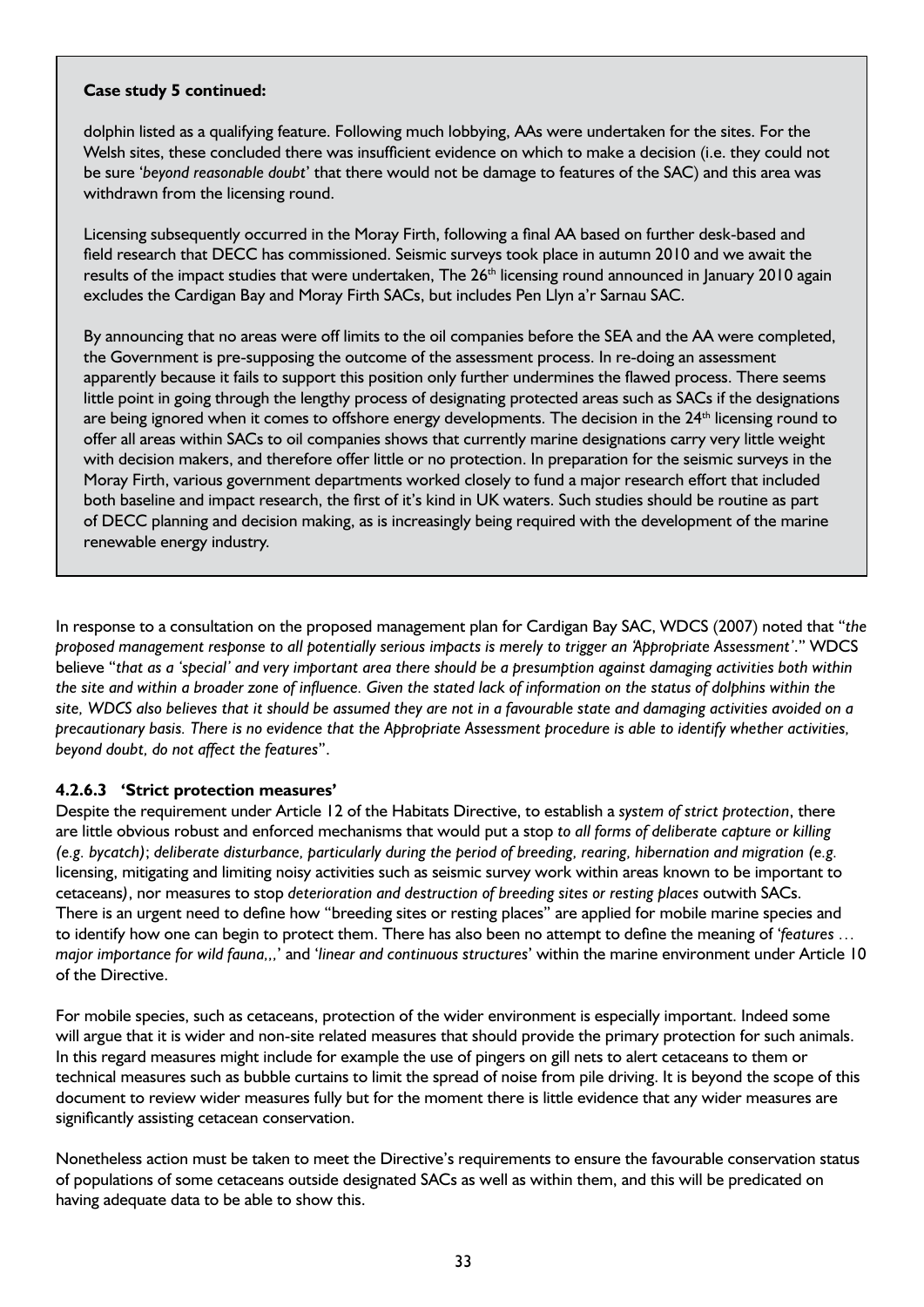**Case study 5 continued:**

dolphin listed as a qualifying feature. Following much lobbying, AAs were undertaken for the sites. For the Welsh sites, these concluded there was insufficient evidence on which to make a decision (i.e. they could not be sure '*beyond reasonable doubt*' that there would not be damage to features of the SAC) and this area was withdrawn from the licensing round.

Licensing subsequently occurred in the Moray Firth, following a final AA based on further desk-based and field research that DECC has commissioned. Seismic surveys took place in autumn 2010 and we await the results of the impact studies that were undertaken, The 26th licensing round announced in January 2010 again excludes the Cardigan Bay and Moray Firth SACs, but includes Pen Llyn a'r Sarnau SAC.

By announcing that no areas were off limits to the oil companies before the SEA and the AA were completed, the Government is pre-supposing the outcome of the assessment process. In re-doing an assessment apparently because it fails to support this position only further undermines the flawed process. There seems little point in going through the lengthy process of designating protected areas such as SACs if the designations are being ignored when it comes to offshore energy developments. The decision in the 24th licensing round to offer all areas within SACs to oil companies shows that currently marine designations carry very little weight with decision makers, and therefore offer little or no protection. In preparation for the seismic surveys in the Moray Firth, various government departments worked closely to fund a major research effort that included both baseline and impact research, the first of it's kind in UK waters. Such studies should be routine as part of DECC planning and decision making, as is increasingly being required with the development of the marine renewable energy industry.

In response to a consultation on the proposed management plan for Cardigan Bay SAC, WDCS (2007) noted that "*the proposed management response to all potentially serious impacts is merely to trigger an 'Appropriate Assessment'*." WDCS believe "*that as a 'special' and very important area there should be a presumption against damaging activities both within the site and within a broader zone of influence. Given the stated lack of information on the status of dolphins within the site, WDCS also believes that it should be assumed they are not in a favourable state and damaging activities avoided on a precautionary basis. There is no evidence that the Appropriate Assessment procedure is able to identify whether activities, beyond doubt, do not affect the features*".

#### 4.2.6.3 'Strict protection measures'

Despite the requirement under Article 12 of the Habitats Directive, to establish a *system of strict protection*, there are little obvious robust and enforced mechanisms that would put a stop *to all forms of deliberate capture or killing (e.g. bycatch)*; *deliberate disturbance, particularly during the period of breeding, rearing, hibernation and migration (e.g.* licensing, mitigating and limiting noisy activities such as seismic survey work within areas known to be important to cetaceans*)*, nor measures to stop *deterioration and destruction of breeding sites or resting places* outwith SACs. There is an urgent need to define how "breeding sites or resting places" are applied for mobile marine species and to identify how one can begin to protect them. There has also been no attempt to define the meaning of '*features … major importance for wild fauna,,,*' and '*linear and continuous structures*' within the marine environment under Article 10 of the Directive.

For mobile species, such as cetaceans, protection of the wider environment is especially important. Indeed some will argue that it is wider and non-site related measures that should provide the primary protection for such animals. In this regard measures might include for example the use of pingers on gill nets to alert cetaceans to them or technical measures such as bubble curtains to limit the spread of noise from pile driving. It is beyond the scope of this document to review wider measures fully but for the moment there is little evidence that any wider measures are significantly assisting cetacean conservation.

Nonetheless action must be taken to meet the Directive's requirements to ensure the favourable conservation status of populations of some cetaceans outside designated SACs as well as within them, and this will be predicated on having adequate data to be able to show this.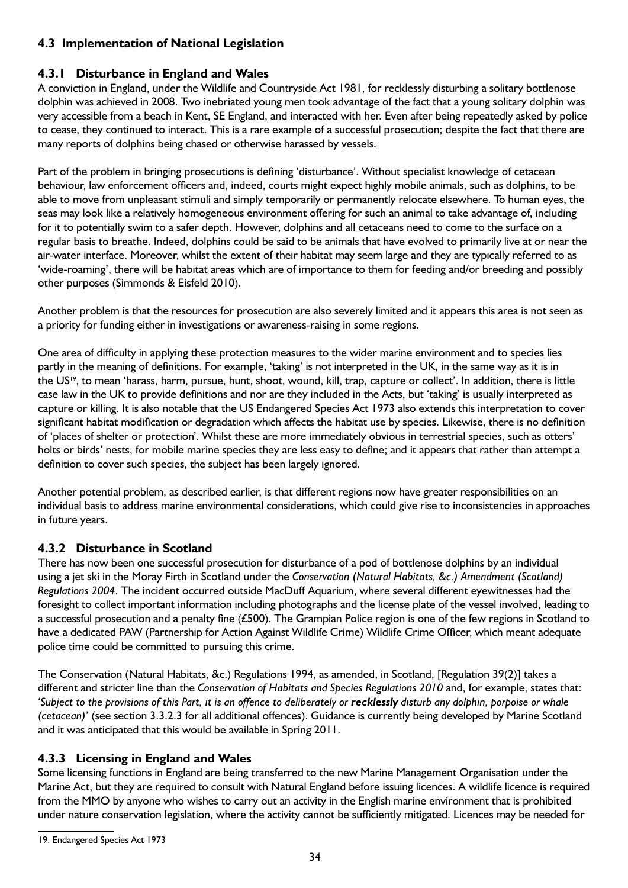## 4.3 Implementation of National Legislation

### 4.3.1 Disturbance in England and Wales

A conviction in England, under the Wildlife and Countryside Act 1981, for recklessly disturbing a solitary bottlenose dolphin was achieved in 2008. Two inebriated young men took advantage of the fact that a young solitary dolphin was very accessible from a beach in Kent, SE England, and interacted with her. Even after being repeatedly asked by police to cease, they continued to interact. This is a rare example of a successful prosecution; despite the fact that there are many reports of dolphins being chased or otherwise harassed by vessels.

Part of the problem in bringing prosecutions is defining 'disturbance'. Without specialist knowledge of cetacean behaviour, law enforcement officers and, indeed, courts might expect highly mobile animals, such as dolphins, to be able to move from unpleasant stimuli and simply temporarily or permanently relocate elsewhere. To human eyes, the seas may look like a relatively homogeneous environment offering for such an animal to take advantage of, including for it to potentially swim to a safer depth. However, dolphins and all cetaceans need to come to the surface on a regular basis to breathe. Indeed, dolphins could be said to be animals that have evolved to primarily live at or near the air-water interface. Moreover, whilst the extent of their habitat may seem large and they are typically referred to as 'wide-roaming', there will be habitat areas which are of importance to them for feeding and/or breeding and possibly other purposes (Simmonds & Eisfeld 2010).

Another problem is that the resources for prosecution are also severely limited and it appears this area is not seen as a priority for funding either in investigations or awareness-raising in some regions.

One area of difficulty in applying these protection measures to the wider marine environment and to species lies partly in the meaning of definitions. For example, 'taking' is not interpreted in the UK, in the same way as it is in the US[19], to mean 'harass, harm, pursue, hunt, shoot, wound, kill, trap, capture or collect'. In addition, there is little case law in the UK to provide definitions and nor are they included in the Acts, but 'taking' is usually interpreted as capture or killing. It is also notable that the US Endangered Species Act 1973 also extends this interpretation to cover significant habitat modification or degradation which affects the habitat use by species. Likewise, there is no definition of 'places of shelter or protection'. Whilst these are more immediately obvious in terrestrial species, such as otters' holts or birds' nests, for mobile marine species they are less easy to define; and it appears that rather than attempt a definition to cover such species, the subject has been largely ignored.

Another potential problem, as described earlier, is that different regions now have greater responsibilities on an individual basis to address marine environmental considerations, which could give rise to inconsistencies in approaches in future years.

### 4.3.2 Disturbance in Scotland

There has now been one successful prosecution for disturbance of a pod of bottlenose dolphins by an individual using a jet ski in the Moray Firth in Scotland under the *Conservation (Natural Habitats, &c.) Amendment (Scotland) Regulations 2004*. The incident occurred outside MacDuff Aquarium, where several different eyewitnesses had the foresight to collect important information including photographs and the license plate of the vessel involved, leading to a successful prosecution and a penalty fine (£500). The Grampian Police region is one of the few regions in Scotland to have a dedicated PAW (Partnership for Action Against Wildlife Crime) Wildlife Crime Officer, which meant adequate police time could be committed to pursuing this crime.

The Conservation (Natural Habitats, &c.) Regulations 1994, as amended, in Scotland, [Regulation 39(2)] takes a different and stricter line than the *Conservation of Habitats and Species Regulations 2010* and, for example, states that: '*Subject to the provisions of this Part, it is an offence to deliberately or **recklessly** disturb any dolphin, porpoise or whale (cetacean)*' (see section 3.3.2.3 for all additional offences). Guidance is currently being developed by Marine Scotland and it was anticipated that this would be available in Spring 2011.

### 4.3.3 Licensing in England and Wales

Some licensing functions in England are being transferred to the new Marine Management Organisation under the Marine Act, but they are required to consult with Natural England before issuing licences. A wildlife licence is required from the MMO by anyone who wishes to carry out an activity in the English marine environment that is prohibited under nature conservation legislation, where the activity cannot be sufficiently mitigated. Licences may be needed for

---

19. Endangered Species Act 1973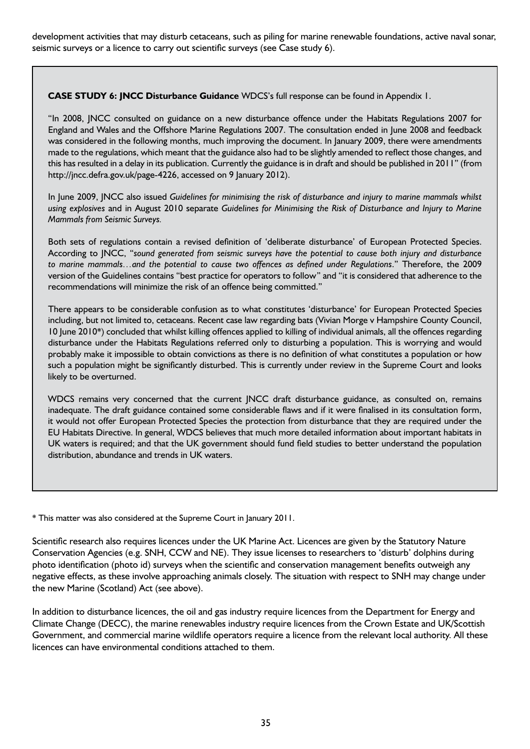development activities that may disturb cetaceans, such as piling for marine renewable foundations, active naval sonar, seismic surveys or a licence to carry out scientific surveys (see Case study 6).

**CASE STUDY 6: JNCC Disturbance Guidance** WDCS's full response can be found in Appendix 1.

"In 2008, JNCC consulted on guidance on a new disturbance offence under the Habitats Regulations 2007 for England and Wales and the Offshore Marine Regulations 2007. The consultation ended in June 2008 and feedback was considered in the following months, much improving the document. In January 2009, there were amendments made to the regulations, which meant that the guidance also had to be slightly amended to reflect those changes, and this has resulted in a delay in its publication. Currently the guidance is in draft and should be published in 2011" (from http://jncc.defra.gov.uk/page-4226, accessed on 9 January 2012).

In June 2009, JNCC also issued *Guidelines for minimising the risk of disturbance and injury to marine mammals whilst using explosives* and in August 2010 separate *Guidelines for Minimising the Risk of Disturbance and Injury to Marine Mammals from Seismic Surveys.*

Both sets of regulations contain a revised definition of 'deliberate disturbance' of European Protected Species. According to JNCC, "*sound generated from seismic surveys have the potential to cause both injury and disturbance to marine mammals…and the potential to cause two offences as defined under Regulations*." Therefore, the 2009 version of the Guidelines contains "best practice for operators to follow" and "it is considered that adherence to the recommendations will minimize the risk of an offence being committed."

There appears to be considerable confusion as to what constitutes 'disturbance' for European Protected Species including, but not limited to, cetaceans. Recent case law regarding bats (Vivian Morge v Hampshire County Council, 10 June 2010*) concluded that whilst killing offences applied to killing of individual animals, all the offences regarding disturbance under the Habitats Regulations referred only to disturbing a population. This is worrying and would probably make it impossible to obtain convictions as there is no definition of what constitutes a population or how such a population might be significantly disturbed. This is currently under review in the Supreme Court and looks likely to be overturned.

WDCS remains very concerned that the current JNCC draft disturbance guidance, as consulted on, remains inadequate. The draft guidance contained some considerable flaws and if it were finalised in its consultation form, it would not offer European Protected Species the protection from disturbance that they are required under the EU Habitats Directive. In general, WDCS believes that much more detailed information about important habitats in UK waters is required; and that the UK government should fund field studies to better understand the population distribution, abundance and trends in UK waters.

* This matter was also considered at the Supreme Court in January 2011.

Scientific research also requires licences under the UK Marine Act. Licences are given by the Statutory Nature Conservation Agencies (e.g. SNH, CCW and NE). They issue licenses to researchers to 'disturb' dolphins during photo identification (photo id) surveys when the scientific and conservation management benefits outweigh any negative effects, as these involve approaching animals closely. The situation with respect to SNH may change under the new Marine (Scotland) Act (see above).

In addition to disturbance licences, the oil and gas industry require licences from the Department for Energy and Climate Change (DECC), the marine renewables industry require licences from the Crown Estate and UK/Scottish Government, and commercial marine wildlife operators require a licence from the relevant local authority. All these licences can have environmental conditions attached to them.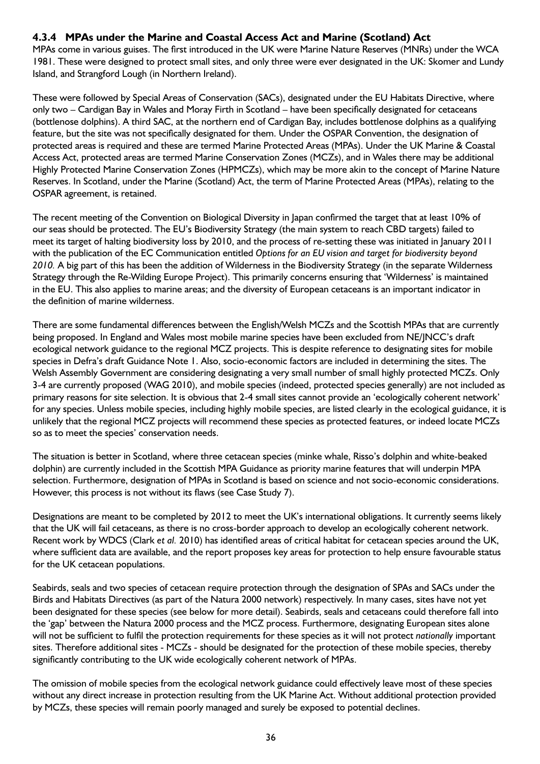### 4.3.4 MPAs under the Marine and Coastal Access Act and Marine (Scotland) Act

MPAs come in various guises. The first introduced in the UK were Marine Nature Reserves (MNRs) under the WCA 1981. These were designed to protect small sites, and only three were ever designated in the UK: Skomer and Lundy Island, and Strangford Lough (in Northern Ireland).

These were followed by Special Areas of Conservation (SACs), designated under the EU Habitats Directive, where only two – Cardigan Bay in Wales and Moray Firth in Scotland – have been specifically designated for cetaceans (bottlenose dolphins). A third SAC, at the northern end of Cardigan Bay, includes bottlenose dolphins as a qualifying feature, but the site was not specifically designated for them. Under the OSPAR Convention, the designation of protected areas is required and these are termed Marine Protected Areas (MPAs). Under the UK Marine & Coastal Access Act, protected areas are termed Marine Conservation Zones (MCZs), and in Wales there may be additional Highly Protected Marine Conservation Zones (HPMCZs), which may be more akin to the concept of Marine Nature Reserves. In Scotland, under the Marine (Scotland) Act, the term of Marine Protected Areas (MPAs), relating to the OSPAR agreement, is retained.

The recent meeting of the Convention on Biological Diversity in Japan confirmed the target that at least 10% of our seas should be protected. The EU's Biodiversity Strategy (the main system to reach CBD targets) failed to meet its target of halting biodiversity loss by 2010, and the process of re-setting these was initiated in January 2011 with the publication of the EC Communication entitled *Options for an EU vision and target for biodiversity beyond 2010.* A big part of this has been the addition of Wilderness in the Biodiversity Strategy (in the separate Wilderness Strategy through the Re-Wilding Europe Project). This primarily concerns ensuring that 'Wilderness' is maintained in the EU. This also applies to marine areas; and the diversity of European cetaceans is an important indicator in the definition of marine wilderness.

There are some fundamental differences between the English/Welsh MCZs and the Scottish MPAs that are currently being proposed. In England and Wales most mobile marine species have been excluded from NE/JNCC's draft ecological network guidance to the regional MCZ projects. This is despite reference to designating sites for mobile species in Defra's draft Guidance Note 1. Also, socio-economic factors are included in determining the sites. The Welsh Assembly Government are considering designating a very small number of small highly protected MCZs. Only 3-4 are currently proposed (WAG 2010), and mobile species (indeed, protected species generally) are not included as primary reasons for site selection. It is obvious that 2-4 small sites cannot provide an 'ecologically coherent network' for any species. Unless mobile species, including highly mobile species, are listed clearly in the ecological guidance, it is unlikely that the regional MCZ projects will recommend these species as protected features, or indeed locate MCZs so as to meet the species' conservation needs.

The situation is better in Scotland, where three cetacean species (minke whale, Risso's dolphin and white-beaked dolphin) are currently included in the Scottish MPA Guidance as priority marine features that will underpin MPA selection. Furthermore, designation of MPAs in Scotland is based on science and not socio-economic considerations. However, this process is not without its flaws (see Case Study 7).

Designations are meant to be completed by 2012 to meet the UK's international obligations. It currently seems likely that the UK will fail cetaceans, as there is no cross-border approach to develop an ecologically coherent network. Recent work by WDCS (Clark *et al.* 2010) has identified areas of critical habitat for cetacean species around the UK, where sufficient data are available, and the report proposes key areas for protection to help ensure favourable status for the UK cetacean populations.

Seabirds, seals and two species of cetacean require protection through the designation of SPAs and SACs under the Birds and Habitats Directives (as part of the Natura 2000 network) respectively. In many cases, sites have not yet been designated for these species (see below for more detail). Seabirds, seals and cetaceans could therefore fall into the 'gap' between the Natura 2000 process and the MCZ process. Furthermore, designating European sites alone will not be sufficient to fulfil the protection requirements for these species as it will not protect *nationally* important sites. Therefore additional sites - MCZs - should be designated for the protection of these mobile species, thereby significantly contributing to the UK wide ecologically coherent network of MPAs.

The omission of mobile species from the ecological network guidance could effectively leave most of these species without any direct increase in protection resulting from the UK Marine Act. Without additional protection provided by MCZs, these species will remain poorly managed and surely be exposed to potential declines.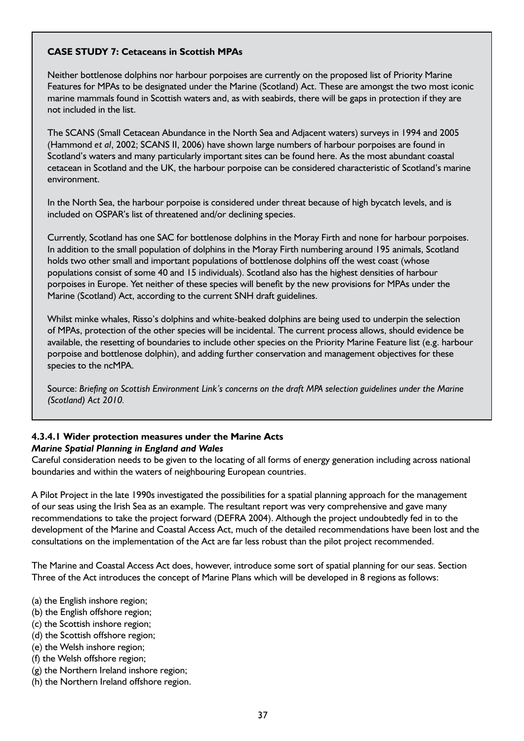**CASE STUDY 7: Cetaceans in Scottish MPAs**

Neither bottlenose dolphins nor harbour porpoises are currently on the proposed list of Priority Marine Features for MPAs to be designated under the Marine (Scotland) Act. These are amongst the two most iconic marine mammals found in Scottish waters and, as with seabirds, there will be gaps in protection if they are not included in the list.

The SCANS (Small Cetacean Abundance in the North Sea and Adjacent waters) surveys in 1994 and 2005 (Hammond *et al*, 2002; SCANS II, 2006) have shown large numbers of harbour porpoises are found in Scotland's waters and many particularly important sites can be found here. As the most abundant coastal cetacean in Scotland and the UK, the harbour porpoise can be considered characteristic of Scotland's marine environment.

In the North Sea, the harbour porpoise is considered under threat because of high bycatch levels, and is included on OSPAR's list of threatened and/or declining species.

Currently, Scotland has one SAC for bottlenose dolphins in the Moray Firth and none for harbour porpoises. In addition to the small population of dolphins in the Moray Firth numbering around 195 animals, Scotland holds two other small and important populations of bottlenose dolphins off the west coast (whose populations consist of some 40 and 15 individuals). Scotland also has the highest densities of harbour porpoises in Europe. Yet neither of these species will benefit by the new provisions for MPAs under the Marine (Scotland) Act, according to the current SNH draft guidelines.

Whilst minke whales, Risso's dolphins and white-beaked dolphins are being used to underpin the selection of MPAs, protection of the other species will be incidental. The current process allows, should evidence be available, the resetting of boundaries to include other species on the Priority Marine Feature list (e.g. harbour porpoise and bottlenose dolphin), and adding further conservation and management objectives for these species to the ncMPA.

Source: *Briefing on Scottish Environment Link's concerns on the draft MPA selection guidelines under the Marine (Scotland) Act 2010.*

#### 4.3.4.1 Wider protection measures under the Marine Acts

***Marine Spatial Planning in England and Wales***

Careful consideration needs to be given to the locating of all forms of energy generation including across national boundaries and within the waters of neighbouring European countries.

A Pilot Project in the late 1990s investigated the possibilities for a spatial planning approach for the management of our seas using the Irish Sea as an example. The resultant report was very comprehensive and gave many recommendations to take the project forward (DEFRA 2004). Although the project undoubtedly fed in to the development of the Marine and Coastal Access Act, much of the detailed recommendations have been lost and the consultations on the implementation of the Act are far less robust than the pilot project recommended.

The Marine and Coastal Access Act does, however, introduce some sort of spatial planning for our seas. Section Three of the Act introduces the concept of Marine Plans which will be developed in 8 regions as follows:

(a) the English inshore region;
(b) the English offshore region;
(c) the Scottish inshore region;
(d) the Scottish offshore region;
(e) the Welsh inshore region;
(f) the Welsh offshore region;
(g) the Northern Ireland inshore region;
(h) the Northern Ireland offshore region.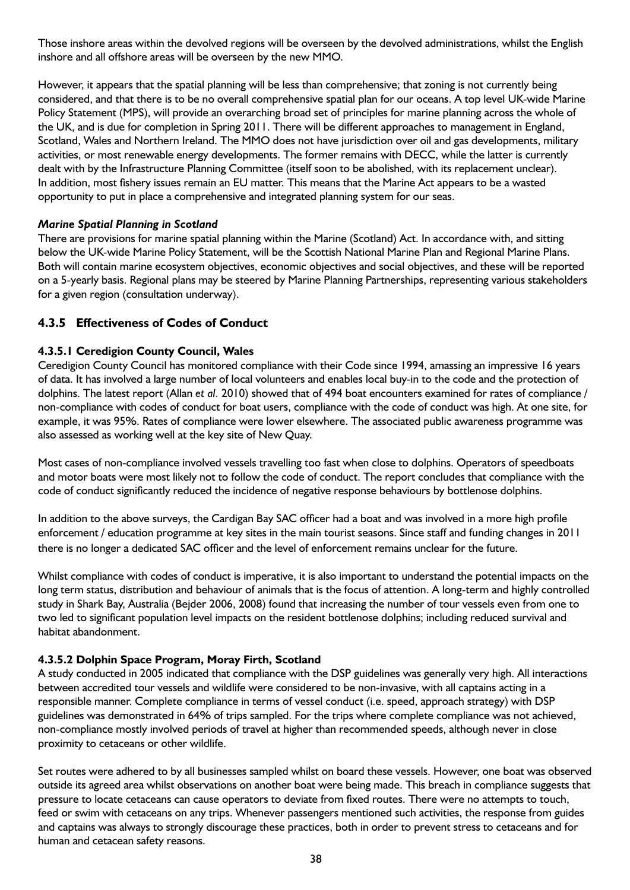Those inshore areas within the devolved regions will be overseen by the devolved administrations, whilst the English inshore and all offshore areas will be overseen by the new MMO.

However, it appears that the spatial planning will be less than comprehensive; that zoning is not currently being considered, and that there is to be no overall comprehensive spatial plan for our oceans. A top level UK-wide Marine Policy Statement (MPS), will provide an overarching broad set of principles for marine planning across the whole of the UK, and is due for completion in Spring 2011. There will be different approaches to management in England, Scotland, Wales and Northern Ireland. The MMO does not have jurisdiction over oil and gas developments, military activities, or most renewable energy developments. The former remains with DECC, while the latter is currently dealt with by the Infrastructure Planning Committee (itself soon to be abolished, with its replacement unclear). In addition, most fishery issues remain an EU matter. This means that the Marine Act appears to be a wasted opportunity to put in place a comprehensive and integrated planning system for our seas.

***Marine Spatial Planning in Scotland***

There are provisions for marine spatial planning within the Marine (Scotland) Act. In accordance with, and sitting below the UK-wide Marine Policy Statement, will be the Scottish National Marine Plan and Regional Marine Plans. Both will contain marine ecosystem objectives, economic objectives and social objectives, and these will be reported on a 5-yearly basis. Regional plans may be steered by Marine Planning Partnerships, representing various stakeholders for a given region (consultation underway).

### 4.3.5 Effectiveness of Codes of Conduct

#### 4.3.5.1 Ceredigion County Council, Wales

Ceredigion County Council has monitored compliance with their Code since 1994, amassing an impressive 16 years of data. It has involved a large number of local volunteers and enables local buy-in to the code and the protection of dolphins. The latest report (Allan *et al.* 2010) showed that of 494 boat encounters examined for rates of compliance / non-compliance with codes of conduct for boat users, compliance with the code of conduct was high. At one site, for example, it was 95%. Rates of compliance were lower elsewhere. The associated public awareness programme was also assessed as working well at the key site of New Quay.

Most cases of non-compliance involved vessels travelling too fast when close to dolphins. Operators of speedboats and motor boats were most likely not to follow the code of conduct. The report concludes that compliance with the code of conduct significantly reduced the incidence of negative response behaviours by bottlenose dolphins.

In addition to the above surveys, the Cardigan Bay SAC officer had a boat and was involved in a more high profile enforcement / education programme at key sites in the main tourist seasons. Since staff and funding changes in 2011 there is no longer a dedicated SAC officer and the level of enforcement remains unclear for the future.

Whilst compliance with codes of conduct is imperative, it is also important to understand the potential impacts on the long term status, distribution and behaviour of animals that is the focus of attention. A long-term and highly controlled study in Shark Bay, Australia (Bejder 2006, 2008) found that increasing the number of tour vessels even from one to two led to significant population level impacts on the resident bottlenose dolphins; including reduced survival and habitat abandonment.

#### 4.3.5.2 Dolphin Space Program, Moray Firth, Scotland

A study conducted in 2005 indicated that compliance with the DSP guidelines was generally very high. All interactions between accredited tour vessels and wildlife were considered to be non-invasive, with all captains acting in a responsible manner. Complete compliance in terms of vessel conduct (i.e. speed, approach strategy) with DSP guidelines was demonstrated in 64% of trips sampled. For the trips where complete compliance was not achieved, non-compliance mostly involved periods of travel at higher than recommended speeds, although never in close proximity to cetaceans or other wildlife.

Set routes were adhered to by all businesses sampled whilst on board these vessels. However, one boat was observed outside its agreed area whilst observations on another boat were being made. This breach in compliance suggests that pressure to locate cetaceans can cause operators to deviate from fixed routes. There were no attempts to touch, feed or swim with cetaceans on any trips. Whenever passengers mentioned such activities, the response from guides and captains was always to strongly discourage these practices, both in order to prevent stress to cetaceans and for human and cetacean safety reasons.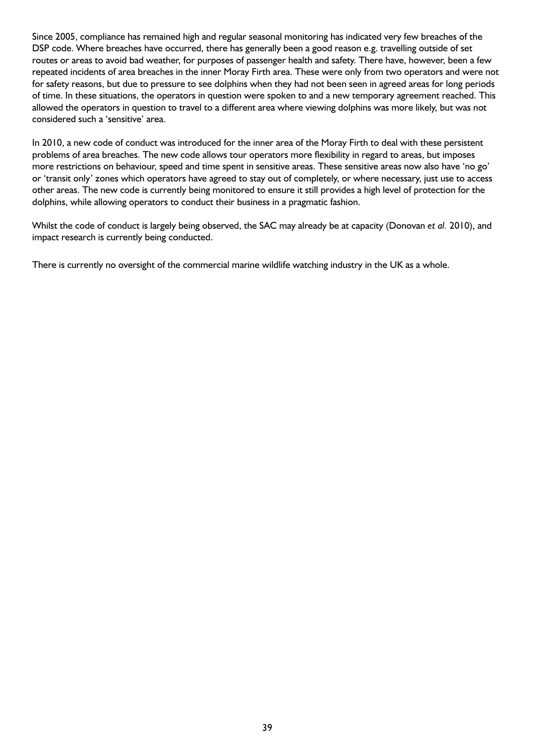Since 2005, compliance has remained high and regular seasonal monitoring has indicated very few breaches of the DSP code. Where breaches have occurred, there has generally been a good reason e.g. travelling outside of set routes or areas to avoid bad weather, for purposes of passenger health and safety. There have, however, been a few repeated incidents of area breaches in the inner Moray Firth area. These were only from two operators and were not for safety reasons, but due to pressure to see dolphins when they had not been seen in agreed areas for long periods of time. In these situations, the operators in question were spoken to and a new temporary agreement reached. This allowed the operators in question to travel to a different area where viewing dolphins was more likely, but was not considered such a 'sensitive' area.

In 2010, a new code of conduct was introduced for the inner area of the Moray Firth to deal with these persistent problems of area breaches. The new code allows tour operators more flexibility in regard to areas, but imposes more restrictions on behaviour, speed and time spent in sensitive areas. These sensitive areas now also have 'no go' or 'transit only' zones which operators have agreed to stay out of completely, or where necessary, just use to access other areas. The new code is currently being monitored to ensure it still provides a high level of protection for the dolphins, while allowing operators to conduct their business in a pragmatic fashion.

Whilst the code of conduct is largely being observed, the SAC may already be at capacity (Donovan *et al.* 2010), and impact research is currently being conducted.

There is currently no oversight of the commercial marine wildlife watching industry in the UK as a whole.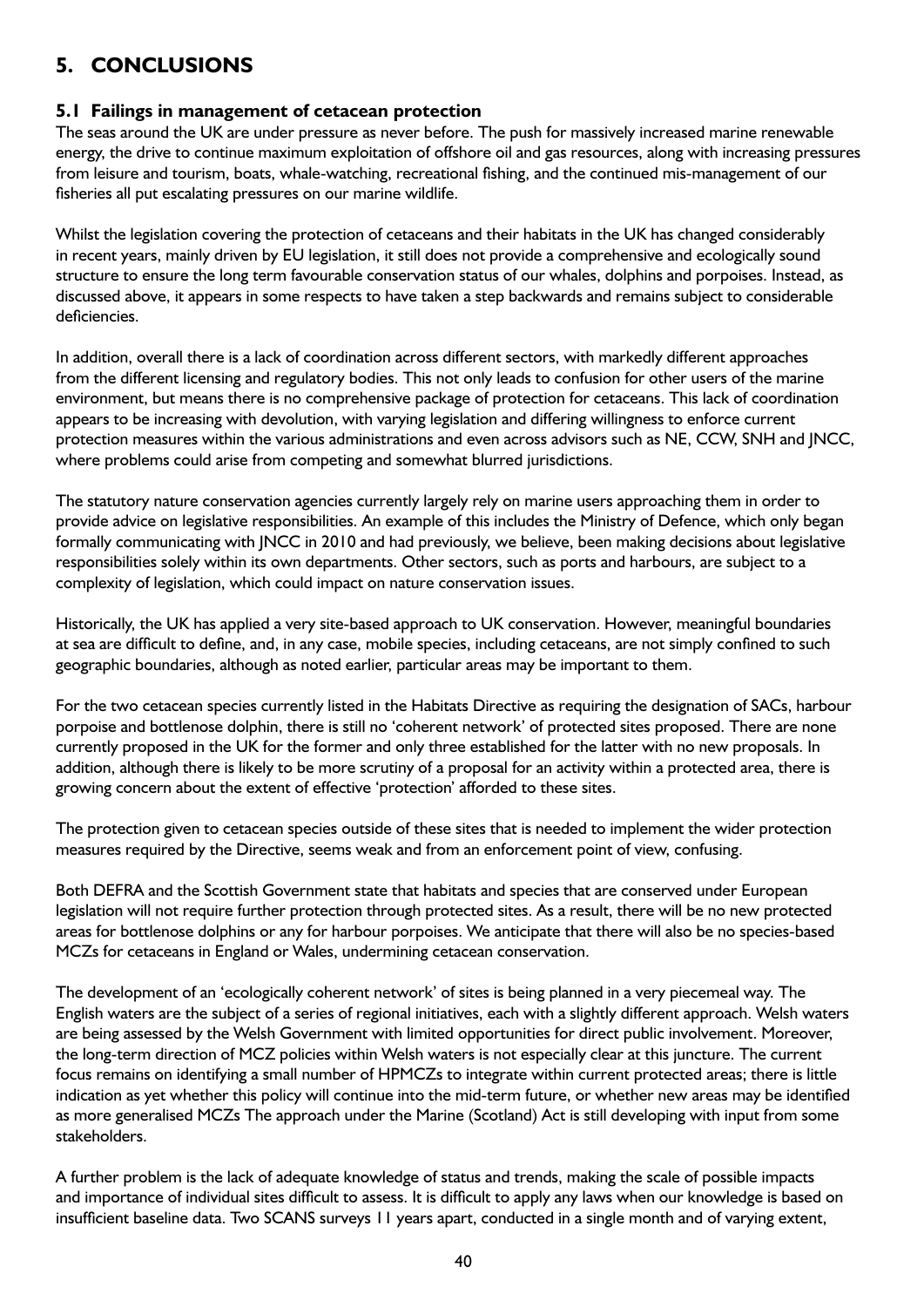# 5. CONCLUSIONS

## 5.1 Failings in management of cetacean protection

The seas around the UK are under pressure as never before. The push for massively increased marine renewable energy, the drive to continue maximum exploitation of offshore oil and gas resources, along with increasing pressures from leisure and tourism, boats, whale-watching, recreational fishing, and the continued mis-management of our fisheries all put escalating pressures on our marine wildlife.

Whilst the legislation covering the protection of cetaceans and their habitats in the UK has changed considerably in recent years, mainly driven by EU legislation, it still does not provide a comprehensive and ecologically sound structure to ensure the long term favourable conservation status of our whales, dolphins and porpoises. Instead, as discussed above, it appears in some respects to have taken a step backwards and remains subject to considerable deficiencies.

In addition, overall there is a lack of coordination across different sectors, with markedly different approaches from the different licensing and regulatory bodies. This not only leads to confusion for other users of the marine environment, but means there is no comprehensive package of protection for cetaceans. This lack of coordination appears to be increasing with devolution, with varying legislation and differing willingness to enforce current protection measures within the various administrations and even across advisors such as NE, CCW, SNH and JNCC, where problems could arise from competing and somewhat blurred jurisdictions.

The statutory nature conservation agencies currently largely rely on marine users approaching them in order to provide advice on legislative responsibilities. An example of this includes the Ministry of Defence, which only began formally communicating with JNCC in 2010 and had previously, we believe, been making decisions about legislative responsibilities solely within its own departments. Other sectors, such as ports and harbours, are subject to a complexity of legislation, which could impact on nature conservation issues.

Historically, the UK has applied a very site-based approach to UK conservation. However, meaningful boundaries at sea are difficult to define, and, in any case, mobile species, including cetaceans, are not simply confined to such geographic boundaries, although as noted earlier, particular areas may be important to them.

For the two cetacean species currently listed in the Habitats Directive as requiring the designation of SACs, harbour porpoise and bottlenose dolphin, there is still no 'coherent network' of protected sites proposed. There are none currently proposed in the UK for the former and only three established for the latter with no new proposals. In addition, although there is likely to be more scrutiny of a proposal for an activity within a protected area, there is growing concern about the extent of effective 'protection' afforded to these sites.

The protection given to cetacean species outside of these sites that is needed to implement the wider protection measures required by the Directive, seems weak and from an enforcement point of view, confusing.

Both DEFRA and the Scottish Government state that habitats and species that are conserved under European legislation will not require further protection through protected sites. As a result, there will be no new protected areas for bottlenose dolphins or any for harbour porpoises. We anticipate that there will also be no species-based MCZs for cetaceans in England or Wales, undermining cetacean conservation.

The development of an 'ecologically coherent network' of sites is being planned in a very piecemeal way. The English waters are the subject of a series of regional initiatives, each with a slightly different approach. Welsh waters are being assessed by the Welsh Government with limited opportunities for direct public involvement. Moreover, the long-term direction of MCZ policies within Welsh waters is not especially clear at this juncture. The current focus remains on identifying a small number of HPMCZs to integrate within current protected areas; there is little indication as yet whether this policy will continue into the mid-term future, or whether new areas may be identified as more generalised MCZs The approach under the Marine (Scotland) Act is still developing with input from some stakeholders.

A further problem is the lack of adequate knowledge of status and trends, making the scale of possible impacts and importance of individual sites difficult to assess. It is difficult to apply any laws when our knowledge is based on insufficient baseline data. Two SCANS surveys 11 years apart, conducted in a single month and of varying extent,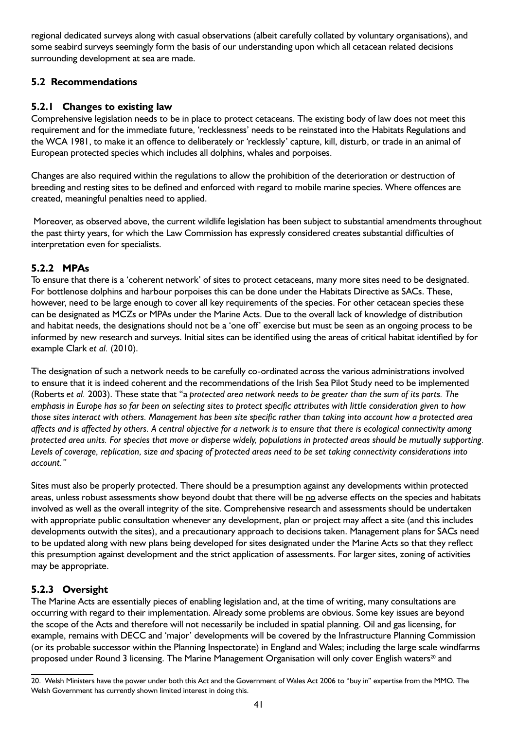regional dedicated surveys along with casual observations (albeit carefully collated by voluntary organisations), and some seabird surveys seemingly form the basis of our understanding upon which all cetacean related decisions surrounding development at sea are made.

## 5.2 Recommendations

### 5.2.1 Changes to existing law

Comprehensive legislation needs to be in place to protect cetaceans. The existing body of law does not meet this requirement and for the immediate future, 'recklessness' needs to be reinstated into the Habitats Regulations and the WCA 1981, to make it an offence to deliberately or 'recklessly' capture, kill, disturb, or trade in an animal of European protected species which includes all dolphins, whales and porpoises.

Changes are also required within the regulations to allow the prohibition of the deterioration or destruction of breeding and resting sites to be defined and enforced with regard to mobile marine species. Where offences are created, meaningful penalties need to applied.

Moreover, as observed above, the current wildlife legislation has been subject to substantial amendments throughout the past thirty years, for which the Law Commission has expressly considered creates substantial difficulties of interpretation even for specialists.

### 5.2.2 MPAs

To ensure that there is a 'coherent network' of sites to protect cetaceans, many more sites need to be designated. For bottlenose dolphins and harbour porpoises this can be done under the Habitats Directive as SACs. These, however, need to be large enough to cover all key requirements of the species. For other cetacean species these can be designated as MCZs or MPAs under the Marine Acts. Due to the overall lack of knowledge of distribution and habitat needs, the designations should not be a 'one off' exercise but must be seen as an ongoing process to be informed by new research and surveys. Initial sites can be identified using the areas of critical habitat identified by for example Clark *et al.* (2010).

The designation of such a network needs to be carefully co-ordinated across the various administrations involved to ensure that it is indeed coherent and the recommendations of the Irish Sea Pilot Study need to be implemented (Roberts *et al.* 2003). These state that "a *protected area network needs to be greater than the sum of its parts. The emphasis in Europe has so far been on selecting sites to protect specific attributes with little consideration given to how those sites interact with others. Management has been site specific rather than taking into account how a protected area affects and is affected by others. A central objective for a network is to ensure that there is ecological connectivity among protected area units. For species that move or disperse widely, populations in protected areas should be mutually supporting. Levels of coverage, replication, size and spacing of protected areas need to be set taking connectivity considerations into account."*

Sites must also be properly protected. There should be a presumption against any developments within protected areas, unless robust assessments show beyond doubt that there will be <u>no</u> adverse effects on the species and habitats involved as well as the overall integrity of the site. Comprehensive research and assessments should be undertaken with appropriate public consultation whenever any development, plan or project may affect a site (and this includes developments outwith the sites), and a precautionary approach to decisions taken. Management plans for SACs need to be updated along with new plans being developed for sites designated under the Marine Acts so that they reflect this presumption against development and the strict application of assessments. For larger sites, zoning of activities may be appropriate.

### 5.2.3 Oversight

The Marine Acts are essentially pieces of enabling legislation and, at the time of writing, many consultations are occurring with regard to their implementation. Already some problems are obvious. Some key issues are beyond the scope of the Acts and therefore will not necessarily be included in spatial planning. Oil and gas licensing, for example, remains with DECC and 'major' developments will be covered by the Infrastructure Planning Commission (or its probable successor within the Planning Inspectorate) in England and Wales; including the large scale windfarms proposed under Round 3 licensing. The Marine Management Organisation will only cover English waters[20] and

---

20. Welsh Ministers have the power under both this Act and the Government of Wales Act 2006 to "buy in" expertise from the MMO. The Welsh Government has currently shown limited interest in doing this.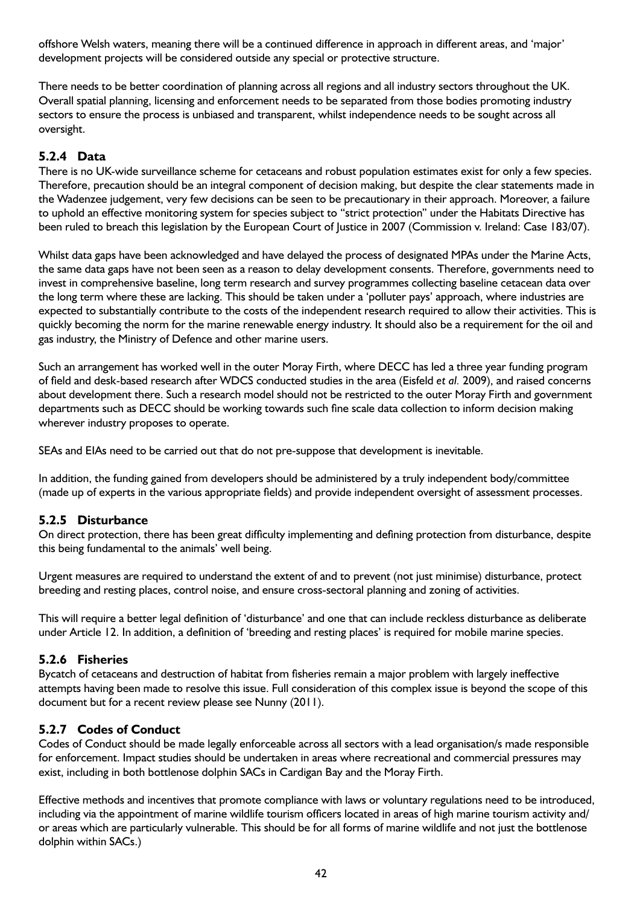offshore Welsh waters, meaning there will be a continued difference in approach in different areas, and 'major' development projects will be considered outside any special or protective structure.

There needs to be better coordination of planning across all regions and all industry sectors throughout the UK. Overall spatial planning, licensing and enforcement needs to be separated from those bodies promoting industry sectors to ensure the process is unbiased and transparent, whilst independence needs to be sought across all oversight.

### 5.2.4 Data

There is no UK-wide surveillance scheme for cetaceans and robust population estimates exist for only a few species. Therefore, precaution should be an integral component of decision making, but despite the clear statements made in the Wadenzee judgement, very few decisions can be seen to be precautionary in their approach. Moreover, a failure to uphold an effective monitoring system for species subject to "strict protection" under the Habitats Directive has been ruled to breach this legislation by the European Court of Justice in 2007 (Commission v. Ireland: Case 183/07).

Whilst data gaps have been acknowledged and have delayed the process of designated MPAs under the Marine Acts, the same data gaps have not been seen as a reason to delay development consents. Therefore, governments need to invest in comprehensive baseline, long term research and survey programmes collecting baseline cetacean data over the long term where these are lacking. This should be taken under a 'polluter pays' approach, where industries are expected to substantially contribute to the costs of the independent research required to allow their activities. This is quickly becoming the norm for the marine renewable energy industry. It should also be a requirement for the oil and gas industry, the Ministry of Defence and other marine users.

Such an arrangement has worked well in the outer Moray Firth, where DECC has led a three year funding program of field and desk-based research after WDCS conducted studies in the area (Eisfeld *et al.* 2009), and raised concerns about development there. Such a research model should not be restricted to the outer Moray Firth and government departments such as DECC should be working towards such fine scale data collection to inform decision making wherever industry proposes to operate.

SEAs and EIAs need to be carried out that do not pre-suppose that development is inevitable.

In addition, the funding gained from developers should be administered by a truly independent body/committee (made up of experts in the various appropriate fields) and provide independent oversight of assessment processes.

### 5.2.5 Disturbance

On direct protection, there has been great difficulty implementing and defining protection from disturbance, despite this being fundamental to the animals' well being.

Urgent measures are required to understand the extent of and to prevent (not just minimise) disturbance, protect breeding and resting places, control noise, and ensure cross-sectoral planning and zoning of activities.

This will require a better legal definition of 'disturbance' and one that can include reckless disturbance as deliberate under Article 12. In addition, a definition of 'breeding and resting places' is required for mobile marine species.

### 5.2.6 Fisheries

Bycatch of cetaceans and destruction of habitat from fisheries remain a major problem with largely ineffective attempts having been made to resolve this issue. Full consideration of this complex issue is beyond the scope of this document but for a recent review please see Nunny (2011).

### 5.2.7 Codes of Conduct

Codes of Conduct should be made legally enforceable across all sectors with a lead organisation/s made responsible for enforcement. Impact studies should be undertaken in areas where recreational and commercial pressures may exist, including in both bottlenose dolphin SACs in Cardigan Bay and the Moray Firth.

Effective methods and incentives that promote compliance with laws or voluntary regulations need to be introduced, including via the appointment of marine wildlife tourism officers located in areas of high marine tourism activity and/or areas which are particularly vulnerable. This should be for all forms of marine wildlife and not just the bottlenose dolphin within SACs.)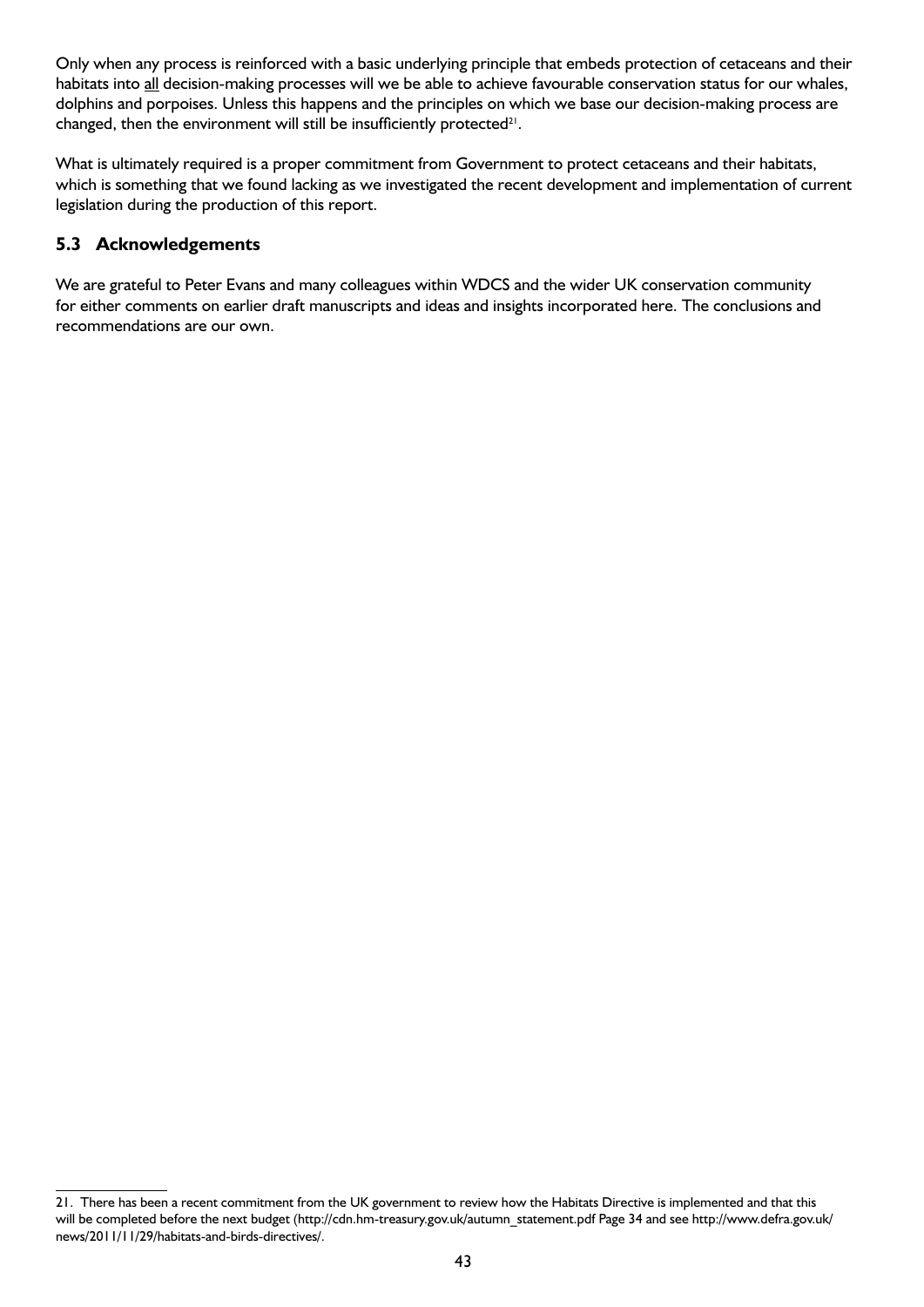Only when any process is reinforced with a basic underlying principle that embeds protection of cetaceans and their habitats into all decision-making processes will we be able to achieve favourable conservation status for our whales, dolphins and porpoises. Unless this happens and the principles on which we base our decision-making process are changed, then the environment will still be insufficiently protected[21].

What is ultimately required is a proper commitment from Government to protect cetaceans and their habitats, which is something that we found lacking as we investigated the recent development and implementation of current legislation during the production of this report.

### 5.3 Acknowledgements

We are grateful to Peter Evans and many colleagues within WDCS and the wider UK conservation community for either comments on earlier draft manuscripts and ideas and insights incorporated here. The conclusions and recommendations are our own.

---

21. There has been a recent commitment from the UK government to review how the Habitats Directive is implemented and that this will be completed before the next budget (http://cdn.hm-treasury.gov.uk/autumn_statement.pdf Page 34 and see http://www.defra.gov.uk/news/2011/11/29/habitats-and-birds-directives/.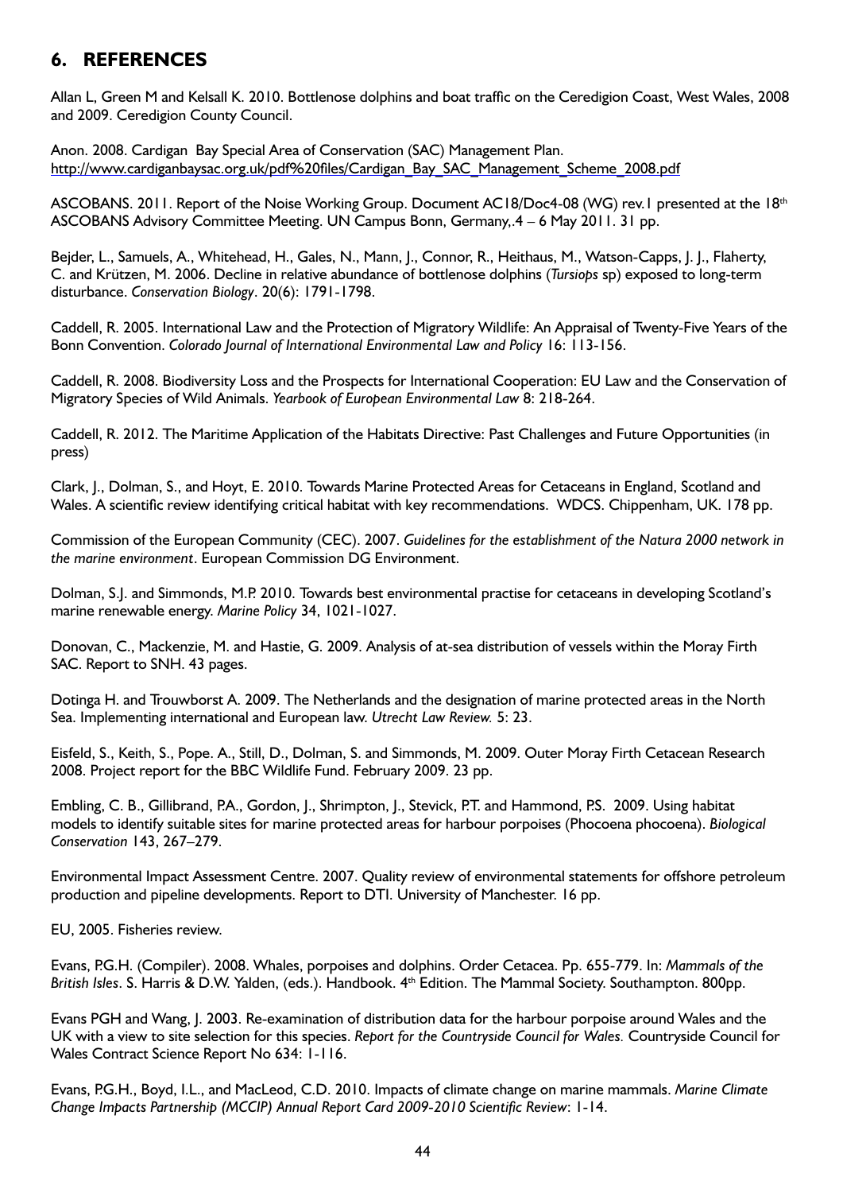## 6. REFERENCES

Allan L, Green M and Kelsall K. 2010. Bottlenose dolphins and boat traffic on the Ceredigion Coast, West Wales, 2008 and 2009. Ceredigion County Council.

Anon. 2008. Cardigan Bay Special Area of Conservation (SAC) Management Plan. http://www.cardiganbaysac.org.uk/pdf%20files/Cardigan_Bay_SAC_Management_Scheme_2008.pdf

ASCOBANS. 2011. Report of the Noise Working Group. Document AC18/Doc4-08 (WG) rev.1 presented at the 18th ASCOBANS Advisory Committee Meeting. UN Campus Bonn, Germany,.4 – 6 May 2011. 31 pp.

Bejder, L., Samuels, A., Whitehead, H., Gales, N., Mann, J., Connor, R., Heithaus, M., Watson-Capps, J. J., Flaherty, C. and Krützen, M. 2006. Decline in relative abundance of bottlenose dolphins (*Tursiops* sp) exposed to long-term disturbance. *Conservation Biology*. 20(6): 1791-1798.

Caddell, R. 2005. International Law and the Protection of Migratory Wildlife: An Appraisal of Twenty-Five Years of the Bonn Convention. *Colorado Journal of International Environmental Law and Policy* 16: 113-156.

Caddell, R. 2008. Biodiversity Loss and the Prospects for International Cooperation: EU Law and the Conservation of Migratory Species of Wild Animals. *Yearbook of European Environmental Law* 8: 218-264.

Caddell, R. 2012. The Maritime Application of the Habitats Directive: Past Challenges and Future Opportunities (in press)

Clark, J., Dolman, S., and Hoyt, E. 2010. Towards Marine Protected Areas for Cetaceans in England, Scotland and Wales. A scientific review identifying critical habitat with key recommendations. WDCS. Chippenham, UK. 178 pp.

Commission of the European Community (CEC). 2007. *Guidelines for the establishment of the Natura 2000 network in the marine environment*. European Commission DG Environment.

Dolman, S.J. and Simmonds, M.P. 2010. Towards best environmental practise for cetaceans in developing Scotland's marine renewable energy. *Marine Policy* 34, 1021-1027.

Donovan, C., Mackenzie, M. and Hastie, G. 2009. Analysis of at-sea distribution of vessels within the Moray Firth SAC. Report to SNH. 43 pages.

Dotinga H. and Trouwborst A. 2009. The Netherlands and the designation of marine protected areas in the North Sea. Implementing international and European law. *Utrecht Law Review.* 5: 23.

Eisfeld, S., Keith, S., Pope. A., Still, D., Dolman, S. and Simmonds, M. 2009. Outer Moray Firth Cetacean Research 2008. Project report for the BBC Wildlife Fund. February 2009. 23 pp.

Embling, C. B., Gillibrand, P.A., Gordon, J., Shrimpton, J., Stevick, P.T. and Hammond, P.S. 2009. Using habitat models to identify suitable sites for marine protected areas for harbour porpoises (Phocoena phocoena). *Biological Conservation* 143, 267–279.

Environmental Impact Assessment Centre. 2007. Quality review of environmental statements for offshore petroleum production and pipeline developments. Report to DTI. University of Manchester. 16 pp.

EU, 2005. Fisheries review.

Evans, P.G.H. (Compiler). 2008. Whales, porpoises and dolphins. Order Cetacea. Pp. 655-779. In: *Mammals of the British Isles*. S. Harris & D.W. Yalden, (eds.). Handbook. 4th Edition. The Mammal Society. Southampton. 800pp.

Evans PGH and Wang, J. 2003. Re-examination of distribution data for the harbour porpoise around Wales and the UK with a view to site selection for this species. *Report for the Countryside Council for Wales.* Countryside Council for Wales Contract Science Report No 634: 1-116.

Evans, P.G.H., Boyd, I.L., and MacLeod, C.D. 2010. Impacts of climate change on marine mammals. *Marine Climate Change Impacts Partnership (MCCIP) Annual Report Card 2009-2010 Scientific Review*: 1-14.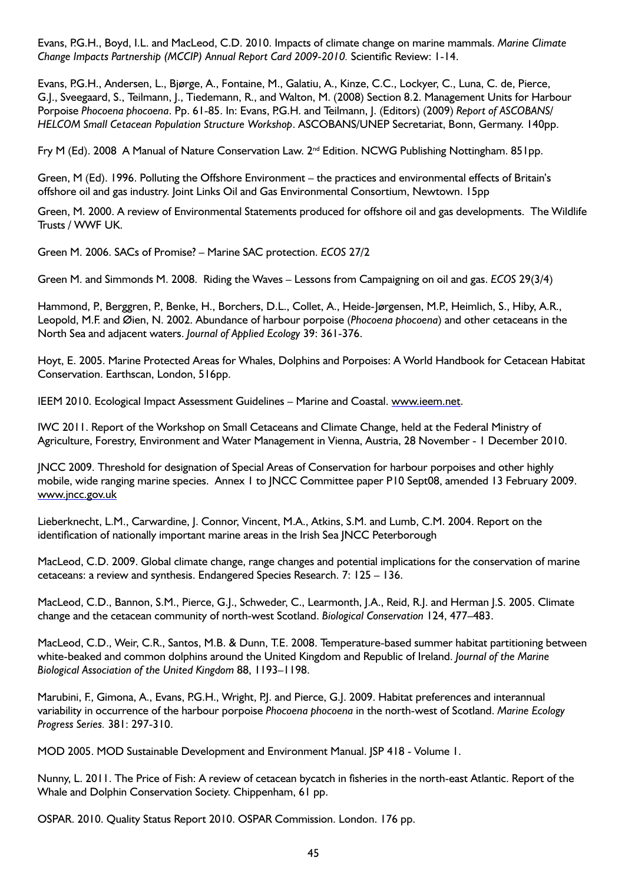Evans, P.G.H., Boyd, I.L. and MacLeod, C.D. 2010. Impacts of climate change on marine mammals. *Marine Climate Change Impacts Partnership (MCCIP) Annual Report Card 2009-2010.* Scientific Review: 1-14.

Evans, P.G.H., Andersen, L., Bjørge, A., Fontaine, M., Galatiu, A., Kinze, C.C., Lockyer, C., Luna, C. de, Pierce, G.J., Sveegaard, S., Teilmann, J., Tiedemann, R., and Walton, M. (2008) Section 8.2. Management Units for Harbour Porpoise *Phocoena phocoena*. Pp. 61-85. In: Evans, P.G.H. and Teilmann, J. (Editors) (2009) *Report of ASCOBANS/ HELCOM Small Cetacean Population Structure Workshop*. ASCOBANS/UNEP Secretariat, Bonn, Germany. 140pp.

Fry M (Ed). 2008 A Manual of Nature Conservation Law. 2nd Edition. NCWG Publishing Nottingham. 851pp.

Green, M (Ed). 1996. Polluting the Offshore Environment – the practices and environmental effects of Britain's offshore oil and gas industry. Joint Links Oil and Gas Environmental Consortium, Newtown. 15pp

Green, M. 2000. A review of Environmental Statements produced for offshore oil and gas developments. The Wildlife Trusts / WWF UK.

Green M. 2006. SACs of Promise? – Marine SAC protection. *ECOS* 27/2

Green M. and Simmonds M. 2008. Riding the Waves – Lessons from Campaigning on oil and gas. *ECOS* 29(3/4)

Hammond, P., Berggren, P., Benke, H., Borchers, D.L., Collet, A., Heide-Jørgensen, M.P., Heimlich, S., Hiby, A.R., Leopold, M.F. and Øien, N. 2002. Abundance of harbour porpoise (*Phocoena phocoena*) and other cetaceans in the North Sea and adjacent waters. *Journal of Applied Ecology* 39: 361-376.

Hoyt, E. 2005. Marine Protected Areas for Whales, Dolphins and Porpoises: A World Handbook for Cetacean Habitat Conservation. Earthscan, London, 516pp.

IEEM 2010. Ecological Impact Assessment Guidelines – Marine and Coastal. www.ieem.net.

IWC 2011. Report of the Workshop on Small Cetaceans and Climate Change, held at the Federal Ministry of Agriculture, Forestry, Environment and Water Management in Vienna, Austria, 28 November - 1 December 2010.

JNCC 2009. Threshold for designation of Special Areas of Conservation for harbour porpoises and other highly mobile, wide ranging marine species. Annex 1 to JNCC Committee paper P10 Sept08, amended 13 February 2009. www.jncc.gov.uk

Lieberknecht, L.M., Carwardine, J. Connor, Vincent, M.A., Atkins, S.M. and Lumb, C.M. 2004. Report on the identification of nationally important marine areas in the Irish Sea JNCC Peterborough

MacLeod, C.D. 2009. Global climate change, range changes and potential implications for the conservation of marine cetaceans: a review and synthesis. Endangered Species Research. 7: 125 – 136.

MacLeod, C.D., Bannon, S.M., Pierce, G.J., Schweder, C., Learmonth, J.A., Reid, R.J. and Herman J.S. 2005. Climate change and the cetacean community of north-west Scotland. *Biological Conservation* 124, 477–483.

MacLeod, C.D., Weir, C.R., Santos, M.B. & Dunn, T.E. 2008. Temperature-based summer habitat partitioning between white-beaked and common dolphins around the United Kingdom and Republic of Ireland. *Journal of the Marine Biological Association of the United Kingdom* 88, 1193–1198.

Marubini, F., Gimona, A., Evans, P.G.H., Wright, P.J. and Pierce, G.J. 2009. Habitat preferences and interannual variability in occurrence of the harbour porpoise *Phocoena phocoena* in the north-west of Scotland. *Marine Ecology Progress Series.* 381: 297-310.

MOD 2005. MOD Sustainable Development and Environment Manual. JSP 418 - Volume 1.

Nunny, L. 2011. The Price of Fish: A review of cetacean bycatch in fisheries in the north-east Atlantic. Report of the Whale and Dolphin Conservation Society. Chippenham, 61 pp.

OSPAR. 2010. Quality Status Report 2010. OSPAR Commission. London. 176 pp.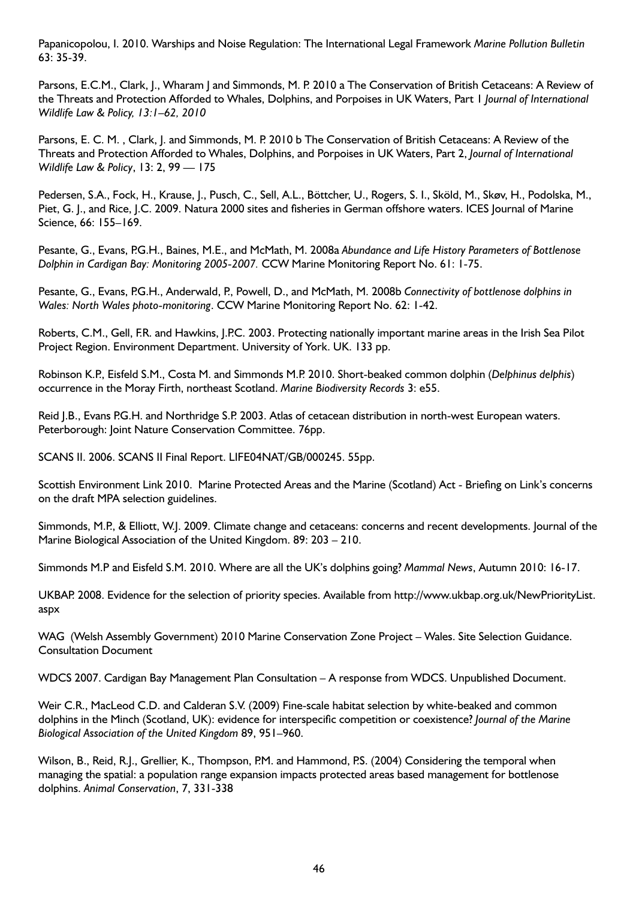Papanicopolou, I. 2010. Warships and Noise Regulation: The International Legal Framework *Marine Pollution Bulletin* 63: 35-39.

Parsons, E.C.M., Clark, J., Wharam J and Simmonds, M. P. 2010 a The Conservation of British Cetaceans: A Review of the Threats and Protection Afforded to Whales, Dolphins, and Porpoises in UK Waters, Part 1 *Journal of International Wildlife Law & Policy, 13:1–62, 2010*

Parsons, E. C. M. , Clark, J. and Simmonds, M. P. 2010 b The Conservation of British Cetaceans: A Review of the Threats and Protection Afforded to Whales, Dolphins, and Porpoises in UK Waters, Part 2, *Journal of International Wildlife Law & Policy*, 13: 2, 99 — 175

Pedersen, S.A., Fock, H., Krause, J., Pusch, C., Sell, A.L., Böttcher, U., Rogers, S. I., Sköld, M., Skøv, H., Podolska, M., Piet, G. J., and Rice, J.C. 2009. Natura 2000 sites and fisheries in German offshore waters. ICES Journal of Marine Science, 66: 155–169.

Pesante, G., Evans, P.G.H., Baines, M.E., and McMath, M. 2008a *Abundance and Life History Parameters of Bottlenose Dolphin in Cardigan Bay: Monitoring 2005-2007.* CCW Marine Monitoring Report No. 61: 1-75.

Pesante, G., Evans, P.G.H., Anderwald, P., Powell, D., and McMath, M. 2008b *Connectivity of bottlenose dolphins in Wales: North Wales photo-monitoring*. CCW Marine Monitoring Report No. 62: 1-42.

Roberts, C.M., Gell, F.R. and Hawkins, J.P.C. 2003. Protecting nationally important marine areas in the Irish Sea Pilot Project Region. Environment Department. University of York. UK. 133 pp.

Robinson K.P., Eisfeld S.M., Costa M. and Simmonds M.P. 2010. Short-beaked common dolphin (*Delphinus delphis*) occurrence in the Moray Firth, northeast Scotland. *Marine Biodiversity Records* 3: e55.

Reid J.B., Evans P.G.H. and Northridge S.P. 2003. Atlas of cetacean distribution in north-west European waters. Peterborough: Joint Nature Conservation Committee. 76pp.

SCANS II. 2006. SCANS II Final Report. LIFE04NAT/GB/000245. 55pp.

Scottish Environment Link 2010. Marine Protected Areas and the Marine (Scotland) Act - Briefing on Link's concerns on the draft MPA selection guidelines.

Simmonds, M.P., & Elliott, W.J. 2009. Climate change and cetaceans: concerns and recent developments. Journal of the Marine Biological Association of the United Kingdom. 89: 203 – 210.

Simmonds M.P and Eisfeld S.M. 2010. Where are all the UK's dolphins going? *Mammal News*, Autumn 2010: 16-17.

UKBAP. 2008. Evidence for the selection of priority species. Available from http://www.ukbap.org.uk/NewPriorityList.aspx

WAG (Welsh Assembly Government) 2010 Marine Conservation Zone Project – Wales. Site Selection Guidance. Consultation Document

WDCS 2007. Cardigan Bay Management Plan Consultation – A response from WDCS. Unpublished Document.

Weir C.R., MacLeod C.D. and Calderan S.V. (2009) Fine-scale habitat selection by white-beaked and common dolphins in the Minch (Scotland, UK): evidence for interspecific competition or coexistence? *Journal of the Marine Biological Association of the United Kingdom* 89, 951–960.

Wilson, B., Reid, R.J., Grellier, K., Thompson, P.M. and Hammond, P.S. (2004) Considering the temporal when managing the spatial: a population range expansion impacts protected areas based management for bottlenose dolphins. *Animal Conservation*, 7, 331-338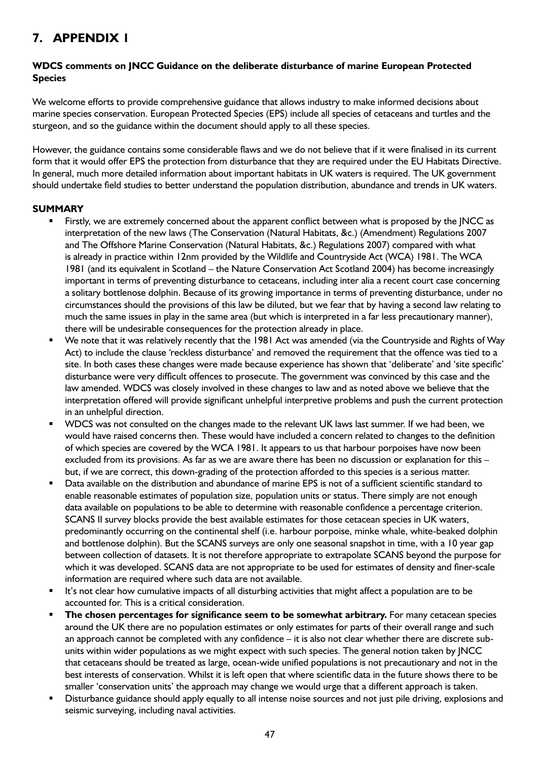## 7. APPENDIX 1

**WDCS comments on JNCC Guidance on the deliberate disturbance of marine European Protected Species**

We welcome efforts to provide comprehensive guidance that allows industry to make informed decisions about marine species conservation. European Protected Species (EPS) include all species of cetaceans and turtles and the sturgeon, and so the guidance within the document should apply to all these species.

However, the guidance contains some considerable flaws and we do not believe that if it were finalised in its current form that it would offer EPS the protection from disturbance that they are required under the EU Habitats Directive. In general, much more detailed information about important habitats in UK waters is required. The UK government should undertake field studies to better understand the population distribution, abundance and trends in UK waters.

**SUMMARY**

- Firstly, we are extremely concerned about the apparent conflict between what is proposed by the JNCC as interpretation of the new laws (The Conservation (Natural Habitats, &c.) (Amendment) Regulations 2007 and The Offshore Marine Conservation (Natural Habitats, &c.) Regulations 2007) compared with what is already in practice within 12nm provided by the Wildlife and Countryside Act (WCA) 1981. The WCA 1981 (and its equivalent in Scotland – the Nature Conservation Act Scotland 2004) has become increasingly important in terms of preventing disturbance to cetaceans, including inter alia a recent court case concerning a solitary bottlenose dolphin. Because of its growing importance in terms of preventing disturbance, under no circumstances should the provisions of this law be diluted, but we fear that by having a second law relating to much the same issues in play in the same area (but which is interpreted in a far less precautionary manner), there will be undesirable consequences for the protection already in place.
- We note that it was relatively recently that the 1981 Act was amended (via the Countryside and Rights of Way Act) to include the clause 'reckless disturbance' and removed the requirement that the offence was tied to a site. In both cases these changes were made because experience has shown that 'deliberate' and 'site specific' disturbance were very difficult offences to prosecute. The government was convinced by this case and the law amended. WDCS was closely involved in these changes to law and as noted above we believe that the interpretation offered will provide significant unhelpful interpretive problems and push the current protection in an unhelpful direction.
- WDCS was not consulted on the changes made to the relevant UK laws last summer. If we had been, we would have raised concerns then. These would have included a concern related to changes to the definition of which species are covered by the WCA 1981. It appears to us that harbour porpoises have now been excluded from its provisions. As far as we are aware there has been no discussion or explanation for this – but, if we are correct, this down-grading of the protection afforded to this species is a serious matter.
- Data available on the distribution and abundance of marine EPS is not of a sufficient scientific standard to enable reasonable estimates of population size, population units or status. There simply are not enough data available on populations to be able to determine with reasonable confidence a percentage criterion. SCANS II survey blocks provide the best available estimates for those cetacean species in UK waters, predominantly occurring on the continental shelf (i.e. harbour porpoise, minke whale, white-beaked dolphin and bottlenose dolphin). But the SCANS surveys are only one seasonal snapshot in time, with a 10 year gap between collection of datasets. It is not therefore appropriate to extrapolate SCANS beyond the purpose for which it was developed. SCANS data are not appropriate to be used for estimates of density and finer-scale information are required where such data are not available.
- It's not clear how cumulative impacts of all disturbing activities that might affect a population are to be accounted for. This is a critical consideration.
- **The chosen percentages for significance seem to be somewhat arbitrary.** For many cetacean species around the UK there are no population estimates or only estimates for parts of their overall range and such an approach cannot be completed with any confidence – it is also not clear whether there are discrete sub-units within wider populations as we might expect with such species. The general notion taken by JNCC that cetaceans should be treated as large, ocean-wide unified populations is not precautionary and not in the best interests of conservation. Whilst it is left open that where scientific data in the future shows there to be smaller 'conservation units' the approach may change we would urge that a different approach is taken.
- Disturbance guidance should apply equally to all intense noise sources and not just pile driving, explosions and seismic surveying, including naval activities.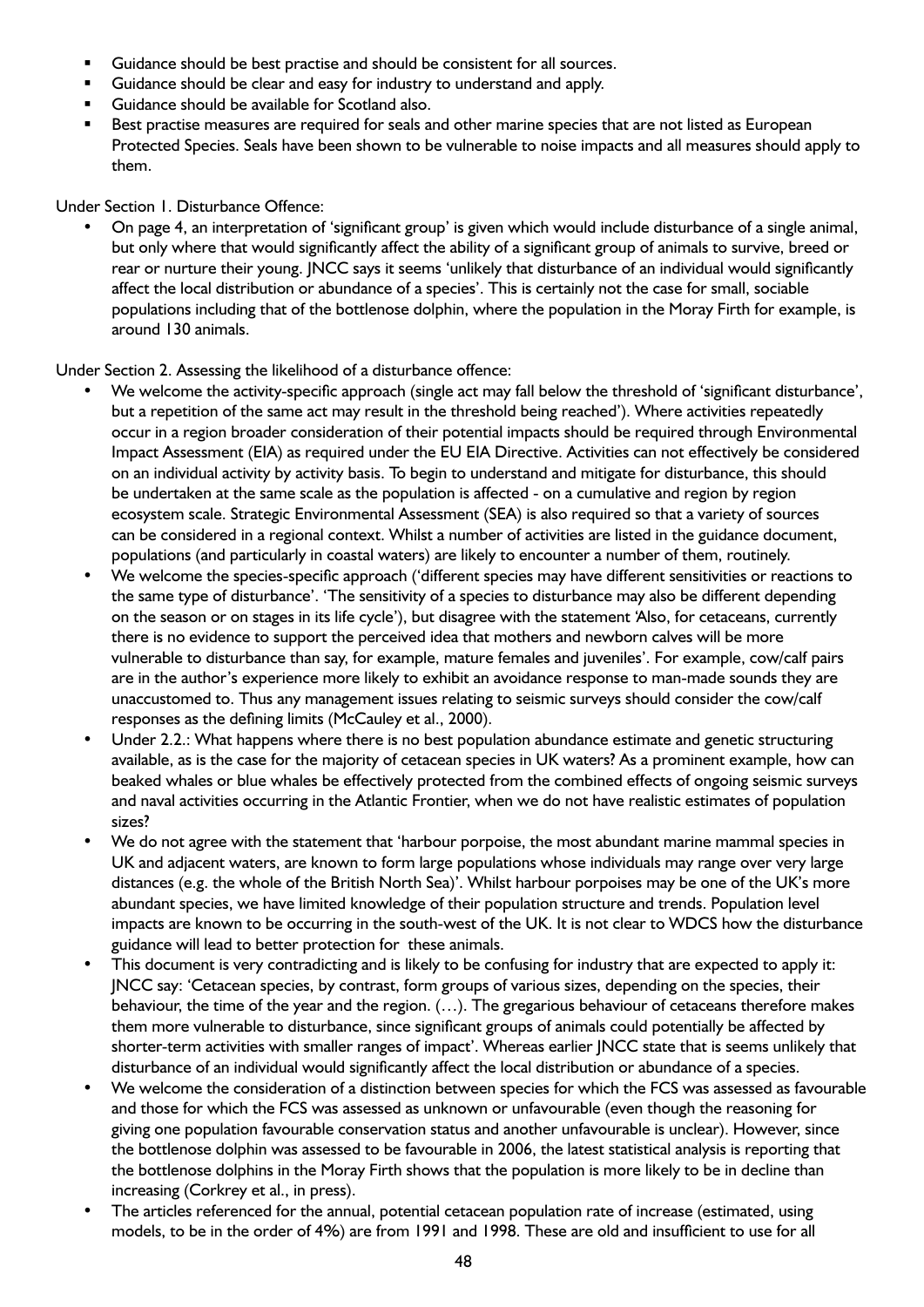- Guidance should be best practise and should be consistent for all sources.
- Guidance should be clear and easy for industry to understand and apply.
- Guidance should be available for Scotland also.
- Best practise measures are required for seals and other marine species that are not listed as European Protected Species. Seals have been shown to be vulnerable to noise impacts and all measures should apply to them.

Under Section 1. Disturbance Offence:

- On page 4, an interpretation of 'significant group' is given which would include disturbance of a single animal, but only where that would significantly affect the ability of a significant group of animals to survive, breed or rear or nurture their young. JNCC says it seems 'unlikely that disturbance of an individual would significantly affect the local distribution or abundance of a species'. This is certainly not the case for small, sociable populations including that of the bottlenose dolphin, where the population in the Moray Firth for example, is around 130 animals.

Under Section 2. Assessing the likelihood of a disturbance offence:

- We welcome the activity-specific approach (single act may fall below the threshold of 'significant disturbance', but a repetition of the same act may result in the threshold being reached'). Where activities repeatedly occur in a region broader consideration of their potential impacts should be required through Environmental Impact Assessment (EIA) as required under the EU EIA Directive. Activities can not effectively be considered on an individual activity by activity basis. To begin to understand and mitigate for disturbance, this should be undertaken at the same scale as the population is affected - on a cumulative and region by region ecosystem scale. Strategic Environmental Assessment (SEA) is also required so that a variety of sources can be considered in a regional context. Whilst a number of activities are listed in the guidance document, populations (and particularly in coastal waters) are likely to encounter a number of them, routinely.
- We welcome the species-specific approach ('different species may have different sensitivities or reactions to the same type of disturbance'. 'The sensitivity of a species to disturbance may also be different depending on the season or on stages in its life cycle'), but disagree with the statement 'Also, for cetaceans, currently there is no evidence to support the perceived idea that mothers and newborn calves will be more vulnerable to disturbance than say, for example, mature females and juveniles'. For example, cow/calf pairs are in the author's experience more likely to exhibit an avoidance response to man-made sounds they are unaccustomed to. Thus any management issues relating to seismic surveys should consider the cow/calf responses as the defining limits (McCauley et al., 2000).
- Under 2.2.: What happens where there is no best population abundance estimate and genetic structuring available, as is the case for the majority of cetacean species in UK waters? As a prominent example, how can beaked whales or blue whales be effectively protected from the combined effects of ongoing seismic surveys and naval activities occurring in the Atlantic Frontier, when we do not have realistic estimates of population sizes?
- We do not agree with the statement that 'harbour porpoise, the most abundant marine mammal species in UK and adjacent waters, are known to form large populations whose individuals may range over very large distances (e.g. the whole of the British North Sea)'. Whilst harbour porpoises may be one of the UK's more abundant species, we have limited knowledge of their population structure and trends. Population level impacts are known to be occurring in the south-west of the UK. It is not clear to WDCS how the disturbance guidance will lead to better protection for these animals.
- This document is very contradicting and is likely to be confusing for industry that are expected to apply it: JNCC say: 'Cetacean species, by contrast, form groups of various sizes, depending on the species, their behaviour, the time of the year and the region. (…). The gregarious behaviour of cetaceans therefore makes them more vulnerable to disturbance, since significant groups of animals could potentially be affected by shorter-term activities with smaller ranges of impact'. Whereas earlier JNCC state that is seems unlikely that disturbance of an individual would significantly affect the local distribution or abundance of a species.
- We welcome the consideration of a distinction between species for which the FCS was assessed as favourable and those for which the FCS was assessed as unknown or unfavourable (even though the reasoning for giving one population favourable conservation status and another unfavourable is unclear). However, since the bottlenose dolphin was assessed to be favourable in 2006, the latest statistical analysis is reporting that the bottlenose dolphins in the Moray Firth shows that the population is more likely to be in decline than increasing (Corkrey et al., in press).
- The articles referenced for the annual, potential cetacean population rate of increase (estimated, using models, to be in the order of 4%) are from 1991 and 1998. These are old and insufficient to use for all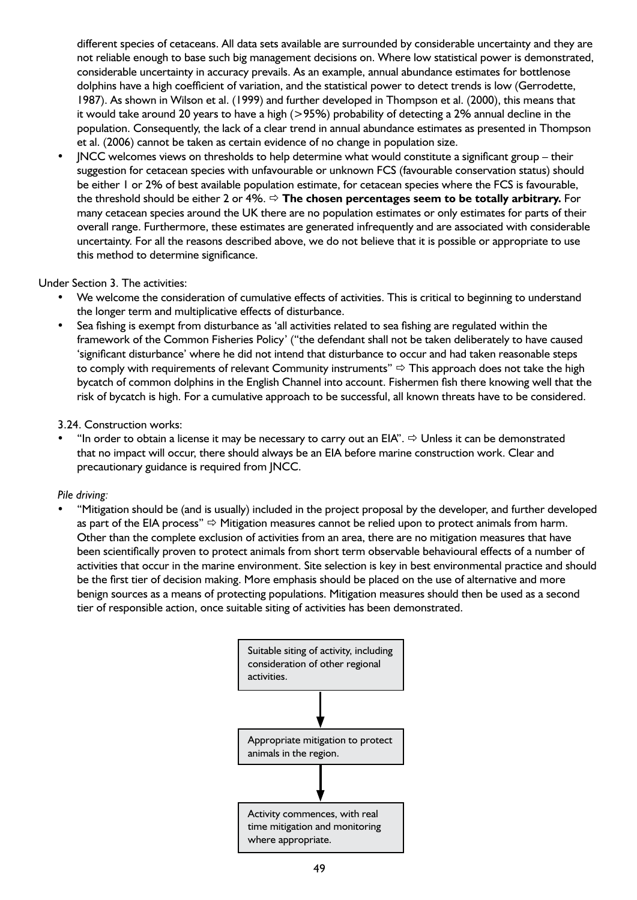different species of cetaceans. All data sets available are surrounded by considerable uncertainty and they are not reliable enough to base such big management decisions on. Where low statistical power is demonstrated, considerable uncertainty in accuracy prevails. As an example, annual abundance estimates for bottlenose dolphins have a high coefficient of variation, and the statistical power to detect trends is low (Gerrodette, 1987). As shown in Wilson et al. (1999) and further developed in Thompson et al. (2000), this means that it would take around 20 years to have a high (>95%) probability of detecting a 2% annual decline in the population. Consequently, the lack of a clear trend in annual abundance estimates as presented in Thompson et al. (2006) cannot be taken as certain evidence of no change in population size.

- JNCC welcomes views on thresholds to help determine what would constitute a significant group – their suggestion for cetacean species with unfavourable or unknown FCS (favourable conservation status) should be either 1 or 2% of best available population estimate, for cetacean species where the FCS is favourable, the threshold should be either 2 or 4%. ⇨ **The chosen percentages seem to be totally arbitrary.** For many cetacean species around the UK there are no population estimates or only estimates for parts of their overall range. Furthermore, these estimates are generated infrequently and are associated with considerable uncertainty. For all the reasons described above, we do not believe that it is possible or appropriate to use this method to determine significance.

Under Section 3. The activities:

- We welcome the consideration of cumulative effects of activities. This is critical to beginning to understand the longer term and multiplicative effects of disturbance.
- Sea fishing is exempt from disturbance as 'all activities related to sea fishing are regulated within the framework of the Common Fisheries Policy' ("the defendant shall not be taken deliberately to have caused 'significant disturbance' where he did not intend that disturbance to occur and had taken reasonable steps to comply with requirements of relevant Community instruments" ⇨ This approach does not take the high bycatch of common dolphins in the English Channel into account. Fishermen fish there knowing well that the risk of bycatch is high. For a cumulative approach to be successful, all known threats have to be considered.

3.24. Construction works:

- "In order to obtain a license it may be necessary to carry out an EIA". ⇨ Unless it can be demonstrated that no impact will occur, there should always be an EIA before marine construction work. Clear and precautionary guidance is required from JNCC.

*Pile driving:*

- "Mitigation should be (and is usually) included in the project proposal by the developer, and further developed as part of the EIA process" ⇨ Mitigation measures cannot be relied upon to protect animals from harm. Other than the complete exclusion of activities from an area, there are no mitigation measures that have been scientifically proven to protect animals from short term observable behavioural effects of a number of activities that occur in the marine environment. Site selection is key in best environmental practice and should be the first tier of decision making. More emphasis should be placed on the use of alternative and more benign sources as a means of protecting populations. Mitigation measures should then be used as a second tier of responsible action, once suitable siting of activities has been demonstrated.

Suitable siting of activity, including consideration of other regional activities.

↓

Appropriate mitigation to protect animals in the region.

↓

Activity commences, with real time mitigation and monitoring where appropriate.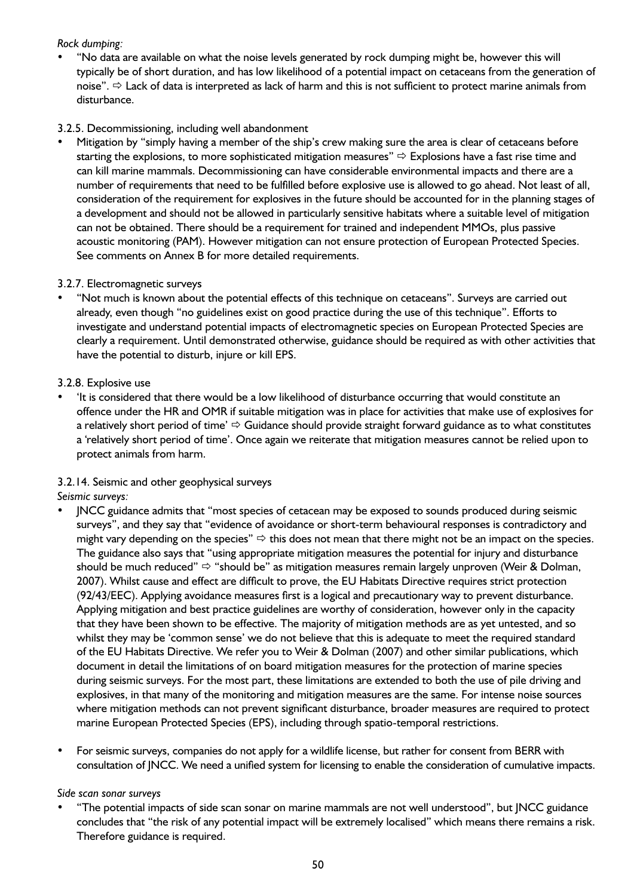*Rock dumping:*

- "No data are available on what the noise levels generated by rock dumping might be, however this will typically be of short duration, and has low likelihood of a potential impact on cetaceans from the generation of noise". ⇨ Lack of data is interpreted as lack of harm and this is not sufficient to protect marine animals from disturbance.

3.2.5. Decommissioning, including well abandonment

- Mitigation by "simply having a member of the ship's crew making sure the area is clear of cetaceans before starting the explosions, to more sophisticated mitigation measures" ⇨ Explosions have a fast rise time and can kill marine mammals. Decommissioning can have considerable environmental impacts and there are a number of requirements that need to be fulfilled before explosive use is allowed to go ahead. Not least of all, consideration of the requirement for explosives in the future should be accounted for in the planning stages of a development and should not be allowed in particularly sensitive habitats where a suitable level of mitigation can not be obtained. There should be a requirement for trained and independent MMOs, plus passive acoustic monitoring (PAM). However mitigation can not ensure protection of European Protected Species. See comments on Annex B for more detailed requirements.

3.2.7. Electromagnetic surveys

- "Not much is known about the potential effects of this technique on cetaceans". Surveys are carried out already, even though "no guidelines exist on good practice during the use of this technique". Efforts to investigate and understand potential impacts of electromagnetic species on European Protected Species are clearly a requirement. Until demonstrated otherwise, guidance should be required as with other activities that have the potential to disturb, injure or kill EPS.

3.2.8. Explosive use

- 'It is considered that there would be a low likelihood of disturbance occurring that would constitute an offence under the HR and OMR if suitable mitigation was in place for activities that make use of explosives for a relatively short period of time' ⇨ Guidance should provide straight forward guidance as to what constitutes a 'relatively short period of time'. Once again we reiterate that mitigation measures cannot be relied upon to protect animals from harm.

3.2.14. Seismic and other geophysical surveys

*Seismic surveys:*

- JNCC guidance admits that "most species of cetacean may be exposed to sounds produced during seismic surveys", and they say that "evidence of avoidance or short-term behavioural responses is contradictory and might vary depending on the species" ⇨ this does not mean that there might not be an impact on the species. The guidance also says that "using appropriate mitigation measures the potential for injury and disturbance should be much reduced" ⇨ "should be" as mitigation measures remain largely unproven (Weir & Dolman, 2007). Whilst cause and effect are difficult to prove, the EU Habitats Directive requires strict protection (92/43/EEC). Applying avoidance measures first is a logical and precautionary way to prevent disturbance. Applying mitigation and best practice guidelines are worthy of consideration, however only in the capacity that they have been shown to be effective. The majority of mitigation methods are as yet untested, and so whilst they may be 'common sense' we do not believe that this is adequate to meet the required standard of the EU Habitats Directive. We refer you to Weir & Dolman (2007) and other similar publications, which document in detail the limitations of on board mitigation measures for the protection of marine species during seismic surveys. For the most part, these limitations are extended to both the use of pile driving and explosives, in that many of the monitoring and mitigation measures are the same. For intense noise sources where mitigation methods can not prevent significant disturbance, broader measures are required to protect marine European Protected Species (EPS), including through spatio-temporal restrictions.

- For seismic surveys, companies do not apply for a wildlife license, but rather for consent from BERR with consultation of JNCC. We need a unified system for licensing to enable the consideration of cumulative impacts.

*Side scan sonar surveys*

- "The potential impacts of side scan sonar on marine mammals are not well understood", but JNCC guidance concludes that "the risk of any potential impact will be extremely localised" which means there remains a risk. Therefore guidance is required.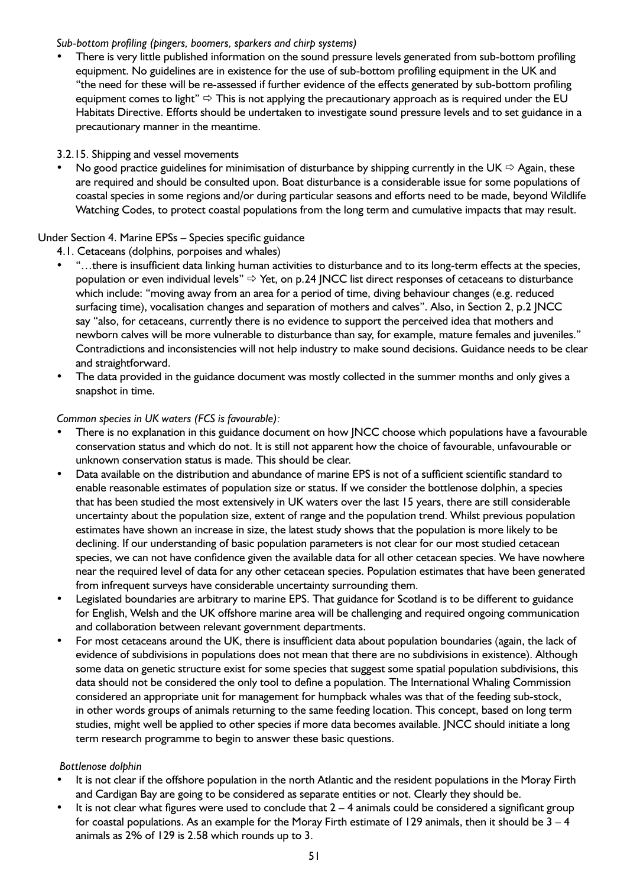*Sub-bottom profiling (pingers, boomers, sparkers and chirp systems)*

- There is very little published information on the sound pressure levels generated from sub-bottom profiling equipment. No guidelines are in existence for the use of sub-bottom profiling equipment in the UK and "the need for these will be re-assessed if further evidence of the effects generated by sub-bottom profiling equipment comes to light" ⇨ This is not applying the precautionary approach as is required under the EU Habitats Directive. Efforts should be undertaken to investigate sound pressure levels and to set guidance in a precautionary manner in the meantime.

3.2.15. Shipping and vessel movements

- No good practice guidelines for minimisation of disturbance by shipping currently in the UK ⇨ Again, these are required and should be consulted upon. Boat disturbance is a considerable issue for some populations of coastal species in some regions and/or during particular seasons and efforts need to be made, beyond Wildlife Watching Codes, to protect coastal populations from the long term and cumulative impacts that may result.

Under Section 4. Marine EPSs – Species specific guidance

4.1. Cetaceans (dolphins, porpoises and whales)

- "…there is insufficient data linking human activities to disturbance and to its long-term effects at the species, population or even individual levels" ⇨ Yet, on p.24 JNCC list direct responses of cetaceans to disturbance which include: "moving away from an area for a period of time, diving behaviour changes (e.g. reduced surfacing time), vocalisation changes and separation of mothers and calves". Also, in Section 2, p.2 JNCC say "also, for cetaceans, currently there is no evidence to support the perceived idea that mothers and newborn calves will be more vulnerable to disturbance than say, for example, mature females and juveniles." Contradictions and inconsistencies will not help industry to make sound decisions. Guidance needs to be clear and straightforward.
- The data provided in the guidance document was mostly collected in the summer months and only gives a snapshot in time.

*Common species in UK waters (FCS is favourable):*

- There is no explanation in this guidance document on how JNCC choose which populations have a favourable conservation status and which do not. It is still not apparent how the choice of favourable, unfavourable or unknown conservation status is made. This should be clear.
- Data available on the distribution and abundance of marine EPS is not of a sufficient scientific standard to enable reasonable estimates of population size or status. If we consider the bottlenose dolphin, a species that has been studied the most extensively in UK waters over the last 15 years, there are still considerable uncertainty about the population size, extent of range and the population trend. Whilst previous population estimates have shown an increase in size, the latest study shows that the population is more likely to be declining. If our understanding of basic population parameters is not clear for our most studied cetacean species, we can not have confidence given the available data for all other cetacean species. We have nowhere near the required level of data for any other cetacean species. Population estimates that have been generated from infrequent surveys have considerable uncertainty surrounding them.
- Legislated boundaries are arbitrary to marine EPS. That guidance for Scotland is to be different to guidance for English, Welsh and the UK offshore marine area will be challenging and required ongoing communication and collaboration between relevant government departments.
- For most cetaceans around the UK, there is insufficient data about population boundaries (again, the lack of evidence of subdivisions in populations does not mean that there are no subdivisions in existence). Although some data on genetic structure exist for some species that suggest some spatial population subdivisions, this data should not be considered the only tool to define a population. The International Whaling Commission considered an appropriate unit for management for humpback whales was that of the feeding sub-stock, in other words groups of animals returning to the same feeding location. This concept, based on long term studies, might well be applied to other species if more data becomes available. JNCC should initiate a long term research programme to begin to answer these basic questions.

*Bottlenose dolphin*

- It is not clear if the offshore population in the north Atlantic and the resident populations in the Moray Firth and Cardigan Bay are going to be considered as separate entities or not. Clearly they should be.
- It is not clear what figures were used to conclude that 2 – 4 animals could be considered a significant group for coastal populations. As an example for the Moray Firth estimate of 129 animals, then it should be 3 – 4 animals as 2% of 129 is 2.58 which rounds up to 3.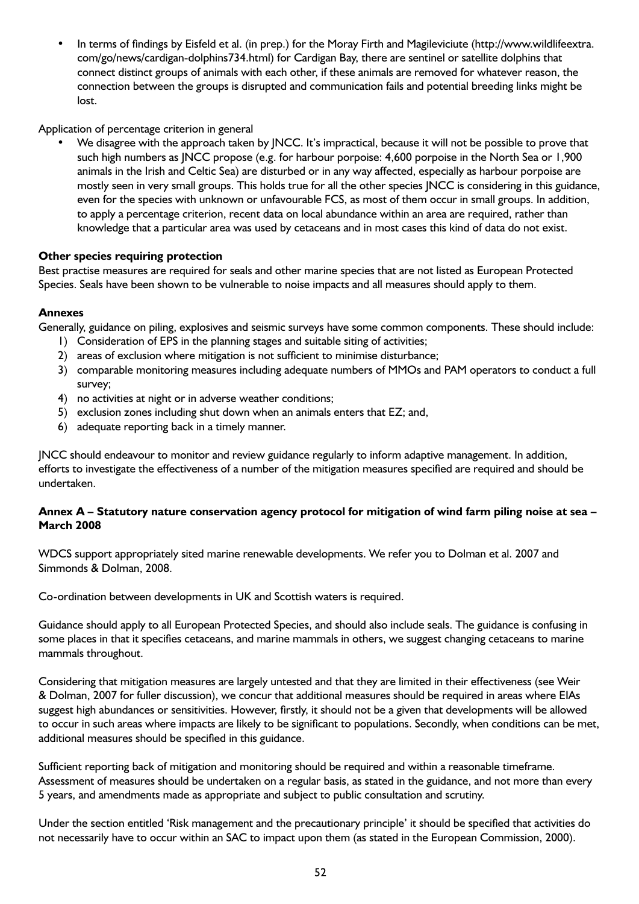- In terms of findings by Eisfeld et al. (in prep.) for the Moray Firth and Magileviciute (http://www.wildlifeextra.com/go/news/cardigan-dolphins734.html) for Cardigan Bay, there are sentinel or satellite dolphins that connect distinct groups of animals with each other, if these animals are removed for whatever reason, the connection between the groups is disrupted and communication fails and potential breeding links might be lost.

Application of percentage criterion in general

- We disagree with the approach taken by JNCC. It's impractical, because it will not be possible to prove that such high numbers as JNCC propose (e.g. for harbour porpoise: 4,600 porpoise in the North Sea or 1,900 animals in the Irish and Celtic Sea) are disturbed or in any way affected, especially as harbour porpoise are mostly seen in very small groups. This holds true for all the other species JNCC is considering in this guidance, even for the species with unknown or unfavourable FCS, as most of them occur in small groups. In addition, to apply a percentage criterion, recent data on local abundance within an area are required, rather than knowledge that a particular area was used by cetaceans and in most cases this kind of data do not exist.

**Other species requiring protection**

Best practise measures are required for seals and other marine species that are not listed as European Protected Species. Seals have been shown to be vulnerable to noise impacts and all measures should apply to them.

**Annexes**

Generally, guidance on piling, explosives and seismic surveys have some common components. These should include:

1) Consideration of EPS in the planning stages and suitable siting of activities;
2) areas of exclusion where mitigation is not sufficient to minimise disturbance;
3) comparable monitoring measures including adequate numbers of MMOs and PAM operators to conduct a full survey;
4) no activities at night or in adverse weather conditions;
5) exclusion zones including shut down when an animals enters that EZ; and,
6) adequate reporting back in a timely manner.

JNCC should endeavour to monitor and review guidance regularly to inform adaptive management. In addition, efforts to investigate the effectiveness of a number of the mitigation measures specified are required and should be undertaken.

**Annex A – Statutory nature conservation agency protocol for mitigation of wind farm piling noise at sea – March 2008**

WDCS support appropriately sited marine renewable developments. We refer you to Dolman et al. 2007 and Simmonds & Dolman, 2008.

Co-ordination between developments in UK and Scottish waters is required.

Guidance should apply to all European Protected Species, and should also include seals. The guidance is confusing in some places in that it specifies cetaceans, and marine mammals in others, we suggest changing cetaceans to marine mammals throughout.

Considering that mitigation measures are largely untested and that they are limited in their effectiveness (see Weir & Dolman, 2007 for fuller discussion), we concur that additional measures should be required in areas where EIAs suggest high abundances or sensitivities. However, firstly, it should not be a given that developments will be allowed to occur in such areas where impacts are likely to be significant to populations. Secondly, when conditions can be met, additional measures should be specified in this guidance.

Sufficient reporting back of mitigation and monitoring should be required and within a reasonable timeframe. Assessment of measures should be undertaken on a regular basis, as stated in the guidance, and not more than every 5 years, and amendments made as appropriate and subject to public consultation and scrutiny.

Under the section entitled 'Risk management and the precautionary principle' it should be specified that activities do not necessarily have to occur within an SAC to impact upon them (as stated in the European Commission, 2000).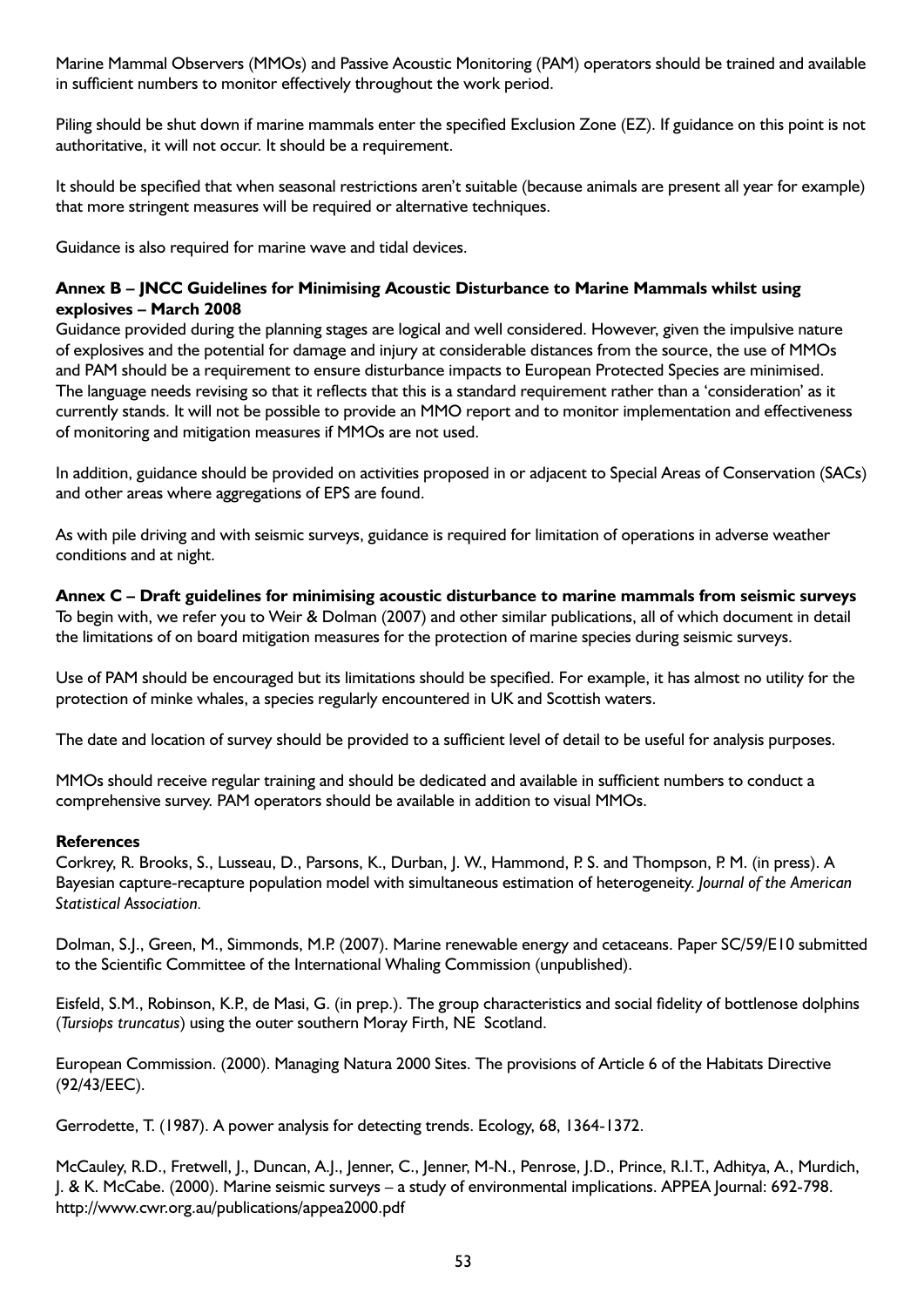Marine Mammal Observers (MMOs) and Passive Acoustic Monitoring (PAM) operators should be trained and available in sufficient numbers to monitor effectively throughout the work period.

Piling should be shut down if marine mammals enter the specified Exclusion Zone (EZ). If guidance on this point is not authoritative, it will not occur. It should be a requirement.

It should be specified that when seasonal restrictions aren't suitable (because animals are present all year for example) that more stringent measures will be required or alternative techniques.

Guidance is also required for marine wave and tidal devices.

**Annex B – JNCC Guidelines for Minimising Acoustic Disturbance to Marine Mammals whilst using explosives – March 2008**

Guidance provided during the planning stages are logical and well considered. However, given the impulsive nature of explosives and the potential for damage and injury at considerable distances from the source, the use of MMOs and PAM should be a requirement to ensure disturbance impacts to European Protected Species are minimised. The language needs revising so that it reflects that this is a standard requirement rather than a 'consideration' as it currently stands. It will not be possible to provide an MMO report and to monitor implementation and effectiveness of monitoring and mitigation measures if MMOs are not used.

In addition, guidance should be provided on activities proposed in or adjacent to Special Areas of Conservation (SACs) and other areas where aggregations of EPS are found.

As with pile driving and with seismic surveys, guidance is required for limitation of operations in adverse weather conditions and at night.

**Annex C – Draft guidelines for minimising acoustic disturbance to marine mammals from seismic surveys**

To begin with, we refer you to Weir & Dolman (2007) and other similar publications, all of which document in detail the limitations of on board mitigation measures for the protection of marine species during seismic surveys.

Use of PAM should be encouraged but its limitations should be specified. For example, it has almost no utility for the protection of minke whales, a species regularly encountered in UK and Scottish waters.

The date and location of survey should be provided to a sufficient level of detail to be useful for analysis purposes.

MMOs should receive regular training and should be dedicated and available in sufficient numbers to conduct a comprehensive survey. PAM operators should be available in addition to visual MMOs.

**References**

Corkrey, R. Brooks, S., Lusseau, D., Parsons, K., Durban, J. W., Hammond, P. S. and Thompson, P. M. (in press). A Bayesian capture-recapture population model with simultaneous estimation of heterogeneity. *Journal of the American Statistical Association*.

Dolman, S.J., Green, M., Simmonds, M.P. (2007). Marine renewable energy and cetaceans. Paper SC/59/E10 submitted to the Scientific Committee of the International Whaling Commission (unpublished).

Eisfeld, S.M., Robinson, K.P., de Masi, G. (in prep.). The group characteristics and social fidelity of bottlenose dolphins (*Tursiops truncatus*) using the outer southern Moray Firth, NE Scotland.

European Commission. (2000). Managing Natura 2000 Sites. The provisions of Article 6 of the Habitats Directive (92/43/EEC).

Gerrodette, T. (1987). A power analysis for detecting trends. Ecology, 68, 1364-1372.

McCauley, R.D., Fretwell, J., Duncan, A.J., Jenner, C., Jenner, M-N., Penrose, J.D., Prince, R.I.T., Adhitya, A., Murdich, J. & K. McCabe. (2000). Marine seismic surveys – a study of environmental implications. APPEA Journal: 692-798. http://www.cwr.org.au/publications/appea2000.pdf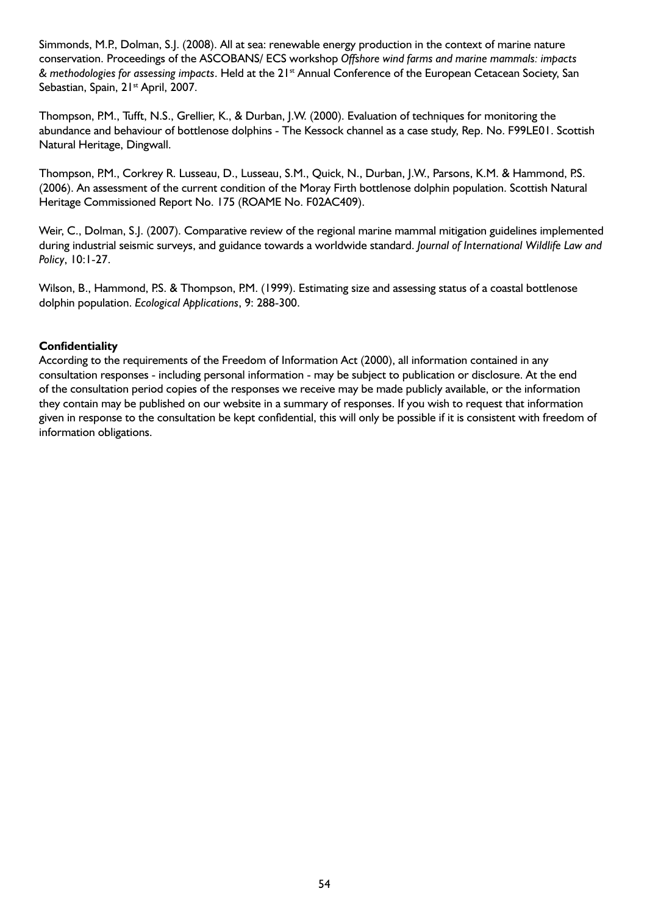Simmonds, M.P., Dolman, S.J. (2008). All at sea: renewable energy production in the context of marine nature conservation. Proceedings of the ASCOBANS/ ECS workshop *Offshore wind farms and marine mammals: impacts & methodologies for assessing impacts*. Held at the 21st Annual Conference of the European Cetacean Society, San Sebastian, Spain, 21st April, 2007.

Thompson, P.M., Tufft, N.S., Grellier, K., & Durban, J.W. (2000). Evaluation of techniques for monitoring the abundance and behaviour of bottlenose dolphins - The Kessock channel as a case study, Rep. No. F99LE01. Scottish Natural Heritage, Dingwall.

Thompson, P.M., Corkrey R. Lusseau, D., Lusseau, S.M., Quick, N., Durban, J.W., Parsons, K.M. & Hammond, P.S. (2006). An assessment of the current condition of the Moray Firth bottlenose dolphin population. Scottish Natural Heritage Commissioned Report No. 175 (ROAME No. F02AC409).

Weir, C., Dolman, S.J. (2007). Comparative review of the regional marine mammal mitigation guidelines implemented during industrial seismic surveys, and guidance towards a worldwide standard. *Journal of International Wildlife Law and Policy*, 10:1-27.

Wilson, B., Hammond, P.S. & Thompson, P.M. (1999). Estimating size and assessing status of a coastal bottlenose dolphin population. *Ecological Applications*, 9: 288-300.

**Confidentiality**

According to the requirements of the Freedom of Information Act (2000), all information contained in any consultation responses - including personal information - may be subject to publication or disclosure. At the end of the consultation period copies of the responses we receive may be made publicly available, or the information they contain may be published on our website in a summary of responses. If you wish to request that information given in response to the consultation be kept confidential, this will only be possible if it is consistent with freedom of information obligations.